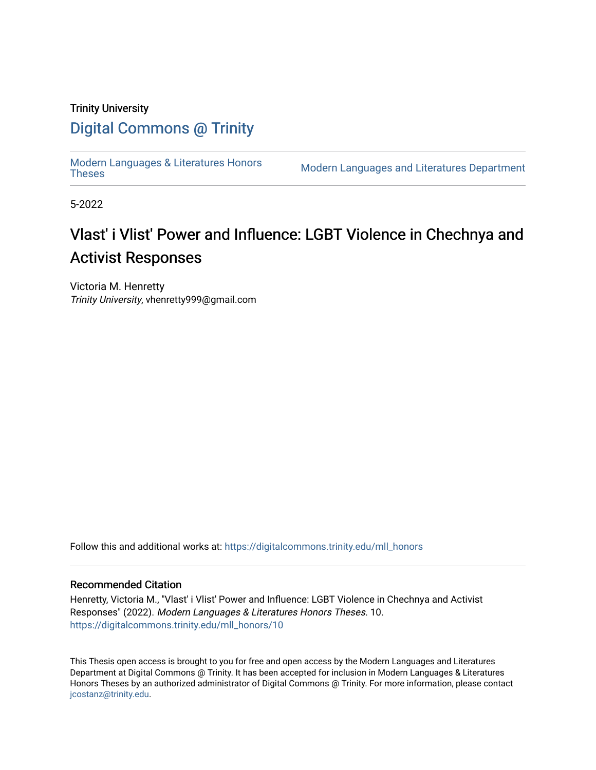Trinity University

# Digital Commons @ Trinity

Modern Languages & Literatures Honors Theses

Modern Languages and Literatures Department

5-2022

## Vlast' i Vlist' Power and Influence: LGBT Violence in Chechnya and Activist Responses

Victoria M. Henretty
*Trinity University*, vhenretty999@gmail.com

Follow this and additional works at: https://digitalcommons.trinity.edu/mll_honors

### Recommended Citation

Henretty, Victoria M., "Vlast' i Vlist' Power and Influence: LGBT Violence in Chechnya and Activist Responses" (2022). *Modern Languages & Literatures Honors Theses*. 10.
https://digitalcommons.trinity.edu/mll_honors/10

This Thesis open access is brought to you for free and open access by the Modern Languages and Literatures Department at Digital Commons @ Trinity. It has been accepted for inclusion in Modern Languages & Literatures Honors Theses by an authorized administrator of Digital Commons @ Trinity. For more information, please contact jcostanz@trinity.edu.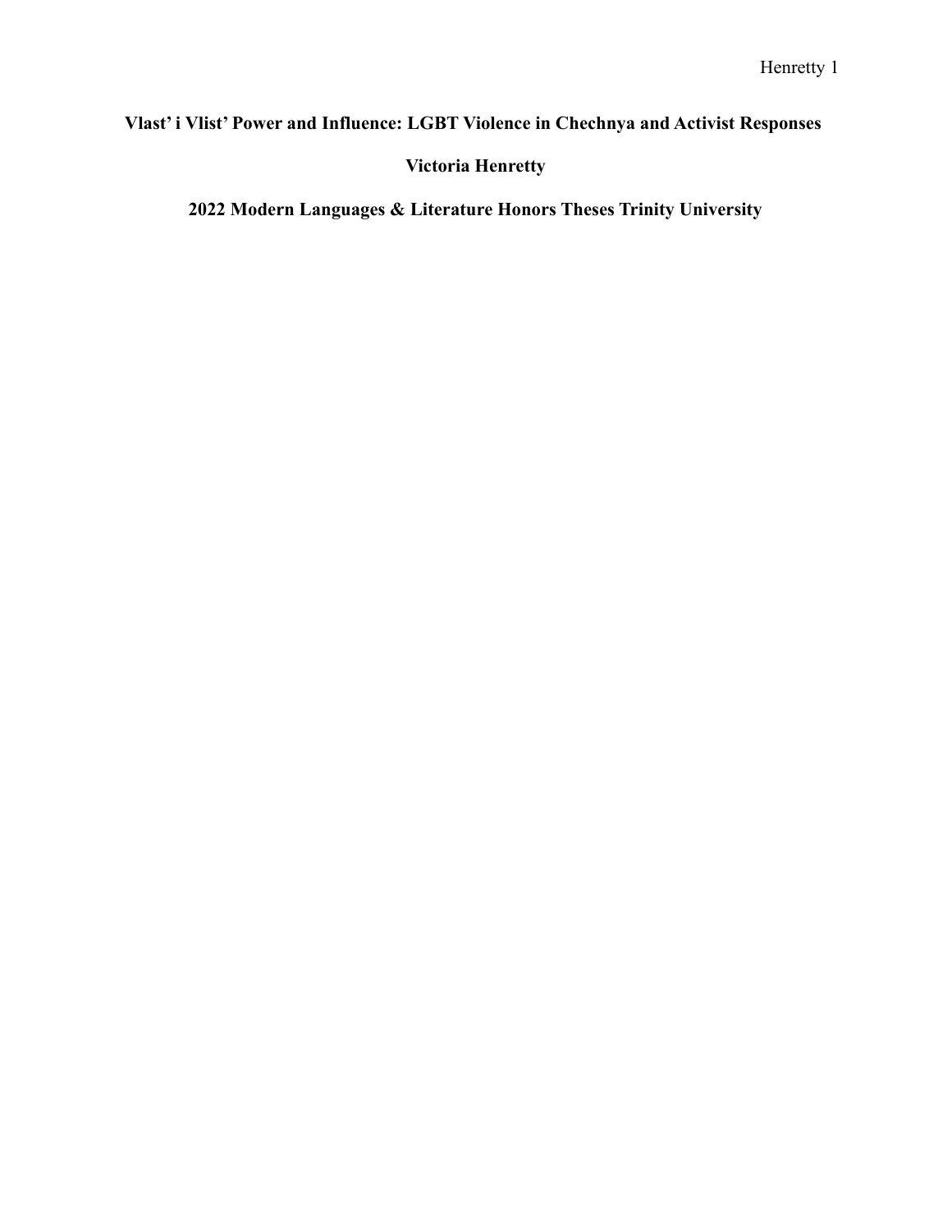# Vlast' i Vlist' Power and Influence: LGBT Violence in Chechnya and Activist Responses

**Victoria Henretty**

**2022 Modern Languages & Literature Honors Theses Trinity University**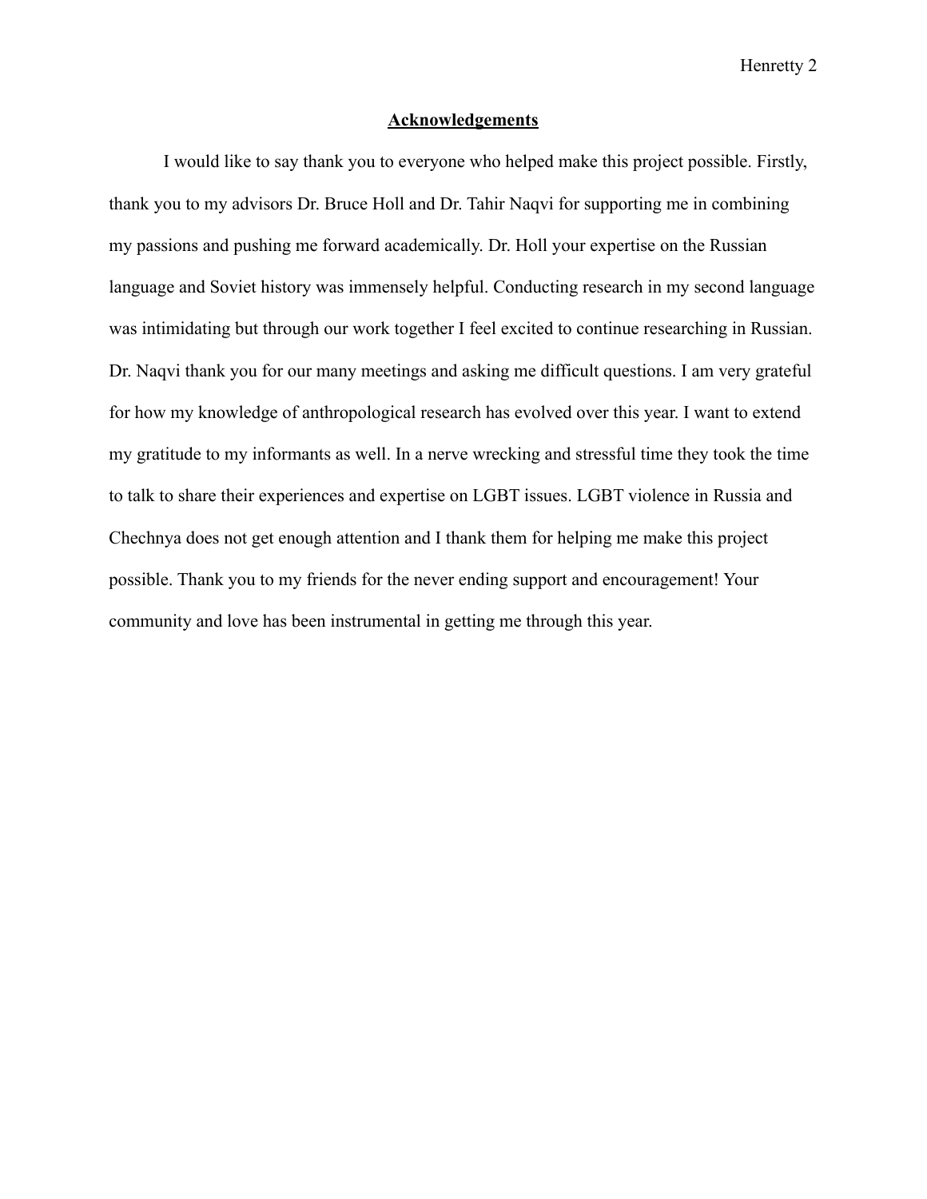## Acknowledgements

I would like to say thank you to everyone who helped make this project possible. Firstly, thank you to my advisors Dr. Bruce Holl and Dr. Tahir Naqvi for supporting me in combining my passions and pushing me forward academically. Dr. Holl your expertise on the Russian language and Soviet history was immensely helpful. Conducting research in my second language was intimidating but through our work together I feel excited to continue researching in Russian. Dr. Naqvi thank you for our many meetings and asking me difficult questions. I am very grateful for how my knowledge of anthropological research has evolved over this year. I want to extend my gratitude to my informants as well. In a nerve wrecking and stressful time they took the time to talk to share their experiences and expertise on LGBT issues. LGBT violence in Russia and Chechnya does not get enough attention and I thank them for helping me make this project possible. Thank you to my friends for the never ending support and encouragement! Your community and love has been instrumental in getting me through this year.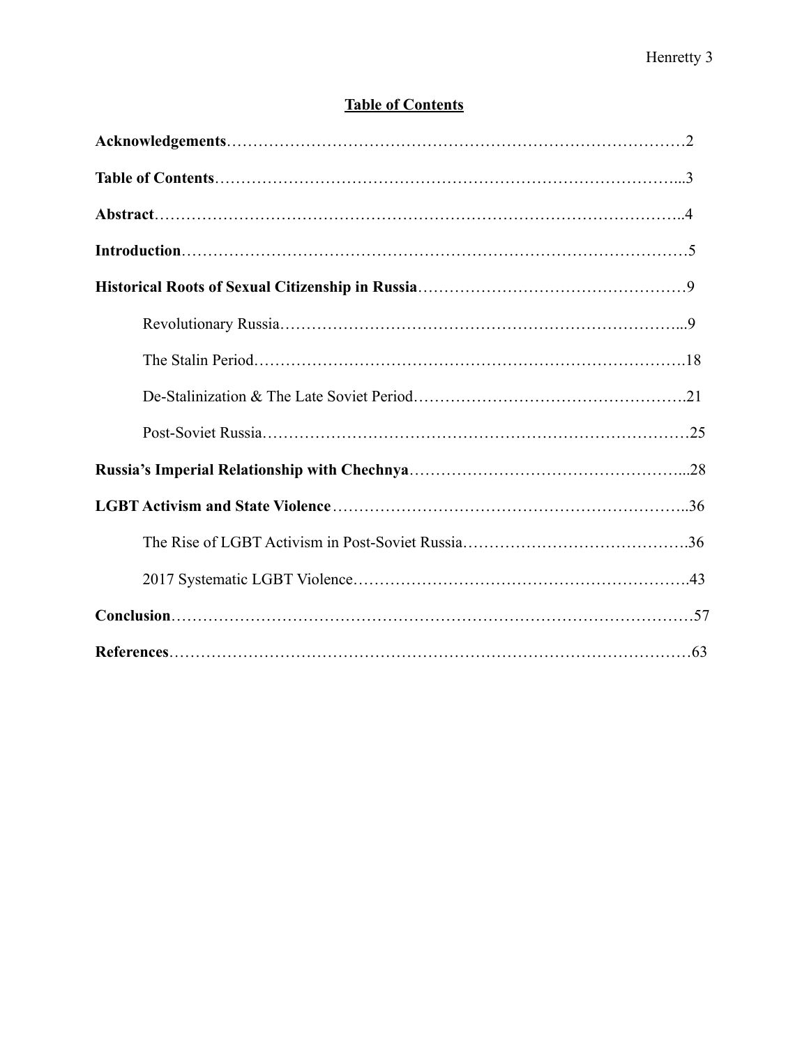## Table of Contents

**Acknowledgements**……………………………………………………………………………2

**Table of Contents**…………………………………………………………………………...3

**Abstract**……………………………………………………………………………………..4

**Introduction**…………………………………………………………………………………5

**Historical Roots of Sexual Citizenship in Russia**……………………………………………9

Revolutionary Russia…………………………………………………………………...9

The Stalin Period……………………………………………………………………….18

De-Stalinization & The Late Soviet Period…………………………………………….21

Post-Soviet Russia………………………………………………………………………25

**Russia's Imperial Relationship with Chechnya**……………………………………………...28

**LGBT Activism and State Violence**…………………………………………………………..36

The Rise of LGBT Activism in Post-Soviet Russia…………………………………….36

2017 Systematic LGBT Violence……………………………………………………….43

**Conclusion**……………………………………………………………………………………57

**References**……………………………………………………………………………………63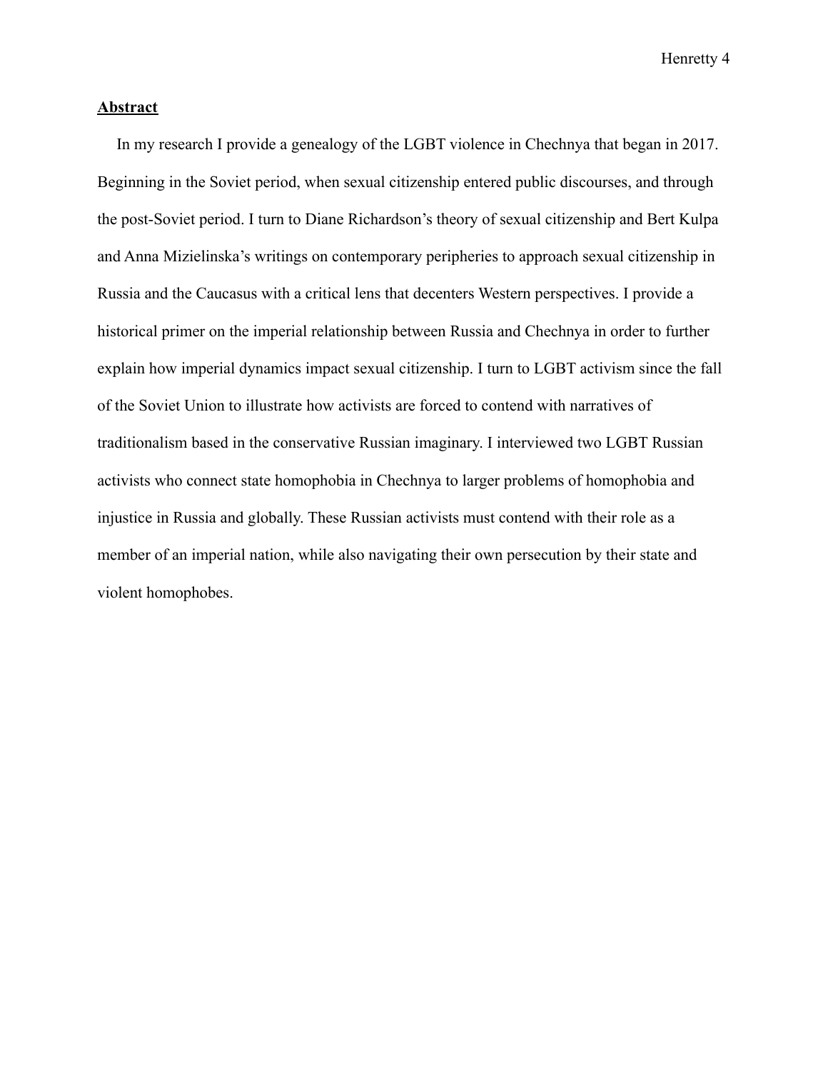## **Abstract**

In my research I provide a genealogy of the LGBT violence in Chechnya that began in 2017. Beginning in the Soviet period, when sexual citizenship entered public discourses, and through the post-Soviet period. I turn to Diane Richardson's theory of sexual citizenship and Bert Kulpa and Anna Mizielinska's writings on contemporary peripheries to approach sexual citizenship in Russia and the Caucasus with a critical lens that decenters Western perspectives. I provide a historical primer on the imperial relationship between Russia and Chechnya in order to further explain how imperial dynamics impact sexual citizenship. I turn to LGBT activism since the fall of the Soviet Union to illustrate how activists are forced to contend with narratives of traditionalism based in the conservative Russian imaginary. I interviewed two LGBT Russian activists who connect state homophobia in Chechnya to larger problems of homophobia and injustice in Russia and globally. These Russian activists must contend with their role as a member of an imperial nation, while also navigating their own persecution by their state and violent homophobes.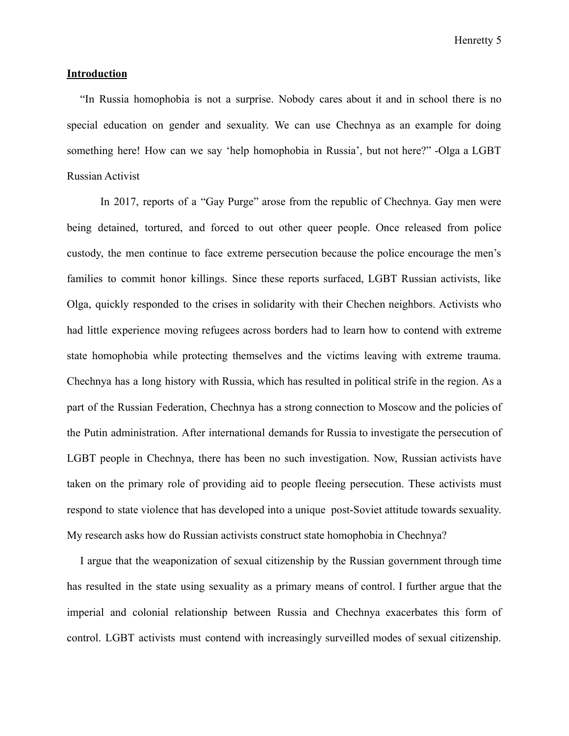## Introduction

"In Russia homophobia is not a surprise. Nobody cares about it and in school there is no special education on gender and sexuality. We can use Chechnya as an example for doing something here! How can we say 'help homophobia in Russia', but not here?" -Olga a LGBT Russian Activist

In 2017, reports of a "Gay Purge" arose from the republic of Chechnya. Gay men were being detained, tortured, and forced to out other queer people. Once released from police custody, the men continue to face extreme persecution because the police encourage the men's families to commit honor killings. Since these reports surfaced, LGBT Russian activists, like Olga, quickly responded to the crises in solidarity with their Chechen neighbors. Activists who had little experience moving refugees across borders had to learn how to contend with extreme state homophobia while protecting themselves and the victims leaving with extreme trauma. Chechnya has a long history with Russia, which has resulted in political strife in the region. As a part of the Russian Federation, Chechnya has a strong connection to Moscow and the policies of the Putin administration. After international demands for Russia to investigate the persecution of LGBT people in Chechnya, there has been no such investigation. Now, Russian activists have taken on the primary role of providing aid to people fleeing persecution. These activists must respond to state violence that has developed into a unique post-Soviet attitude towards sexuality. My research asks how do Russian activists construct state homophobia in Chechnya?

I argue that the weaponization of sexual citizenship by the Russian government through time has resulted in the state using sexuality as a primary means of control. I further argue that the imperial and colonial relationship between Russia and Chechnya exacerbates this form of control. LGBT activists must contend with increasingly surveilled modes of sexual citizenship.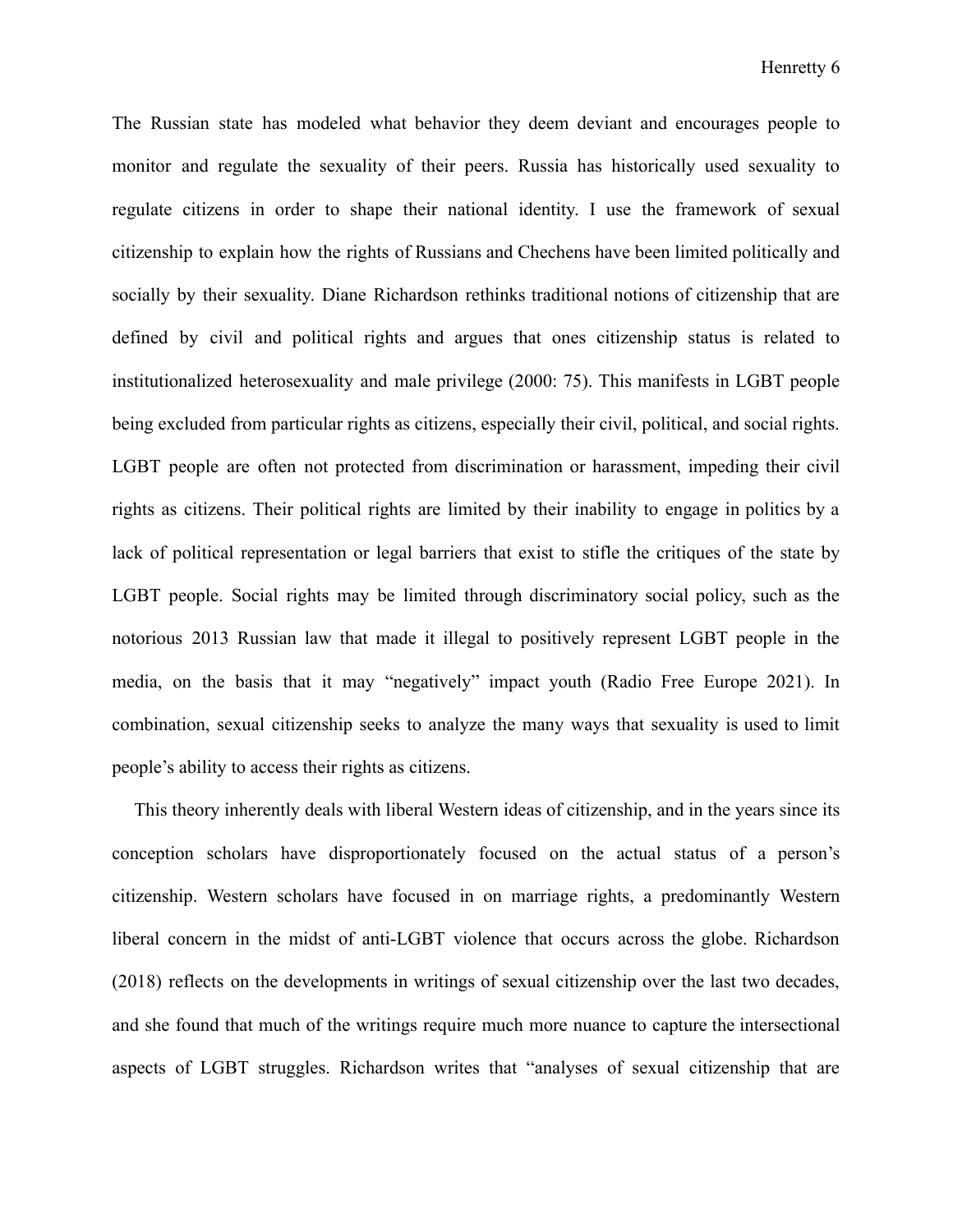The Russian state has modeled what behavior they deem deviant and encourages people to monitor and regulate the sexuality of their peers. Russia has historically used sexuality to regulate citizens in order to shape their national identity. I use the framework of sexual citizenship to explain how the rights of Russians and Chechens have been limited politically and socially by their sexuality. Diane Richardson rethinks traditional notions of citizenship that are defined by civil and political rights and argues that ones citizenship status is related to institutionalized heterosexuality and male privilege (2000: 75). This manifests in LGBT people being excluded from particular rights as citizens, especially their civil, political, and social rights. LGBT people are often not protected from discrimination or harassment, impeding their civil rights as citizens. Their political rights are limited by their inability to engage in politics by a lack of political representation or legal barriers that exist to stifle the critiques of the state by LGBT people. Social rights may be limited through discriminatory social policy, such as the notorious 2013 Russian law that made it illegal to positively represent LGBT people in the media, on the basis that it may "negatively" impact youth (Radio Free Europe 2021). In combination, sexual citizenship seeks to analyze the many ways that sexuality is used to limit people's ability to access their rights as citizens.

This theory inherently deals with liberal Western ideas of citizenship, and in the years since its conception scholars have disproportionately focused on the actual status of a person's citizenship. Western scholars have focused in on marriage rights, a predominantly Western liberal concern in the midst of anti-LGBT violence that occurs across the globe. Richardson (2018) reflects on the developments in writings of sexual citizenship over the last two decades, and she found that much of the writings require much more nuance to capture the intersectional aspects of LGBT struggles. Richardson writes that "analyses of sexual citizenship that are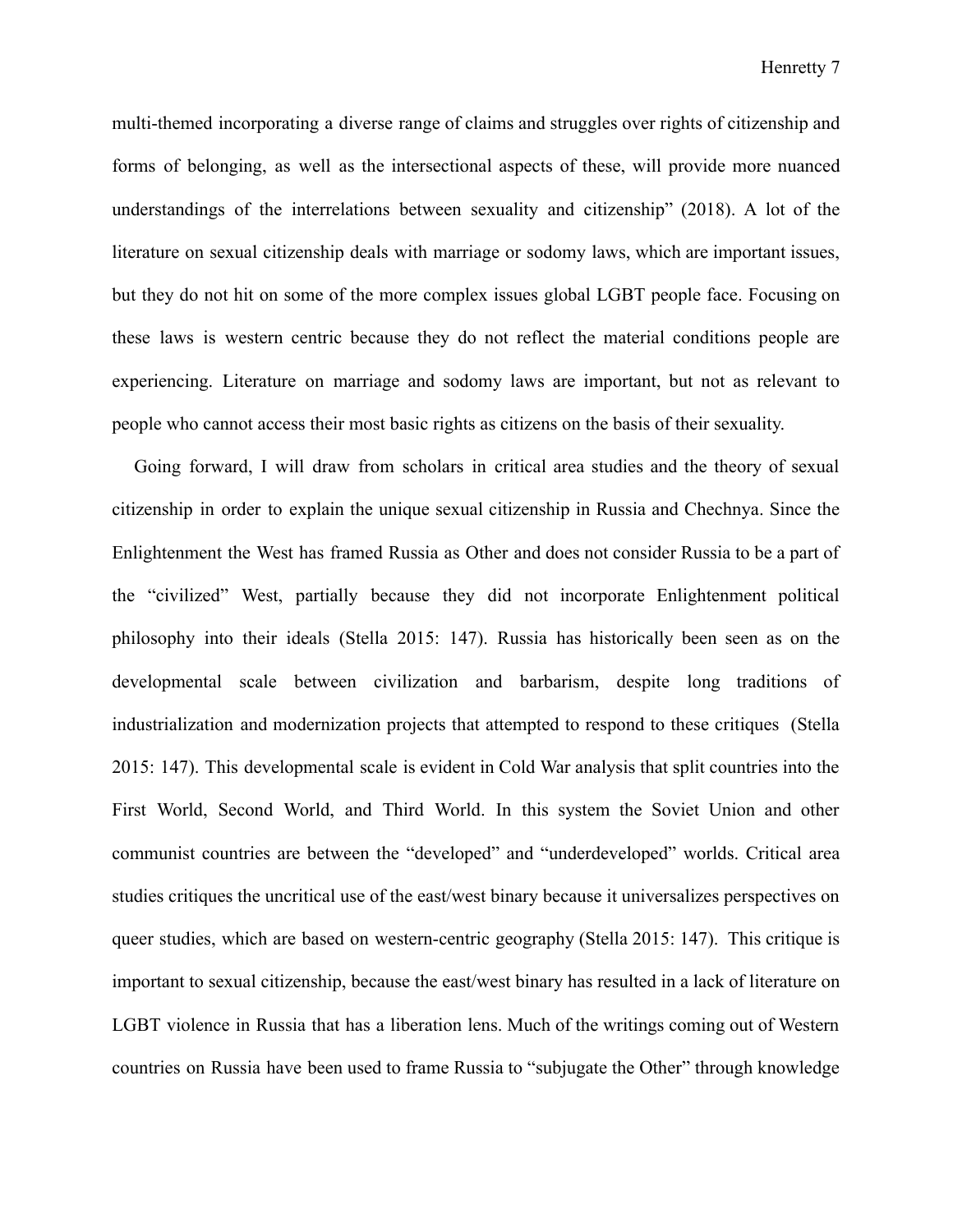multi-themed incorporating a diverse range of claims and struggles over rights of citizenship and forms of belonging, as well as the intersectional aspects of these, will provide more nuanced understandings of the interrelations between sexuality and citizenship" (2018). A lot of the literature on sexual citizenship deals with marriage or sodomy laws, which are important issues, but they do not hit on some of the more complex issues global LGBT people face. Focusing on these laws is western centric because they do not reflect the material conditions people are experiencing. Literature on marriage and sodomy laws are important, but not as relevant to people who cannot access their most basic rights as citizens on the basis of their sexuality.

Going forward, I will draw from scholars in critical area studies and the theory of sexual citizenship in order to explain the unique sexual citizenship in Russia and Chechnya. Since the Enlightenment the West has framed Russia as Other and does not consider Russia to be a part of the "civilized" West, partially because they did not incorporate Enlightenment political philosophy into their ideals (Stella 2015: 147). Russia has historically been seen as on the developmental scale between civilization and barbarism, despite long traditions of industrialization and modernization projects that attempted to respond to these critiques (Stella 2015: 147). This developmental scale is evident in Cold War analysis that split countries into the First World, Second World, and Third World. In this system the Soviet Union and other communist countries are between the "developed" and "underdeveloped" worlds. Critical area studies critiques the uncritical use of the east/west binary because it universalizes perspectives on queer studies, which are based on western-centric geography (Stella 2015: 147). This critique is important to sexual citizenship, because the east/west binary has resulted in a lack of literature on LGBT violence in Russia that has a liberation lens. Much of the writings coming out of Western countries on Russia have been used to frame Russia to "subjugate the Other" through knowledge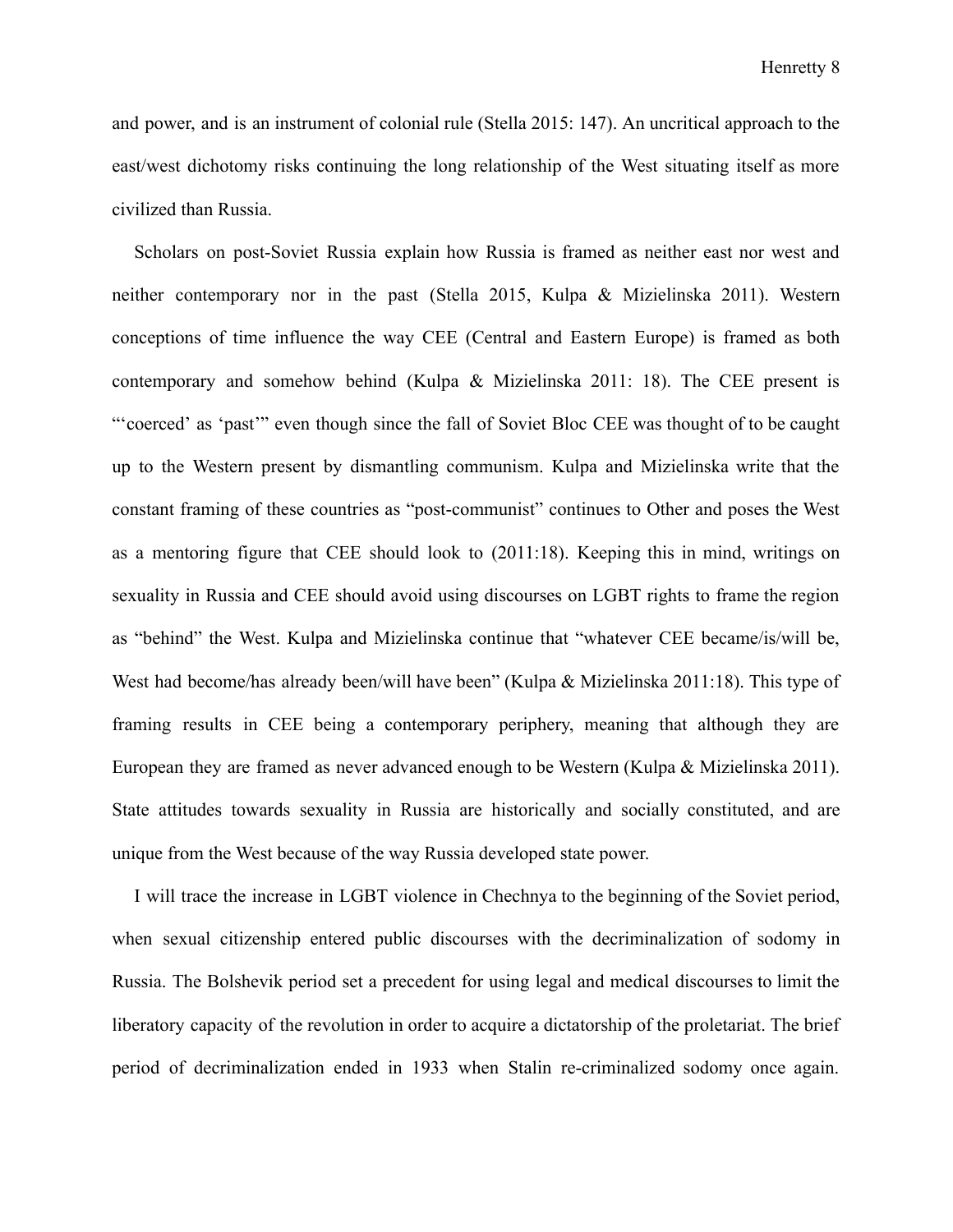and power, and is an instrument of colonial rule (Stella 2015: 147). An uncritical approach to the east/west dichotomy risks continuing the long relationship of the West situating itself as more civilized than Russia.

Scholars on post-Soviet Russia explain how Russia is framed as neither east nor west and neither contemporary nor in the past (Stella 2015, Kulpa & Mizielinska 2011). Western conceptions of time influence the way CEE (Central and Eastern Europe) is framed as both contemporary and somehow behind (Kulpa & Mizielinska 2011: 18). The CEE present is "'coerced' as 'past'" even though since the fall of Soviet Bloc CEE was thought of to be caught up to the Western present by dismantling communism. Kulpa and Mizielinska write that the constant framing of these countries as "post-communist" continues to Other and poses the West as a mentoring figure that CEE should look to (2011:18). Keeping this in mind, writings on sexuality in Russia and CEE should avoid using discourses on LGBT rights to frame the region as "behind" the West. Kulpa and Mizielinska continue that "whatever CEE became/is/will be, West had become/has already been/will have been" (Kulpa & Mizielinska 2011:18). This type of framing results in CEE being a contemporary periphery, meaning that although they are European they are framed as never advanced enough to be Western (Kulpa & Mizielinska 2011). State attitudes towards sexuality in Russia are historically and socially constituted, and are unique from the West because of the way Russia developed state power.

I will trace the increase in LGBT violence in Chechnya to the beginning of the Soviet period, when sexual citizenship entered public discourses with the decriminalization of sodomy in Russia. The Bolshevik period set a precedent for using legal and medical discourses to limit the liberatory capacity of the revolution in order to acquire a dictatorship of the proletariat. The brief period of decriminalization ended in 1933 when Stalin re-criminalized sodomy once again.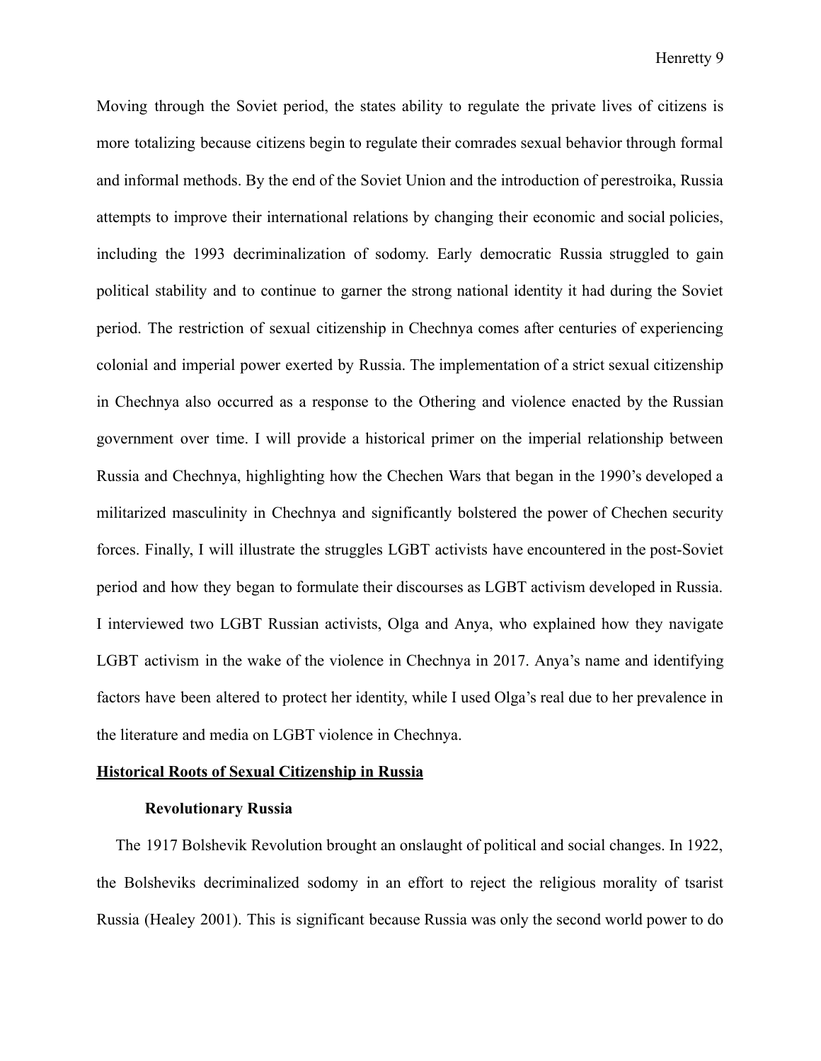Moving through the Soviet period, the states ability to regulate the private lives of citizens is more totalizing because citizens begin to regulate their comrades sexual behavior through formal and informal methods. By the end of the Soviet Union and the introduction of perestroika, Russia attempts to improve their international relations by changing their economic and social policies, including the 1993 decriminalization of sodomy. Early democratic Russia struggled to gain political stability and to continue to garner the strong national identity it had during the Soviet period. The restriction of sexual citizenship in Chechnya comes after centuries of experiencing colonial and imperial power exerted by Russia. The implementation of a strict sexual citizenship in Chechnya also occurred as a response to the Othering and violence enacted by the Russian government over time. I will provide a historical primer on the imperial relationship between Russia and Chechnya, highlighting how the Chechen Wars that began in the 1990's developed a militarized masculinity in Chechnya and significantly bolstered the power of Chechen security forces. Finally, I will illustrate the struggles LGBT activists have encountered in the post-Soviet period and how they began to formulate their discourses as LGBT activism developed in Russia. I interviewed two LGBT Russian activists, Olga and Anya, who explained how they navigate LGBT activism in the wake of the violence in Chechnya in 2017. Anya's name and identifying factors have been altered to protect her identity, while I used Olga's real due to her prevalence in the literature and media on LGBT violence in Chechnya.

## **Historical Roots of Sexual Citizenship in Russia**

### Revolutionary Russia

The 1917 Bolshevik Revolution brought an onslaught of political and social changes. In 1922, the Bolsheviks decriminalized sodomy in an effort to reject the religious morality of tsarist Russia (Healey 2001). This is significant because Russia was only the second world power to do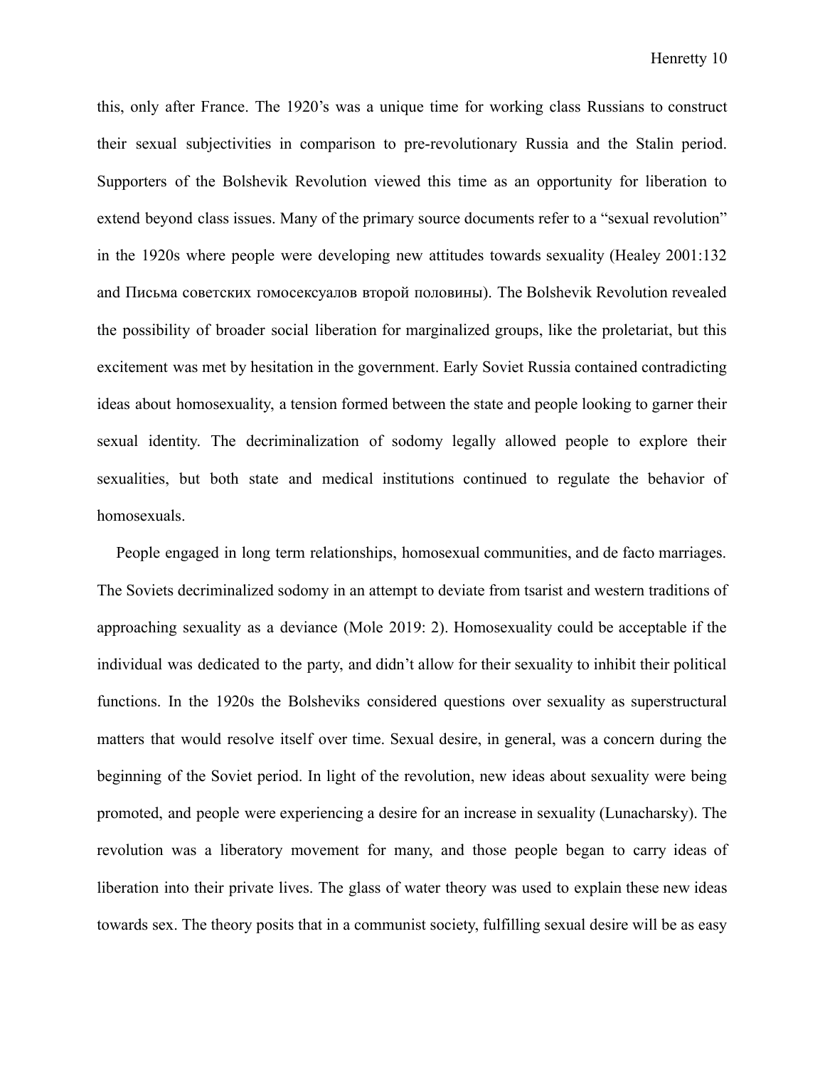this, only after France. The 1920's was a unique time for working class Russians to construct their sexual subjectivities in comparison to pre-revolutionary Russia and the Stalin period. Supporters of the Bolshevik Revolution viewed this time as an opportunity for liberation to extend beyond class issues. Many of the primary source documents refer to a "sexual revolution" in the 1920s where people were developing new attitudes towards sexuality (Healey 2001:132 and Письма советских гомосексуалов второй половины). The Bolshevik Revolution revealed the possibility of broader social liberation for marginalized groups, like the proletariat, but this excitement was met by hesitation in the government. Early Soviet Russia contained contradicting ideas about homosexuality, a tension formed between the state and people looking to garner their sexual identity. The decriminalization of sodomy legally allowed people to explore their sexualities, but both state and medical institutions continued to regulate the behavior of homosexuals.

People engaged in long term relationships, homosexual communities, and de facto marriages. The Soviets decriminalized sodomy in an attempt to deviate from tsarist and western traditions of approaching sexuality as a deviance (Mole 2019: 2). Homosexuality could be acceptable if the individual was dedicated to the party, and didn't allow for their sexuality to inhibit their political functions. In the 1920s the Bolsheviks considered questions over sexuality as superstructural matters that would resolve itself over time. Sexual desire, in general, was a concern during the beginning of the Soviet period. In light of the revolution, new ideas about sexuality were being promoted, and people were experiencing a desire for an increase in sexuality (Lunacharsky). The revolution was a liberatory movement for many, and those people began to carry ideas of liberation into their private lives. The glass of water theory was used to explain these new ideas towards sex. The theory posits that in a communist society, fulfilling sexual desire will be as easy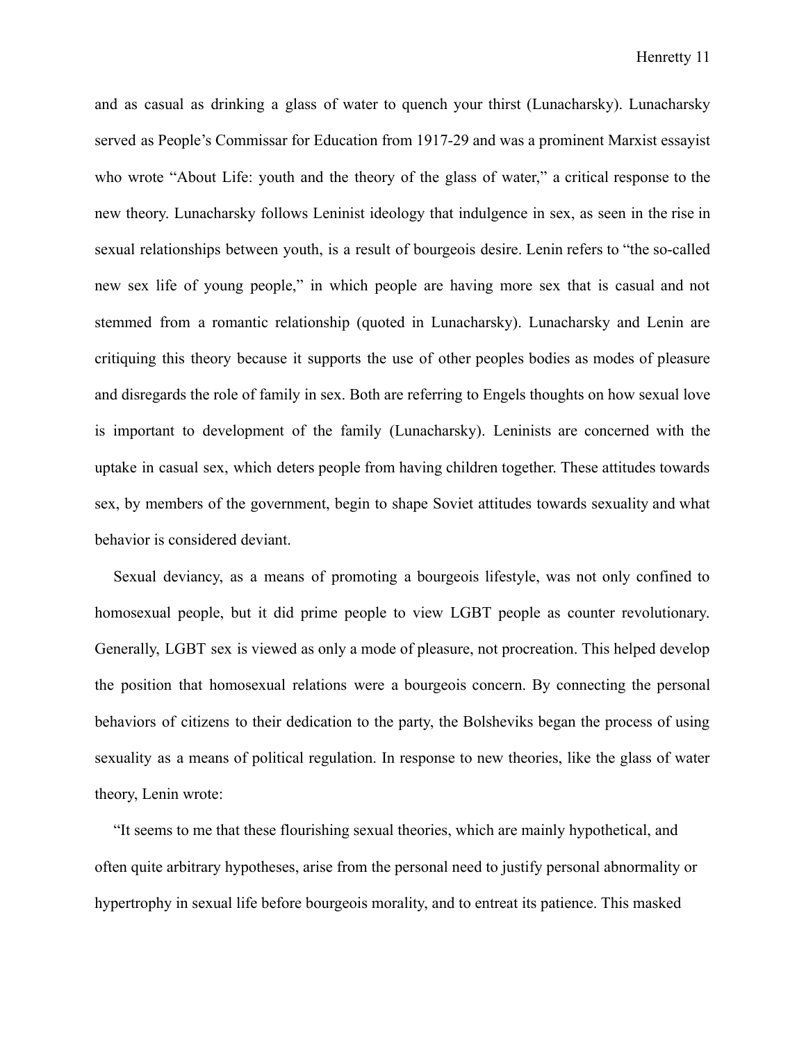and as casual as drinking a glass of water to quench your thirst (Lunacharsky). Lunacharsky served as People's Commissar for Education from 1917-29 and was a prominent Marxist essayist who wrote "About Life: youth and the theory of the glass of water," a critical response to the new theory. Lunacharsky follows Leninist ideology that indulgence in sex, as seen in the rise in sexual relationships between youth, is a result of bourgeois desire. Lenin refers to "the so-called new sex life of young people," in which people are having more sex that is casual and not stemmed from a romantic relationship (quoted in Lunacharsky). Lunacharsky and Lenin are critiquing this theory because it supports the use of other peoples bodies as modes of pleasure and disregards the role of family in sex. Both are referring to Engels thoughts on how sexual love is important to development of the family (Lunacharsky). Leninists are concerned with the uptake in casual sex, which deters people from having children together. These attitudes towards sex, by members of the government, begin to shape Soviet attitudes towards sexuality and what behavior is considered deviant.

Sexual deviancy, as a means of promoting a bourgeois lifestyle, was not only confined to homosexual people, but it did prime people to view LGBT people as counter revolutionary. Generally, LGBT sex is viewed as only a mode of pleasure, not procreation. This helped develop the position that homosexual relations were a bourgeois concern. By connecting the personal behaviors of citizens to their dedication to the party, the Bolsheviks began the process of using sexuality as a means of political regulation. In response to new theories, like the glass of water theory, Lenin wrote:

"It seems to me that these flourishing sexual theories, which are mainly hypothetical, and often quite arbitrary hypotheses, arise from the personal need to justify personal abnormality or hypertrophy in sexual life before bourgeois morality, and to entreat its patience. This masked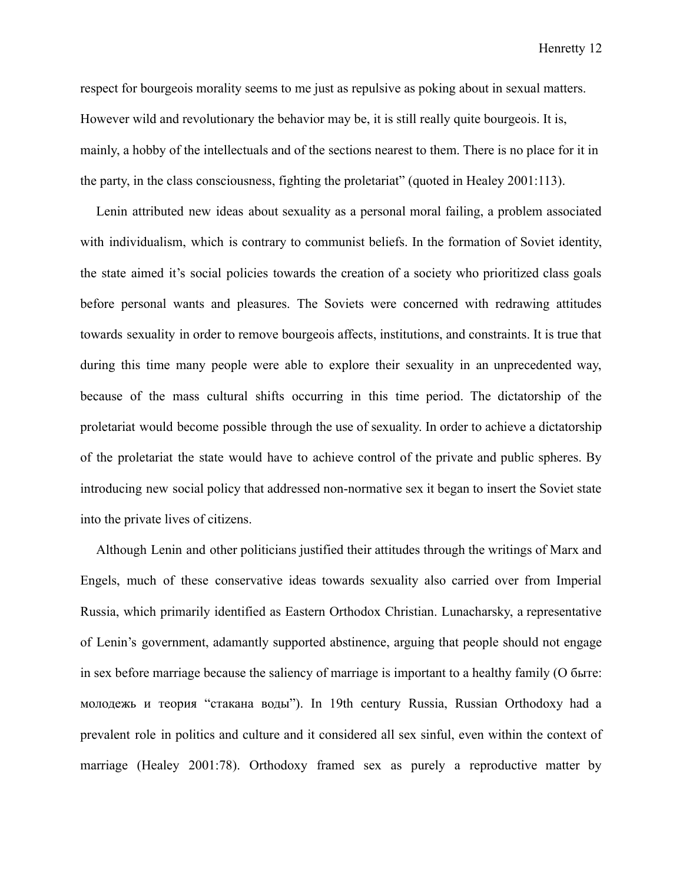respect for bourgeois morality seems to me just as repulsive as poking about in sexual matters. However wild and revolutionary the behavior may be, it is still really quite bourgeois. It is, mainly, a hobby of the intellectuals and of the sections nearest to them. There is no place for it in the party, in the class consciousness, fighting the proletariat" (quoted in Healey 2001:113).

Lenin attributed new ideas about sexuality as a personal moral failing, a problem associated with individualism, which is contrary to communist beliefs. In the formation of Soviet identity, the state aimed it's social policies towards the creation of a society who prioritized class goals before personal wants and pleasures. The Soviets were concerned with redrawing attitudes towards sexuality in order to remove bourgeois affects, institutions, and constraints. It is true that during this time many people were able to explore their sexuality in an unprecedented way, because of the mass cultural shifts occurring in this time period. The dictatorship of the proletariat would become possible through the use of sexuality. In order to achieve a dictatorship of the proletariat the state would have to achieve control of the private and public spheres. By introducing new social policy that addressed non-normative sex it began to insert the Soviet state into the private lives of citizens.

Although Lenin and other politicians justified their attitudes through the writings of Marx and Engels, much of these conservative ideas towards sexuality also carried over from Imperial Russia, which primarily identified as Eastern Orthodox Christian. Lunacharsky, a representative of Lenin's government, adamantly supported abstinence, arguing that people should not engage in sex before marriage because the saliency of marriage is important to a healthy family (О быте: молодежь и теория "стакана воды"). In 19th century Russia, Russian Orthodoxy had a prevalent role in politics and culture and it considered all sex sinful, even within the context of marriage (Healey 2001:78). Orthodoxy framed sex as purely a reproductive matter by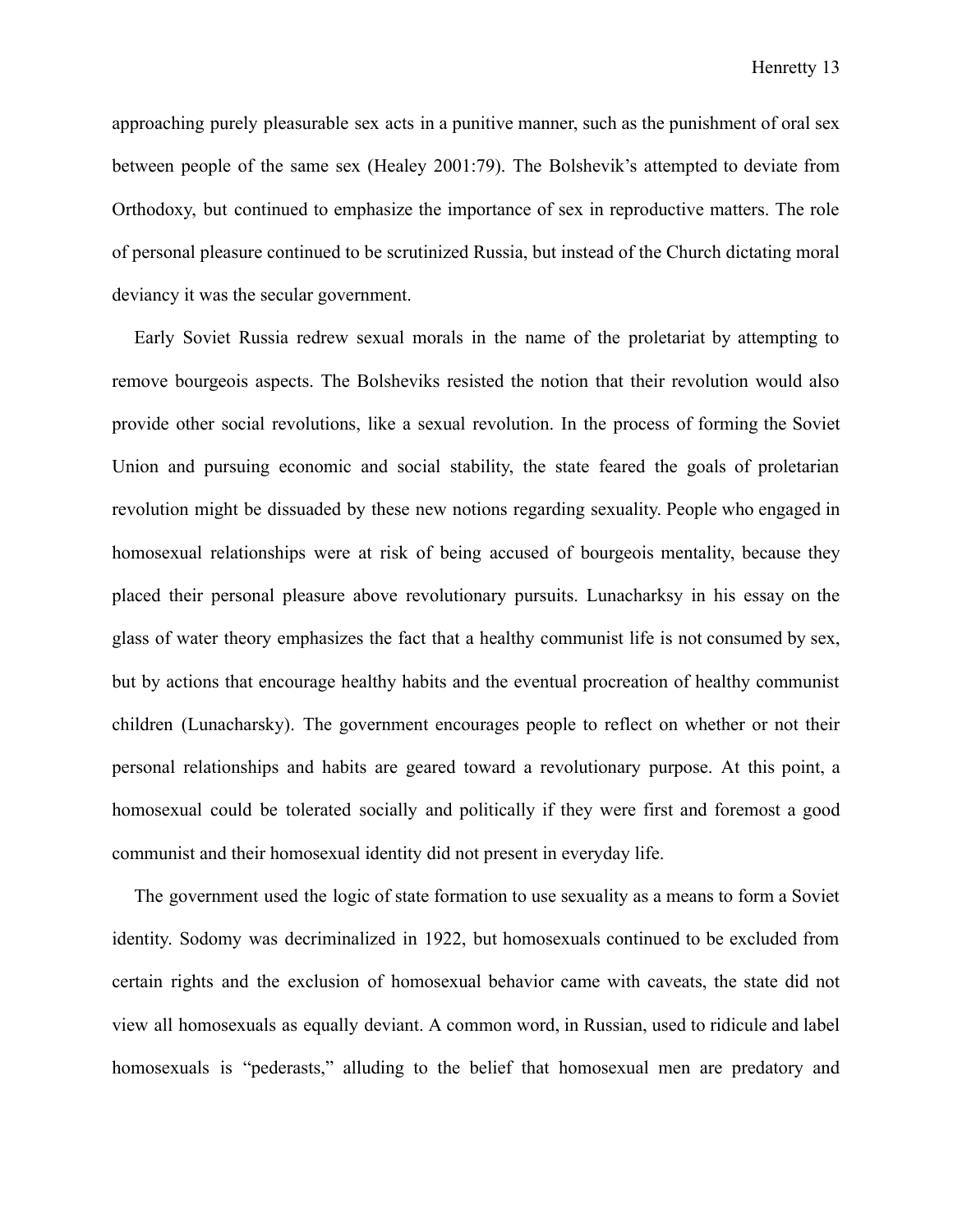approaching purely pleasurable sex acts in a punitive manner, such as the punishment of oral sex between people of the same sex (Healey 2001:79). The Bolshevik's attempted to deviate from Orthodoxy, but continued to emphasize the importance of sex in reproductive matters. The role of personal pleasure continued to be scrutinized Russia, but instead of the Church dictating moral deviancy it was the secular government.

Early Soviet Russia redrew sexual morals in the name of the proletariat by attempting to remove bourgeois aspects. The Bolsheviks resisted the notion that their revolution would also provide other social revolutions, like a sexual revolution. In the process of forming the Soviet Union and pursuing economic and social stability, the state feared the goals of proletarian revolution might be dissuaded by these new notions regarding sexuality. People who engaged in homosexual relationships were at risk of being accused of bourgeois mentality, because they placed their personal pleasure above revolutionary pursuits. Lunacharksy in his essay on the glass of water theory emphasizes the fact that a healthy communist life is not consumed by sex, but by actions that encourage healthy habits and the eventual procreation of healthy communist children (Lunacharsky). The government encourages people to reflect on whether or not their personal relationships and habits are geared toward a revolutionary purpose. At this point, a homosexual could be tolerated socially and politically if they were first and foremost a good communist and their homosexual identity did not present in everyday life.

The government used the logic of state formation to use sexuality as a means to form a Soviet identity. Sodomy was decriminalized in 1922, but homosexuals continued to be excluded from certain rights and the exclusion of homosexual behavior came with caveats, the state did not view all homosexuals as equally deviant. A common word, in Russian, used to ridicule and label homosexuals is "pederasts," alluding to the belief that homosexual men are predatory and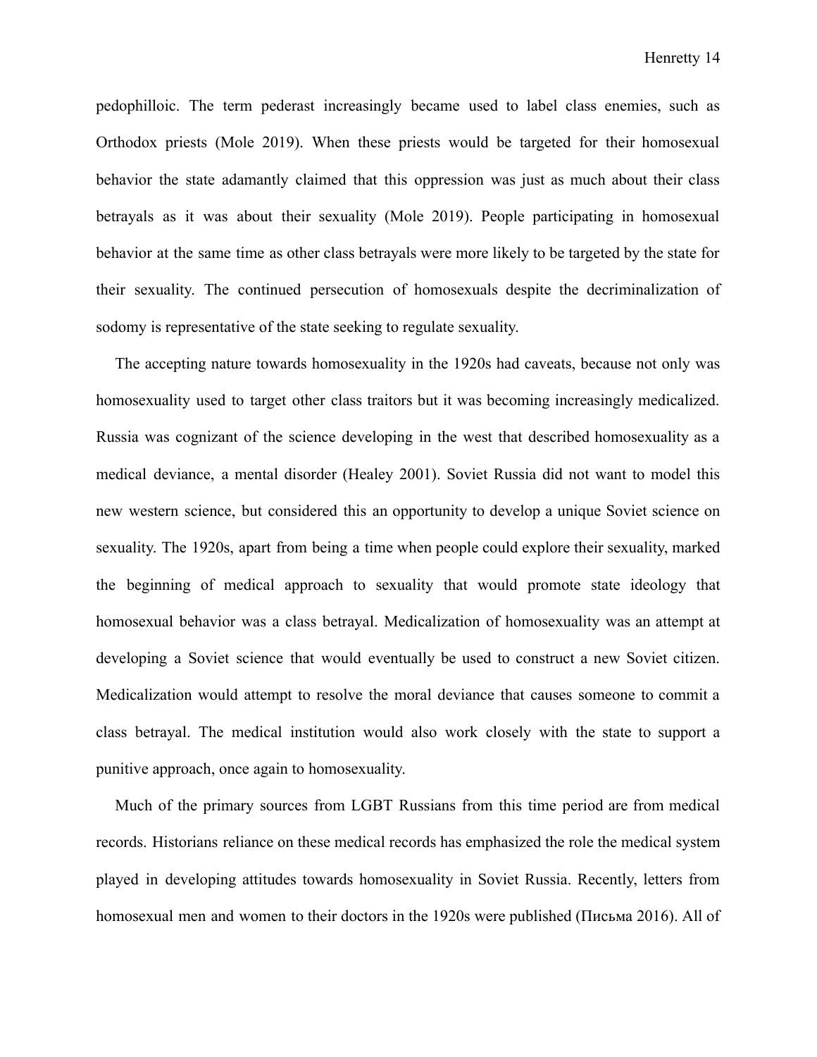pedophilloic. The term pederast increasingly became used to label class enemies, such as Orthodox priests (Mole 2019). When these priests would be targeted for their homosexual behavior the state adamantly claimed that this oppression was just as much about their class betrayals as it was about their sexuality (Mole 2019). People participating in homosexual behavior at the same time as other class betrayals were more likely to be targeted by the state for their sexuality. The continued persecution of homosexuals despite the decriminalization of sodomy is representative of the state seeking to regulate sexuality.

The accepting nature towards homosexuality in the 1920s had caveats, because not only was homosexuality used to target other class traitors but it was becoming increasingly medicalized. Russia was cognizant of the science developing in the west that described homosexuality as a medical deviance, a mental disorder (Healey 2001). Soviet Russia did not want to model this new western science, but considered this an opportunity to develop a unique Soviet science on sexuality. The 1920s, apart from being a time when people could explore their sexuality, marked the beginning of medical approach to sexuality that would promote state ideology that homosexual behavior was a class betrayal. Medicalization of homosexuality was an attempt at developing a Soviet science that would eventually be used to construct a new Soviet citizen. Medicalization would attempt to resolve the moral deviance that causes someone to commit a class betrayal. The medical institution would also work closely with the state to support a punitive approach, once again to homosexuality.

Much of the primary sources from LGBT Russians from this time period are from medical records. Historians reliance on these medical records has emphasized the role the medical system played in developing attitudes towards homosexuality in Soviet Russia. Recently, letters from homosexual men and women to their doctors in the 1920s were published (Письма 2016). All of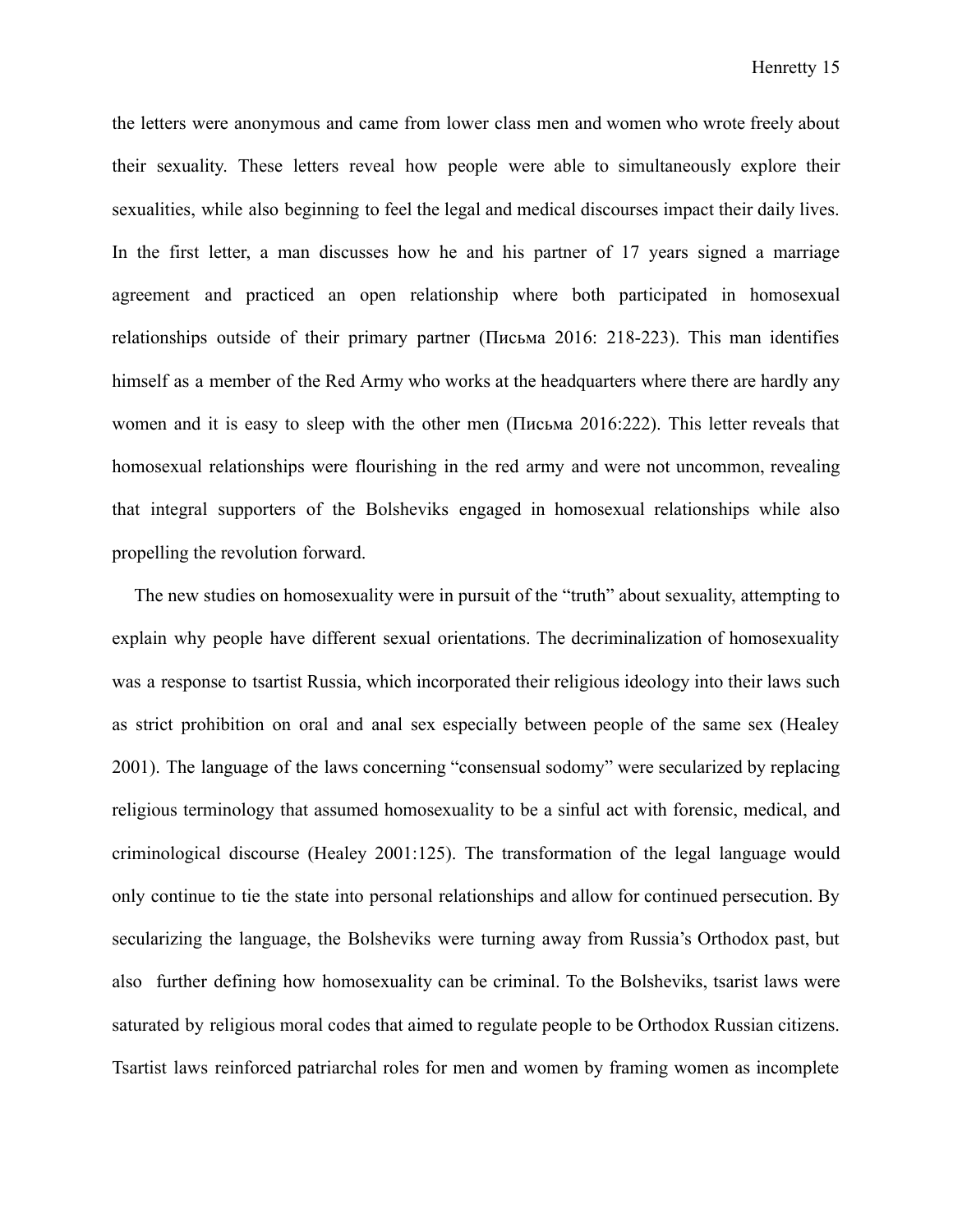the letters were anonymous and came from lower class men and women who wrote freely about their sexuality. These letters reveal how people were able to simultaneously explore their sexualities, while also beginning to feel the legal and medical discourses impact their daily lives. In the first letter, a man discusses how he and his partner of 17 years signed a marriage agreement and practiced an open relationship where both participated in homosexual relationships outside of their primary partner (Письма 2016: 218-223). This man identifies himself as a member of the Red Army who works at the headquarters where there are hardly any women and it is easy to sleep with the other men (Письма 2016:222). This letter reveals that homosexual relationships were flourishing in the red army and were not uncommon, revealing that integral supporters of the Bolsheviks engaged in homosexual relationships while also propelling the revolution forward.

The new studies on homosexuality were in pursuit of the "truth" about sexuality, attempting to explain why people have different sexual orientations. The decriminalization of homosexuality was a response to tsartist Russia, which incorporated their religious ideology into their laws such as strict prohibition on oral and anal sex especially between people of the same sex (Healey 2001). The language of the laws concerning "consensual sodomy" were secularized by replacing religious terminology that assumed homosexuality to be a sinful act with forensic, medical, and criminological discourse (Healey 2001:125). The transformation of the legal language would only continue to tie the state into personal relationships and allow for continued persecution. By secularizing the language, the Bolsheviks were turning away from Russia's Orthodox past, but also further defining how homosexuality can be criminal. To the Bolsheviks, tsarist laws were saturated by religious moral codes that aimed to regulate people to be Orthodox Russian citizens. Tsartist laws reinforced patriarchal roles for men and women by framing women as incomplete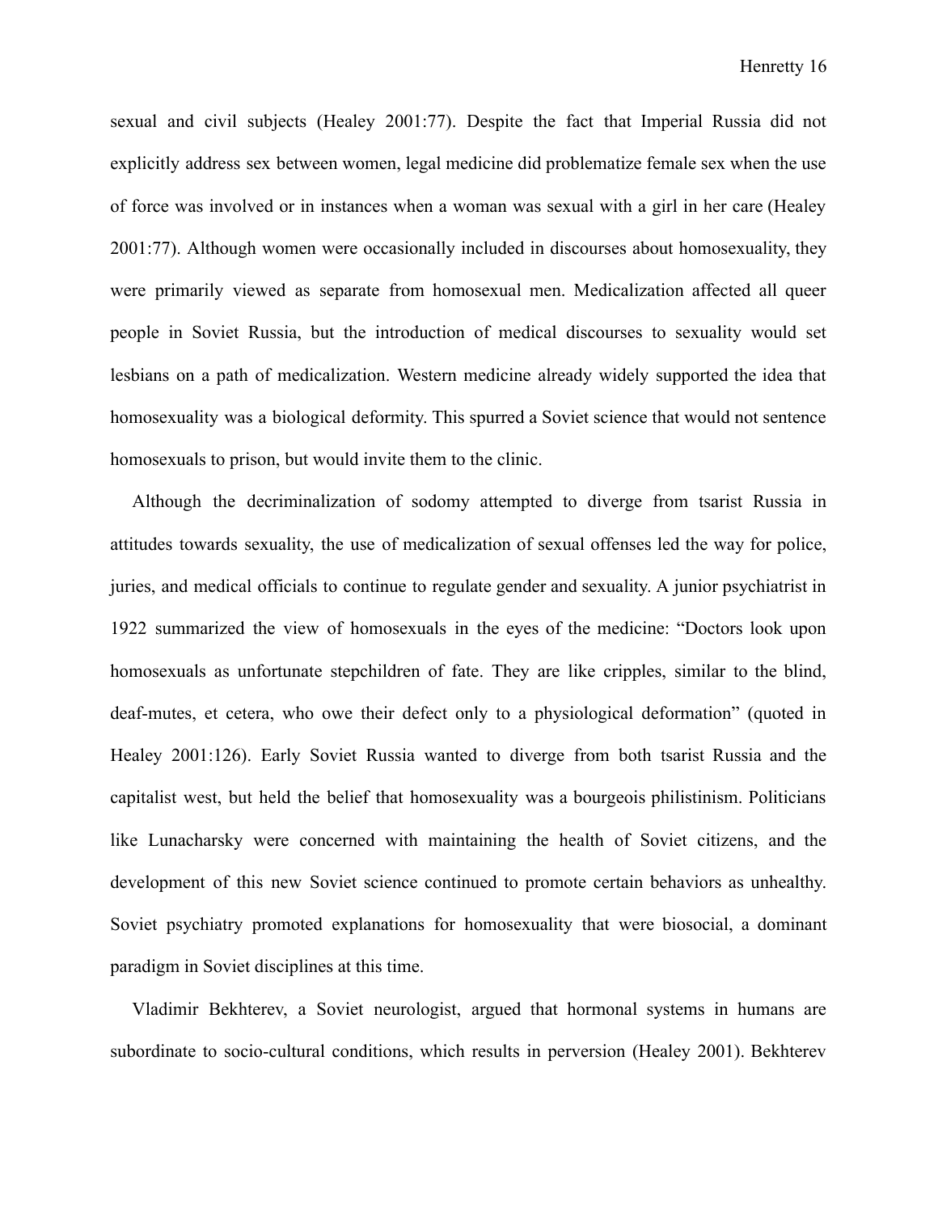sexual and civil subjects (Healey 2001:77). Despite the fact that Imperial Russia did not explicitly address sex between women, legal medicine did problematize female sex when the use of force was involved or in instances when a woman was sexual with a girl in her care (Healey 2001:77). Although women were occasionally included in discourses about homosexuality, they were primarily viewed as separate from homosexual men. Medicalization affected all queer people in Soviet Russia, but the introduction of medical discourses to sexuality would set lesbians on a path of medicalization. Western medicine already widely supported the idea that homosexuality was a biological deformity. This spurred a Soviet science that would not sentence homosexuals to prison, but would invite them to the clinic.

Although the decriminalization of sodomy attempted to diverge from tsarist Russia in attitudes towards sexuality, the use of medicalization of sexual offenses led the way for police, juries, and medical officials to continue to regulate gender and sexuality. A junior psychiatrist in 1922 summarized the view of homosexuals in the eyes of the medicine: "Doctors look upon homosexuals as unfortunate stepchildren of fate. They are like cripples, similar to the blind, deaf-mutes, et cetera, who owe their defect only to a physiological deformation" (quoted in Healey 2001:126). Early Soviet Russia wanted to diverge from both tsarist Russia and the capitalist west, but held the belief that homosexuality was a bourgeois philistinism. Politicians like Lunacharsky were concerned with maintaining the health of Soviet citizens, and the development of this new Soviet science continued to promote certain behaviors as unhealthy. Soviet psychiatry promoted explanations for homosexuality that were biosocial, a dominant paradigm in Soviet disciplines at this time.

Vladimir Bekhterev, a Soviet neurologist, argued that hormonal systems in humans are subordinate to socio-cultural conditions, which results in perversion (Healey 2001). Bekhterev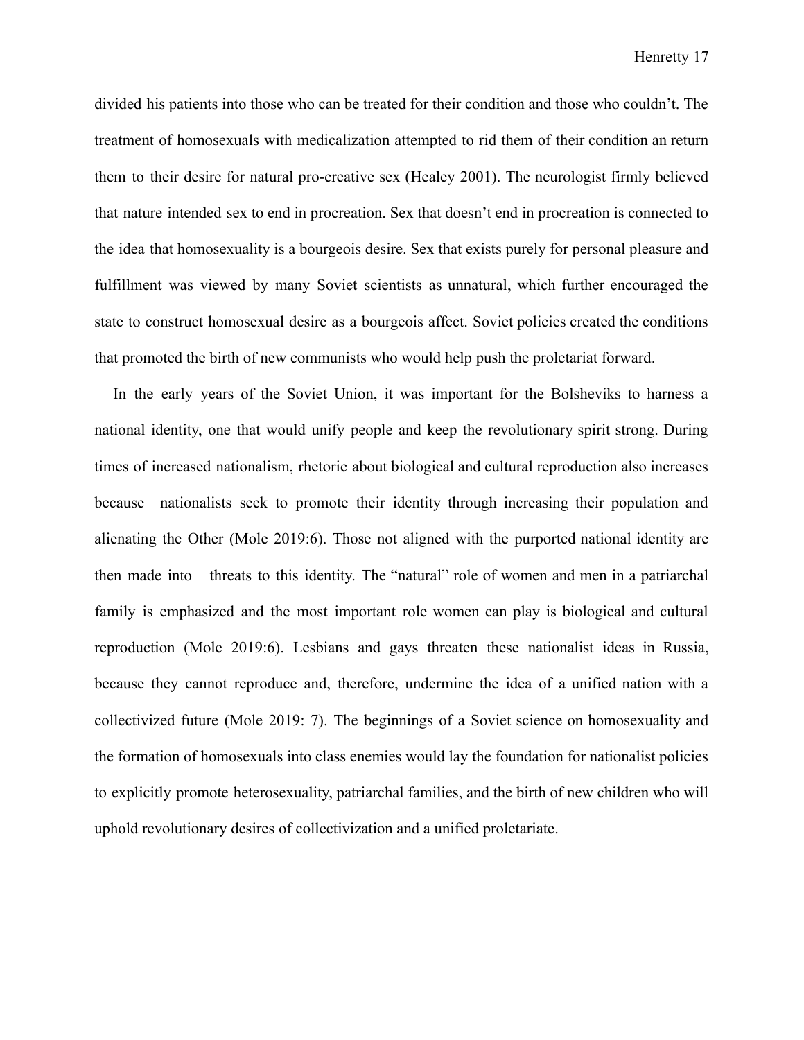divided his patients into those who can be treated for their condition and those who couldn't. The treatment of homosexuals with medicalization attempted to rid them of their condition an return them to their desire for natural pro-creative sex (Healey 2001). The neurologist firmly believed that nature intended sex to end in procreation. Sex that doesn't end in procreation is connected to the idea that homosexuality is a bourgeois desire. Sex that exists purely for personal pleasure and fulfillment was viewed by many Soviet scientists as unnatural, which further encouraged the state to construct homosexual desire as a bourgeois affect. Soviet policies created the conditions that promoted the birth of new communists who would help push the proletariat forward.

In the early years of the Soviet Union, it was important for the Bolsheviks to harness a national identity, one that would unify people and keep the revolutionary spirit strong. During times of increased nationalism, rhetoric about biological and cultural reproduction also increases because nationalists seek to promote their identity through increasing their population and alienating the Other (Mole 2019:6). Those not aligned with the purported national identity are then made into threats to this identity. The "natural" role of women and men in a patriarchal family is emphasized and the most important role women can play is biological and cultural reproduction (Mole 2019:6). Lesbians and gays threaten these nationalist ideas in Russia, because they cannot reproduce and, therefore, undermine the idea of a unified nation with a collectivized future (Mole 2019: 7). The beginnings of a Soviet science on homosexuality and the formation of homosexuals into class enemies would lay the foundation for nationalist policies to explicitly promote heterosexuality, patriarchal families, and the birth of new children who will uphold revolutionary desires of collectivization and a unified proletariate.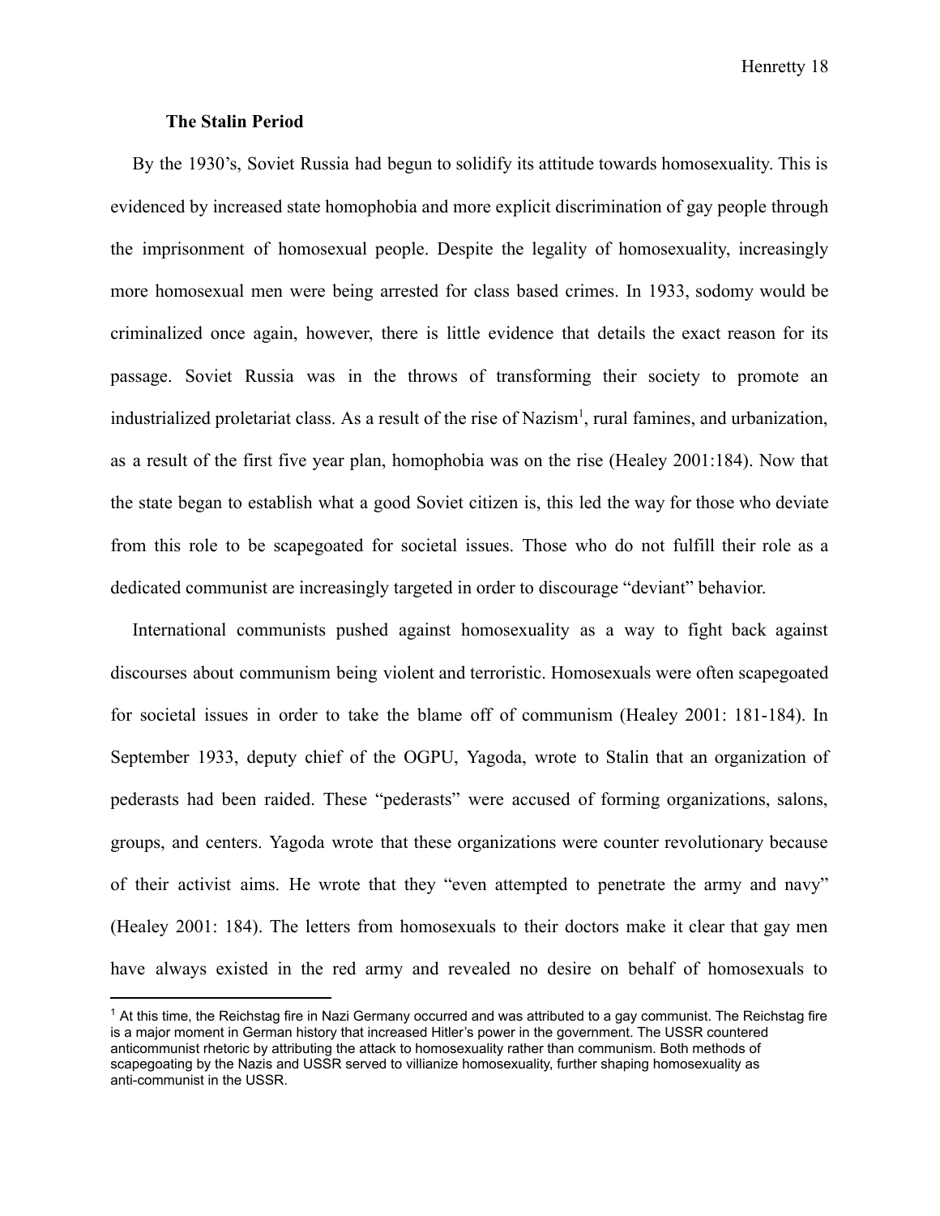### The Stalin Period

By the 1930's, Soviet Russia had begun to solidify its attitude towards homosexuality. This is evidenced by increased state homophobia and more explicit discrimination of gay people through the imprisonment of homosexual people. Despite the legality of homosexuality, increasingly more homosexual men were being arrested for class based crimes. In 1933, sodomy would be criminalized once again, however, there is little evidence that details the exact reason for its passage. Soviet Russia was in the throws of transforming their society to promote an industrialized proletariat class. As a result of the rise of Nazism[1], rural famines, and urbanization, as a result of the first five year plan, homophobia was on the rise (Healey 2001:184). Now that the state began to establish what a good Soviet citizen is, this led the way for those who deviate from this role to be scapegoated for societal issues. Those who do not fulfill their role as a dedicated communist are increasingly targeted in order to discourage "deviant" behavior.

International communists pushed against homosexuality as a way to fight back against discourses about communism being violent and terroristic. Homosexuals were often scapegoated for societal issues in order to take the blame off of communism (Healey 2001: 181-184). In September 1933, deputy chief of the OGPU, Yagoda, wrote to Stalin that an organization of pederasts had been raided. These "pederasts" were accused of forming organizations, salons, groups, and centers. Yagoda wrote that these organizations were counter revolutionary because of their activist aims. He wrote that they "even attempted to penetrate the army and navy" (Healey 2001: 184). The letters from homosexuals to their doctors make it clear that gay men have always existed in the red army and revealed no desire on behalf of homosexuals to

---

[1] At this time, the Reichstag fire in Nazi Germany occurred and was attributed to a gay communist. The Reichstag fire is a major moment in German history that increased Hitler's power in the government. The USSR countered anticommunist rhetoric by attributing the attack to homosexuality rather than communism. Both methods of scapegoating by the Nazis and USSR served to villianize homosexuality, further shaping homosexuality as anti-communist in the USSR.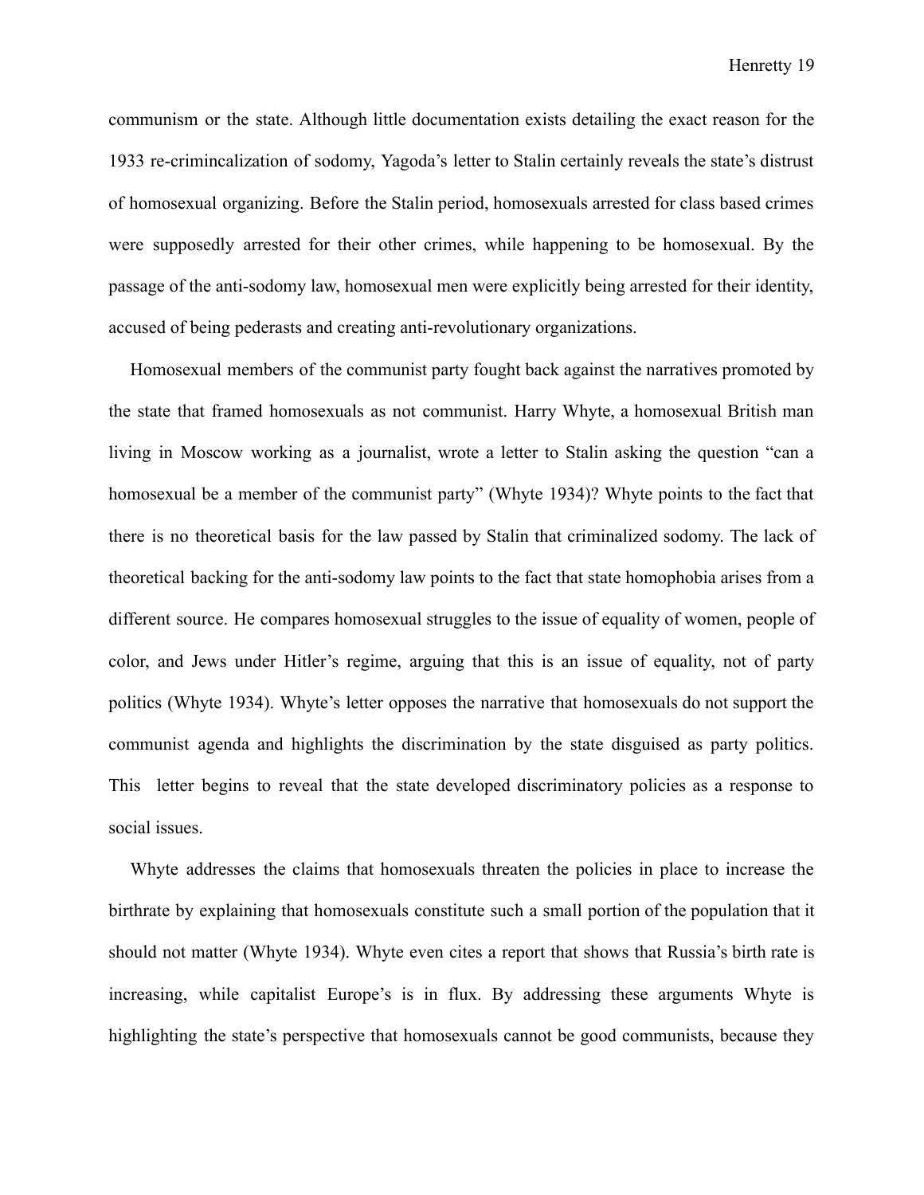communism or the state. Although little documentation exists detailing the exact reason for the 1933 re-crimincalization of sodomy, Yagoda's letter to Stalin certainly reveals the state's distrust of homosexual organizing. Before the Stalin period, homosexuals arrested for class based crimes were supposedly arrested for their other crimes, while happening to be homosexual. By the passage of the anti-sodomy law, homosexual men were explicitly being arrested for their identity, accused of being pederasts and creating anti-revolutionary organizations.

Homosexual members of the communist party fought back against the narratives promoted by the state that framed homosexuals as not communist. Harry Whyte, a homosexual British man living in Moscow working as a journalist, wrote a letter to Stalin asking the question "can a homosexual be a member of the communist party" (Whyte 1934)? Whyte points to the fact that there is no theoretical basis for the law passed by Stalin that criminalized sodomy. The lack of theoretical backing for the anti-sodomy law points to the fact that state homophobia arises from a different source. He compares homosexual struggles to the issue of equality of women, people of color, and Jews under Hitler's regime, arguing that this is an issue of equality, not of party politics (Whyte 1934). Whyte's letter opposes the narrative that homosexuals do not support the communist agenda and highlights the discrimination by the state disguised as party politics. This letter begins to reveal that the state developed discriminatory policies as a response to social issues.

Whyte addresses the claims that homosexuals threaten the policies in place to increase the birthrate by explaining that homosexuals constitute such a small portion of the population that it should not matter (Whyte 1934). Whyte even cites a report that shows that Russia's birth rate is increasing, while capitalist Europe's is in flux. By addressing these arguments Whyte is highlighting the state's perspective that homosexuals cannot be good communists, because they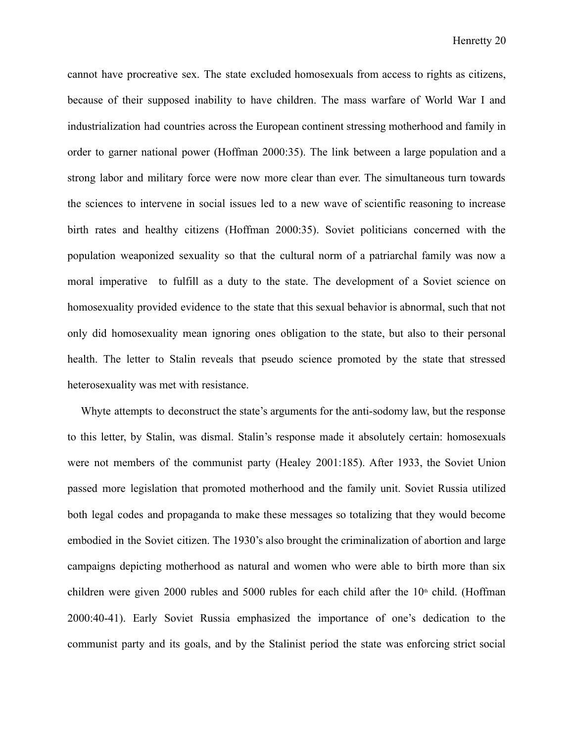cannot have procreative sex. The state excluded homosexuals from access to rights as citizens, because of their supposed inability to have children. The mass warfare of World War I and industrialization had countries across the European continent stressing motherhood and family in order to garner national power (Hoffman 2000:35). The link between a large population and a strong labor and military force were now more clear than ever. The simultaneous turn towards the sciences to intervene in social issues led to a new wave of scientific reasoning to increase birth rates and healthy citizens (Hoffman 2000:35). Soviet politicians concerned with the population weaponized sexuality so that the cultural norm of a patriarchal family was now a moral imperative to fulfill as a duty to the state. The development of a Soviet science on homosexuality provided evidence to the state that this sexual behavior is abnormal, such that not only did homosexuality mean ignoring ones obligation to the state, but also to their personal health. The letter to Stalin reveals that pseudo science promoted by the state that stressed heterosexuality was met with resistance.

Whyte attempts to deconstruct the state's arguments for the anti-sodomy law, but the response to this letter, by Stalin, was dismal. Stalin's response made it absolutely certain: homosexuals were not members of the communist party (Healey 2001:185). After 1933, the Soviet Union passed more legislation that promoted motherhood and the family unit. Soviet Russia utilized both legal codes and propaganda to make these messages so totalizing that they would become embodied in the Soviet citizen. The 1930's also brought the criminalization of abortion and large campaigns depicting motherhood as natural and women who were able to birth more than six children were given 2000 rubles and 5000 rubles for each child after the 10th child. (Hoffman 2000:40-41). Early Soviet Russia emphasized the importance of one's dedication to the communist party and its goals, and by the Stalinist period the state was enforcing strict social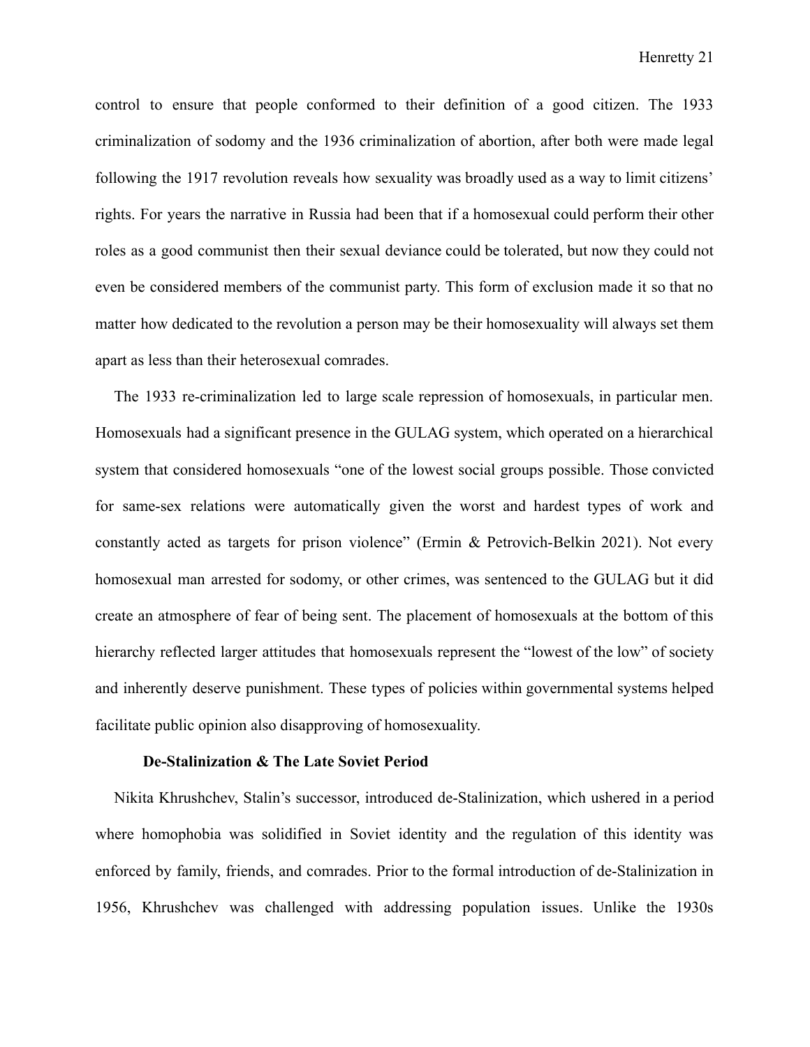control to ensure that people conformed to their definition of a good citizen. The 1933 criminalization of sodomy and the 1936 criminalization of abortion, after both were made legal following the 1917 revolution reveals how sexuality was broadly used as a way to limit citizens' rights. For years the narrative in Russia had been that if a homosexual could perform their other roles as a good communist then their sexual deviance could be tolerated, but now they could not even be considered members of the communist party. This form of exclusion made it so that no matter how dedicated to the revolution a person may be their homosexuality will always set them apart as less than their heterosexual comrades.

The 1933 re-criminalization led to large scale repression of homosexuals, in particular men. Homosexuals had a significant presence in the GULAG system, which operated on a hierarchical system that considered homosexuals "one of the lowest social groups possible. Those convicted for same-sex relations were automatically given the worst and hardest types of work and constantly acted as targets for prison violence" (Ermin & Petrovich-Belkin 2021). Not every homosexual man arrested for sodomy, or other crimes, was sentenced to the GULAG but it did create an atmosphere of fear of being sent. The placement of homosexuals at the bottom of this hierarchy reflected larger attitudes that homosexuals represent the "lowest of the low" of society and inherently deserve punishment. These types of policies within governmental systems helped facilitate public opinion also disapproving of homosexuality.

### De-Stalinization & The Late Soviet Period

Nikita Khrushchev, Stalin's successor, introduced de-Stalinization, which ushered in a period where homophobia was solidified in Soviet identity and the regulation of this identity was enforced by family, friends, and comrades. Prior to the formal introduction of de-Stalinization in 1956, Khrushchev was challenged with addressing population issues. Unlike the 1930s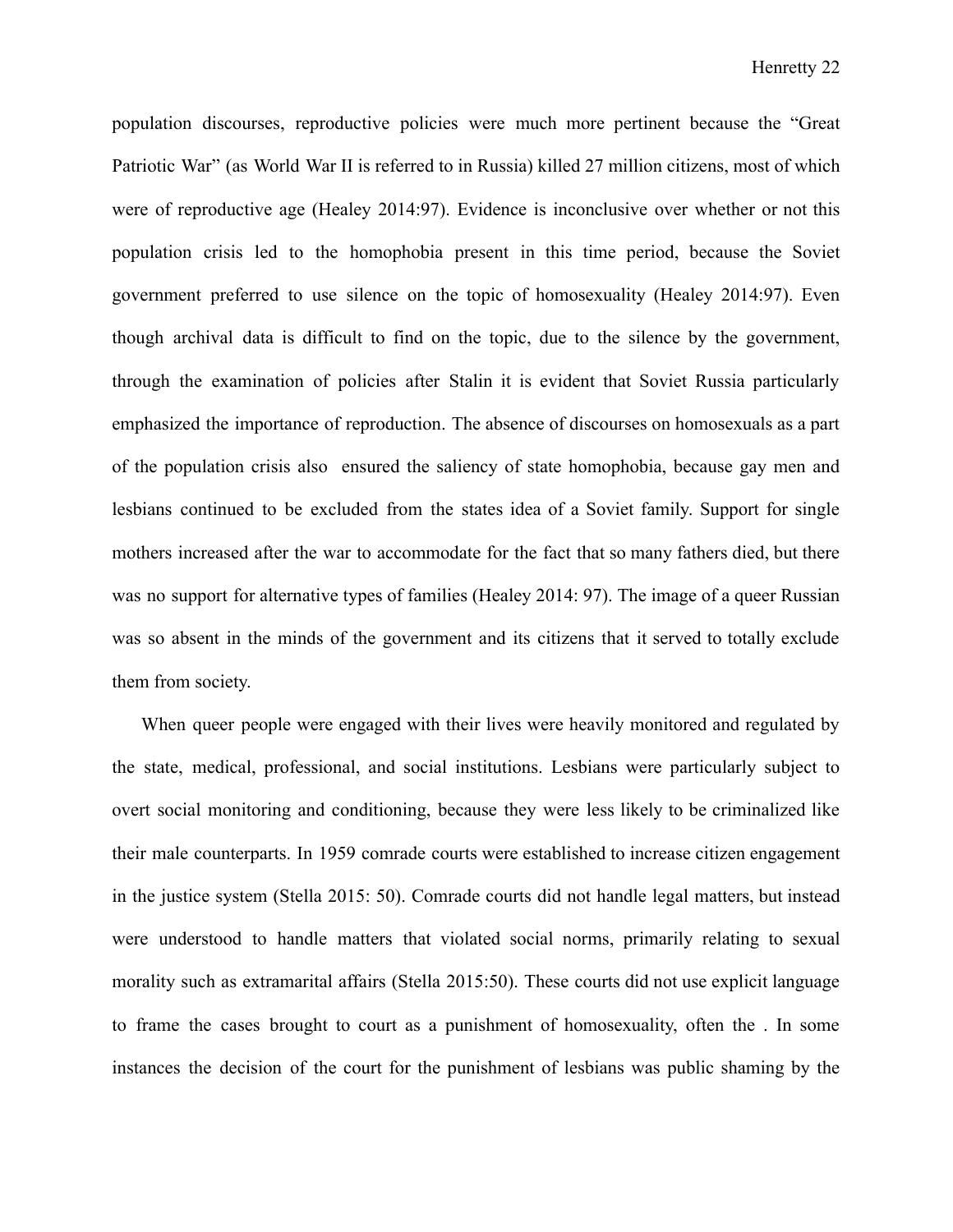population discourses, reproductive policies were much more pertinent because the "Great Patriotic War" (as World War II is referred to in Russia) killed 27 million citizens, most of which were of reproductive age (Healey 2014:97). Evidence is inconclusive over whether or not this population crisis led to the homophobia present in this time period, because the Soviet government preferred to use silence on the topic of homosexuality (Healey 2014:97). Even though archival data is difficult to find on the topic, due to the silence by the government, through the examination of policies after Stalin it is evident that Soviet Russia particularly emphasized the importance of reproduction. The absence of discourses on homosexuals as a part of the population crisis also ensured the saliency of state homophobia, because gay men and lesbians continued to be excluded from the states idea of a Soviet family. Support for single mothers increased after the war to accommodate for the fact that so many fathers died, but there was no support for alternative types of families (Healey 2014: 97). The image of a queer Russian was so absent in the minds of the government and its citizens that it served to totally exclude them from society.

When queer people were engaged with their lives were heavily monitored and regulated by the state, medical, professional, and social institutions. Lesbians were particularly subject to overt social monitoring and conditioning, because they were less likely to be criminalized like their male counterparts. In 1959 comrade courts were established to increase citizen engagement in the justice system (Stella 2015: 50). Comrade courts did not handle legal matters, but instead were understood to handle matters that violated social norms, primarily relating to sexual morality such as extramarital affairs (Stella 2015:50). These courts did not use explicit language to frame the cases brought to court as a punishment of homosexuality, often the . In some instances the decision of the court for the punishment of lesbians was public shaming by the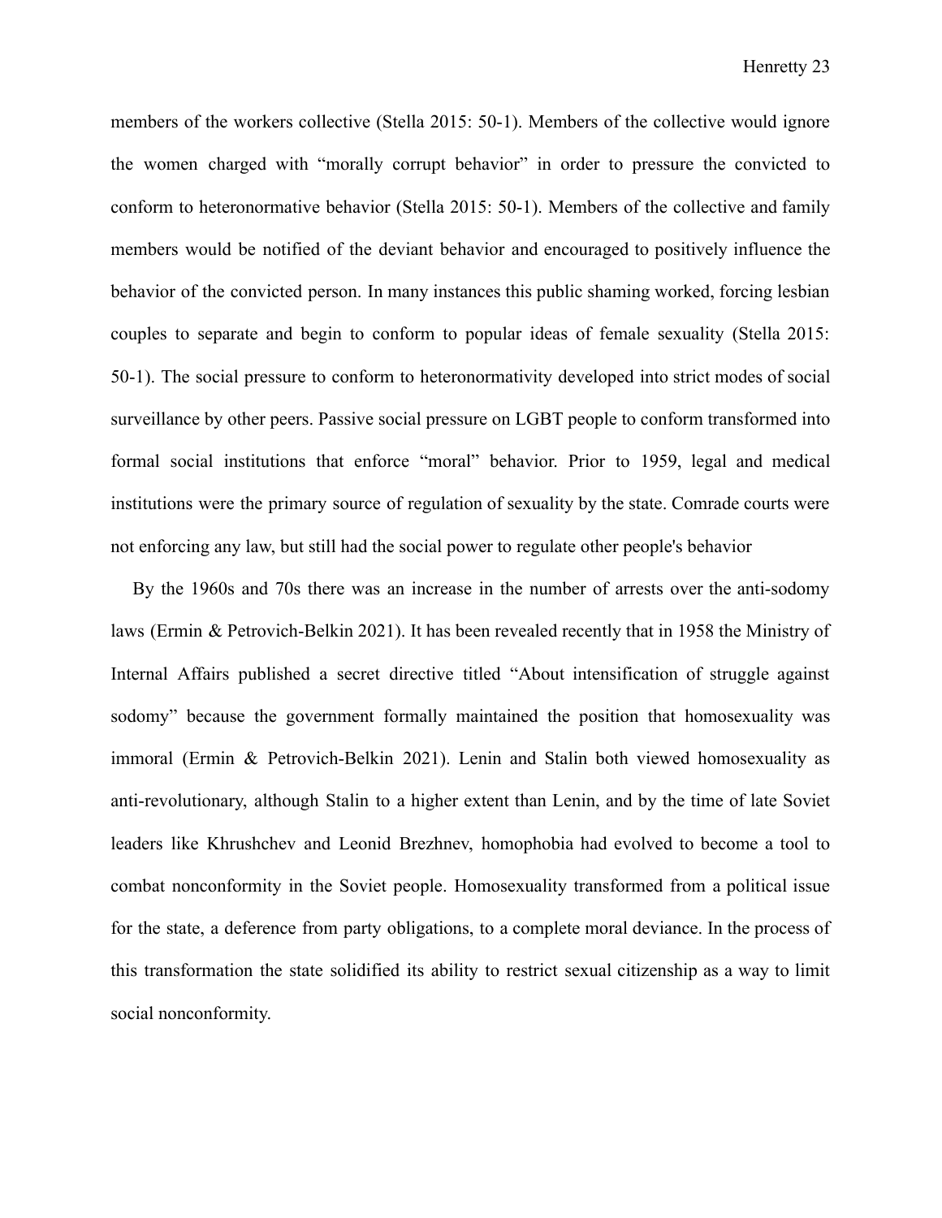members of the workers collective (Stella 2015: 50-1). Members of the collective would ignore the women charged with "morally corrupt behavior" in order to pressure the convicted to conform to heteronormative behavior (Stella 2015: 50-1). Members of the collective and family members would be notified of the deviant behavior and encouraged to positively influence the behavior of the convicted person. In many instances this public shaming worked, forcing lesbian couples to separate and begin to conform to popular ideas of female sexuality (Stella 2015: 50-1). The social pressure to conform to heteronormativity developed into strict modes of social surveillance by other peers. Passive social pressure on LGBT people to conform transformed into formal social institutions that enforce "moral" behavior. Prior to 1959, legal and medical institutions were the primary source of regulation of sexuality by the state. Comrade courts were not enforcing any law, but still had the social power to regulate other people's behavior

By the 1960s and 70s there was an increase in the number of arrests over the anti-sodomy laws (Ermin & Petrovich-Belkin 2021). It has been revealed recently that in 1958 the Ministry of Internal Affairs published a secret directive titled "About intensification of struggle against sodomy" because the government formally maintained the position that homosexuality was immoral (Ermin & Petrovich-Belkin 2021). Lenin and Stalin both viewed homosexuality as anti-revolutionary, although Stalin to a higher extent than Lenin, and by the time of late Soviet leaders like Khrushchev and Leonid Brezhnev, homophobia had evolved to become a tool to combat nonconformity in the Soviet people. Homosexuality transformed from a political issue for the state, a deference from party obligations, to a complete moral deviance. In the process of this transformation the state solidified its ability to restrict sexual citizenship as a way to limit social nonconformity.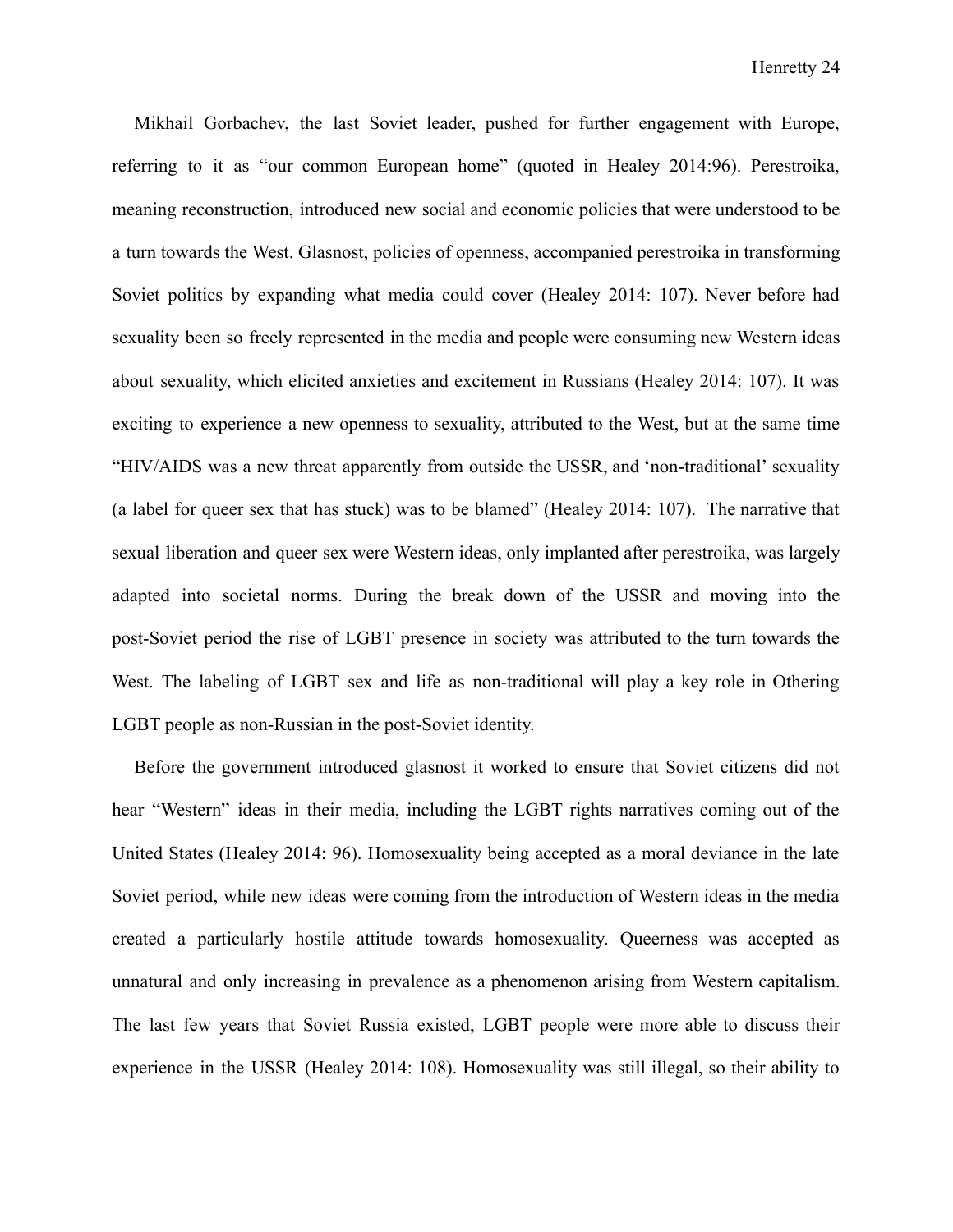Mikhail Gorbachev, the last Soviet leader, pushed for further engagement with Europe, referring to it as "our common European home" (quoted in Healey 2014:96). Perestroika, meaning reconstruction, introduced new social and economic policies that were understood to be a turn towards the West. Glasnost, policies of openness, accompanied perestroika in transforming Soviet politics by expanding what media could cover (Healey 2014: 107). Never before had sexuality been so freely represented in the media and people were consuming new Western ideas about sexuality, which elicited anxieties and excitement in Russians (Healey 2014: 107). It was exciting to experience a new openness to sexuality, attributed to the West, but at the same time "HIV/AIDS was a new threat apparently from outside the USSR, and 'non-traditional' sexuality (a label for queer sex that has stuck) was to be blamed" (Healey 2014: 107). The narrative that sexual liberation and queer sex were Western ideas, only implanted after perestroika, was largely adapted into societal norms. During the break down of the USSR and moving into the post-Soviet period the rise of LGBT presence in society was attributed to the turn towards the West. The labeling of LGBT sex and life as non-traditional will play a key role in Othering LGBT people as non-Russian in the post-Soviet identity.

Before the government introduced glasnost it worked to ensure that Soviet citizens did not hear "Western" ideas in their media, including the LGBT rights narratives coming out of the United States (Healey 2014: 96). Homosexuality being accepted as a moral deviance in the late Soviet period, while new ideas were coming from the introduction of Western ideas in the media created a particularly hostile attitude towards homosexuality. Queerness was accepted as unnatural and only increasing in prevalence as a phenomenon arising from Western capitalism. The last few years that Soviet Russia existed, LGBT people were more able to discuss their experience in the USSR (Healey 2014: 108). Homosexuality was still illegal, so their ability to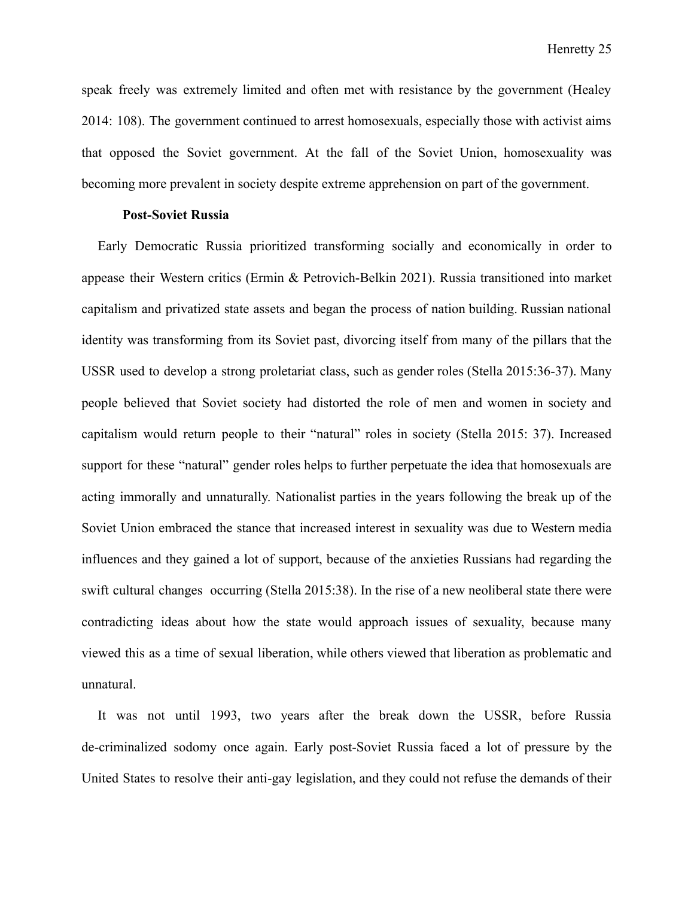speak freely was extremely limited and often met with resistance by the government (Healey 2014: 108). The government continued to arrest homosexuals, especially those with activist aims that opposed the Soviet government. At the fall of the Soviet Union, homosexuality was becoming more prevalent in society despite extreme apprehension on part of the government.

**Post-Soviet Russia**

Early Democratic Russia prioritized transforming socially and economically in order to appease their Western critics (Ermin & Petrovich-Belkin 2021). Russia transitioned into market capitalism and privatized state assets and began the process of nation building. Russian national identity was transforming from its Soviet past, divorcing itself from many of the pillars that the USSR used to develop a strong proletariat class, such as gender roles (Stella 2015:36-37). Many people believed that Soviet society had distorted the role of men and women in society and capitalism would return people to their "natural" roles in society (Stella 2015: 37). Increased support for these "natural" gender roles helps to further perpetuate the idea that homosexuals are acting immorally and unnaturally. Nationalist parties in the years following the break up of the Soviet Union embraced the stance that increased interest in sexuality was due to Western media influences and they gained a lot of support, because of the anxieties Russians had regarding the swift cultural changes occurring (Stella 2015:38). In the rise of a new neoliberal state there were contradicting ideas about how the state would approach issues of sexuality, because many viewed this as a time of sexual liberation, while others viewed that liberation as problematic and unnatural.

It was not until 1993, two years after the break down the USSR, before Russia de-criminalized sodomy once again. Early post-Soviet Russia faced a lot of pressure by the United States to resolve their anti-gay legislation, and they could not refuse the demands of their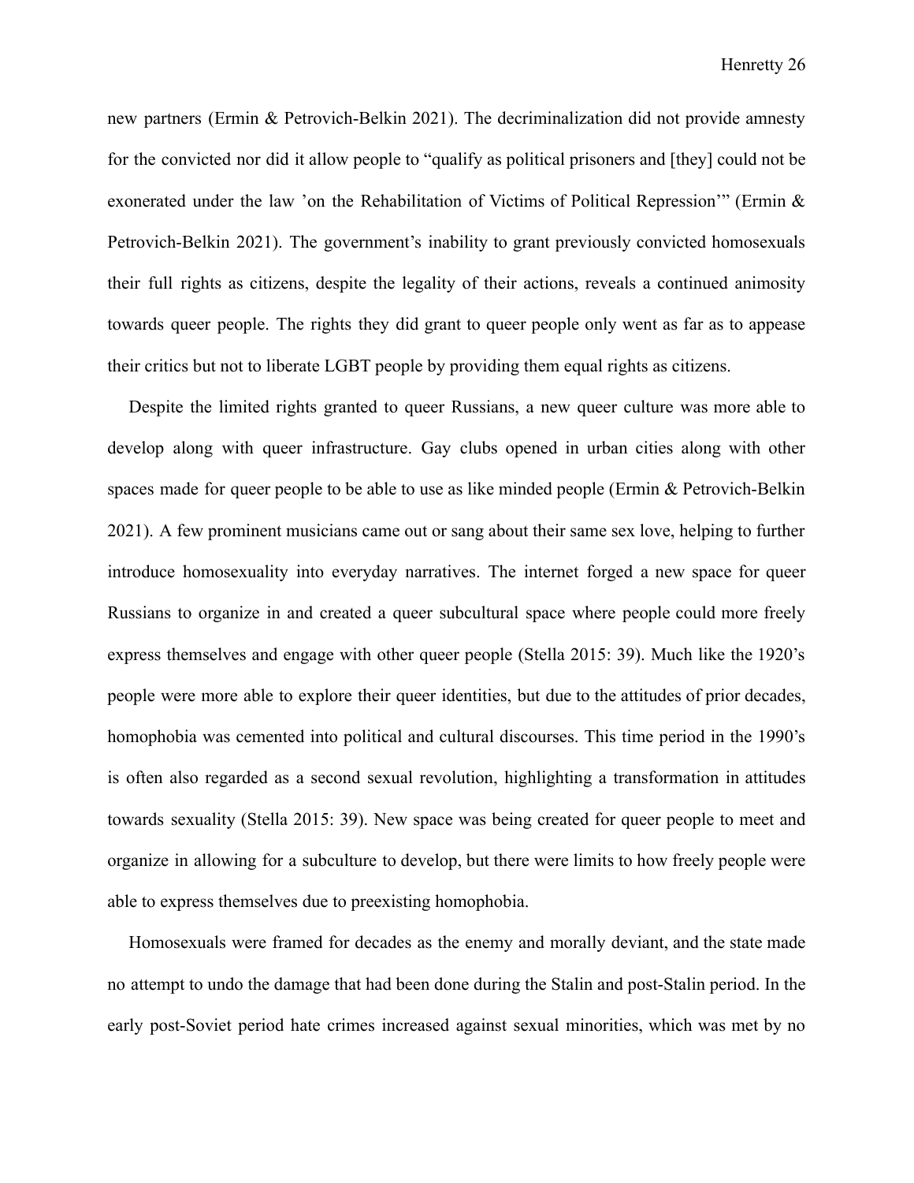new partners (Ermin & Petrovich-Belkin 2021). The decriminalization did not provide amnesty for the convicted nor did it allow people to "qualify as political prisoners and [they] could not be exonerated under the law 'on the Rehabilitation of Victims of Political Repression'" (Ermin & Petrovich-Belkin 2021). The government's inability to grant previously convicted homosexuals their full rights as citizens, despite the legality of their actions, reveals a continued animosity towards queer people. The rights they did grant to queer people only went as far as to appease their critics but not to liberate LGBT people by providing them equal rights as citizens.

Despite the limited rights granted to queer Russians, a new queer culture was more able to develop along with queer infrastructure. Gay clubs opened in urban cities along with other spaces made for queer people to be able to use as like minded people (Ermin & Petrovich-Belkin 2021). A few prominent musicians came out or sang about their same sex love, helping to further introduce homosexuality into everyday narratives. The internet forged a new space for queer Russians to organize in and created a queer subcultural space where people could more freely express themselves and engage with other queer people (Stella 2015: 39). Much like the 1920's people were more able to explore their queer identities, but due to the attitudes of prior decades, homophobia was cemented into political and cultural discourses. This time period in the 1990's is often also regarded as a second sexual revolution, highlighting a transformation in attitudes towards sexuality (Stella 2015: 39). New space was being created for queer people to meet and organize in allowing for a subculture to develop, but there were limits to how freely people were able to express themselves due to preexisting homophobia.

Homosexuals were framed for decades as the enemy and morally deviant, and the state made no attempt to undo the damage that had been done during the Stalin and post-Stalin period. In the early post-Soviet period hate crimes increased against sexual minorities, which was met by no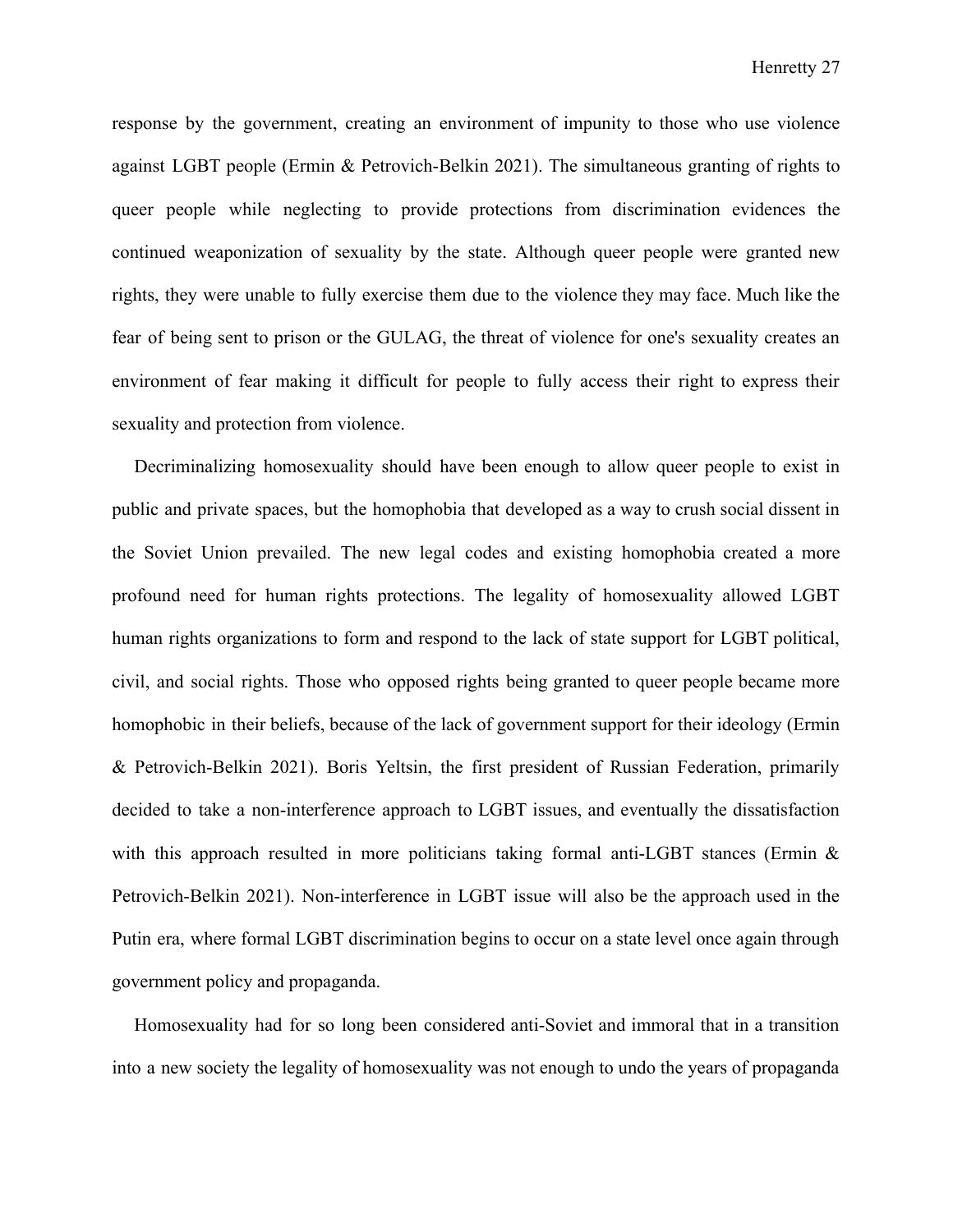response by the government, creating an environment of impunity to those who use violence against LGBT people (Ermin & Petrovich-Belkin 2021). The simultaneous granting of rights to queer people while neglecting to provide protections from discrimination evidences the continued weaponization of sexuality by the state. Although queer people were granted new rights, they were unable to fully exercise them due to the violence they may face. Much like the fear of being sent to prison or the GULAG, the threat of violence for one's sexuality creates an environment of fear making it difficult for people to fully access their right to express their sexuality and protection from violence.

Decriminalizing homosexuality should have been enough to allow queer people to exist in public and private spaces, but the homophobia that developed as a way to crush social dissent in the Soviet Union prevailed. The new legal codes and existing homophobia created a more profound need for human rights protections. The legality of homosexuality allowed LGBT human rights organizations to form and respond to the lack of state support for LGBT political, civil, and social rights. Those who opposed rights being granted to queer people became more homophobic in their beliefs, because of the lack of government support for their ideology (Ermin & Petrovich-Belkin 2021). Boris Yeltsin, the first president of Russian Federation, primarily decided to take a non-interference approach to LGBT issues, and eventually the dissatisfaction with this approach resulted in more politicians taking formal anti-LGBT stances (Ermin & Petrovich-Belkin 2021). Non-interference in LGBT issue will also be the approach used in the Putin era, where formal LGBT discrimination begins to occur on a state level once again through government policy and propaganda.

Homosexuality had for so long been considered anti-Soviet and immoral that in a transition into a new society the legality of homosexuality was not enough to undo the years of propaganda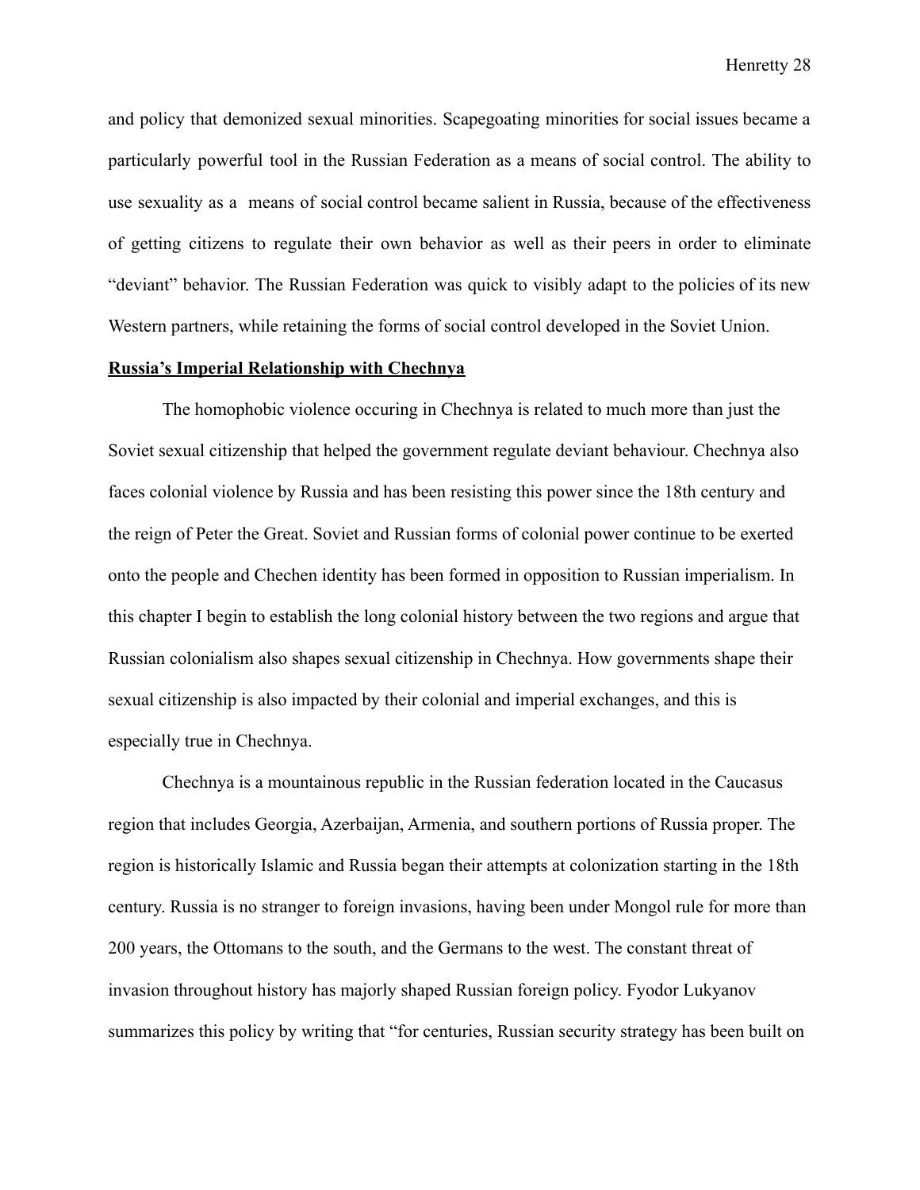and policy that demonized sexual minorities. Scapegoating minorities for social issues became a particularly powerful tool in the Russian Federation as a means of social control. The ability to use sexuality as a  means of social control became salient in Russia, because of the effectiveness of getting citizens to regulate their own behavior as well as their peers in order to eliminate "deviant" behavior. The Russian Federation was quick to visibly adapt to the policies of its new Western partners, while retaining the forms of social control developed in the Soviet Union.

## **Russia's Imperial Relationship with Chechnya**

The homophobic violence occuring in Chechnya is related to much more than just the Soviet sexual citizenship that helped the government regulate deviant behaviour. Chechnya also faces colonial violence by Russia and has been resisting this power since the 18th century and the reign of Peter the Great. Soviet and Russian forms of colonial power continue to be exerted onto the people and Chechen identity has been formed in opposition to Russian imperialism. In this chapter I begin to establish the long colonial history between the two regions and argue that Russian colonialism also shapes sexual citizenship in Chechnya. How governments shape their sexual citizenship is also impacted by their colonial and imperial exchanges, and this is especially true in Chechnya.

Chechnya is a mountainous republic in the Russian federation located in the Caucasus region that includes Georgia, Azerbaijan, Armenia, and southern portions of Russia proper. The region is historically Islamic and Russia began their attempts at colonization starting in the 18th century. Russia is no stranger to foreign invasions, having been under Mongol rule for more than 200 years, the Ottomans to the south, and the Germans to the west. The constant threat of invasion throughout history has majorly shaped Russian foreign policy. Fyodor Lukyanov summarizes this policy by writing that "for centuries, Russian security strategy has been built on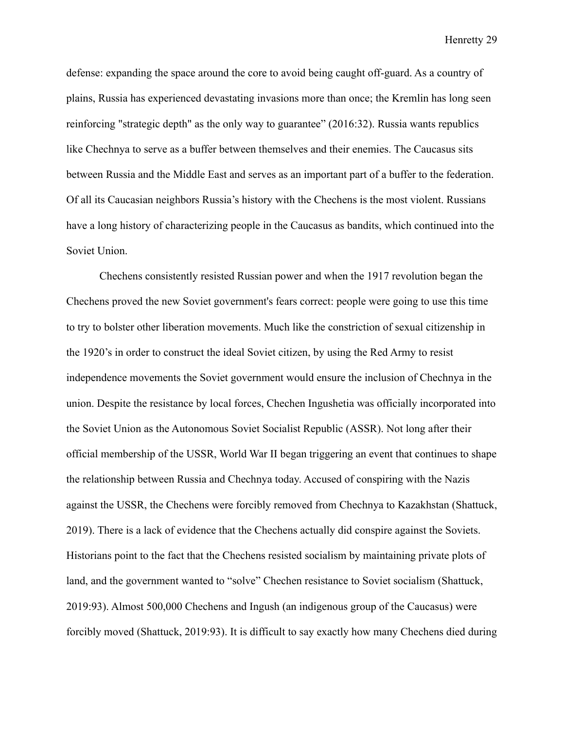defense: expanding the space around the core to avoid being caught off-guard. As a country of plains, Russia has experienced devastating invasions more than once; the Kremlin has long seen reinforcing "strategic depth" as the only way to guarantee" (2016:32). Russia wants republics like Chechnya to serve as a buffer between themselves and their enemies. The Caucasus sits between Russia and the Middle East and serves as an important part of a buffer to the federation. Of all its Caucasian neighbors Russia's history with the Chechens is the most violent. Russians have a long history of characterizing people in the Caucasus as bandits, which continued into the Soviet Union.

Chechens consistently resisted Russian power and when the 1917 revolution began the Chechens proved the new Soviet government's fears correct: people were going to use this time to try to bolster other liberation movements. Much like the constriction of sexual citizenship in the 1920's in order to construct the ideal Soviet citizen, by using the Red Army to resist independence movements the Soviet government would ensure the inclusion of Chechnya in the union. Despite the resistance by local forces, Chechen Ingushetia was officially incorporated into the Soviet Union as the Autonomous Soviet Socialist Republic (ASSR). Not long after their official membership of the USSR, World War II began triggering an event that continues to shape the relationship between Russia and Chechnya today. Accused of conspiring with the Nazis against the USSR, the Chechens were forcibly removed from Chechnya to Kazakhstan (Shattuck, 2019). There is a lack of evidence that the Chechens actually did conspire against the Soviets. Historians point to the fact that the Chechens resisted socialism by maintaining private plots of land, and the government wanted to "solve" Chechen resistance to Soviet socialism (Shattuck, 2019:93). Almost 500,000 Chechens and Ingush (an indigenous group of the Caucasus) were forcibly moved (Shattuck, 2019:93). It is difficult to say exactly how many Chechens died during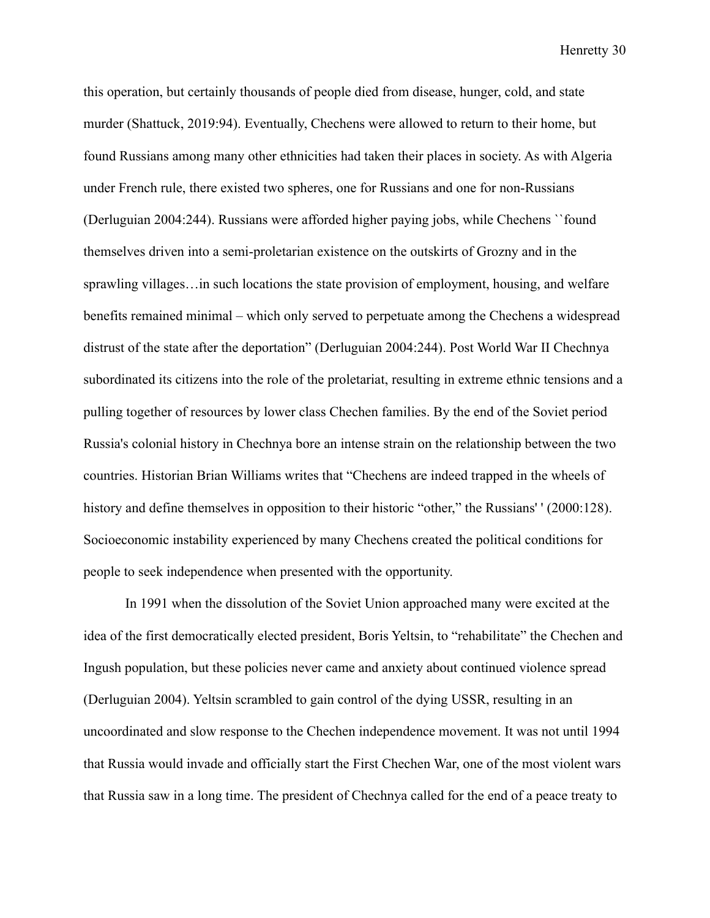this operation, but certainly thousands of people died from disease, hunger, cold, and state murder (Shattuck, 2019:94). Eventually, Chechens were allowed to return to their home, but found Russians among many other ethnicities had taken their places in society. As with Algeria under French rule, there existed two spheres, one for Russians and one for non-Russians (Derluguian 2004:244). Russians were afforded higher paying jobs, while Chechens ``found themselves driven into a semi-proletarian existence on the outskirts of Grozny and in the sprawling villages…in such locations the state provision of employment, housing, and welfare benefits remained minimal – which only served to perpetuate among the Chechens a widespread distrust of the state after the deportation" (Derluguian 2004:244). Post World War II Chechnya subordinated its citizens into the role of the proletariat, resulting in extreme ethnic tensions and a pulling together of resources by lower class Chechen families. By the end of the Soviet period Russia's colonial history in Chechnya bore an intense strain on the relationship between the two countries. Historian Brian Williams writes that "Chechens are indeed trapped in the wheels of history and define themselves in opposition to their historic "other," the Russians' ' (2000:128). Socioeconomic instability experienced by many Chechens created the political conditions for people to seek independence when presented with the opportunity.

In 1991 when the dissolution of the Soviet Union approached many were excited at the idea of the first democratically elected president, Boris Yeltsin, to "rehabilitate" the Chechen and Ingush population, but these policies never came and anxiety about continued violence spread (Derluguian 2004). Yeltsin scrambled to gain control of the dying USSR, resulting in an uncoordinated and slow response to the Chechen independence movement. It was not until 1994 that Russia would invade and officially start the First Chechen War, one of the most violent wars that Russia saw in a long time. The president of Chechnya called for the end of a peace treaty to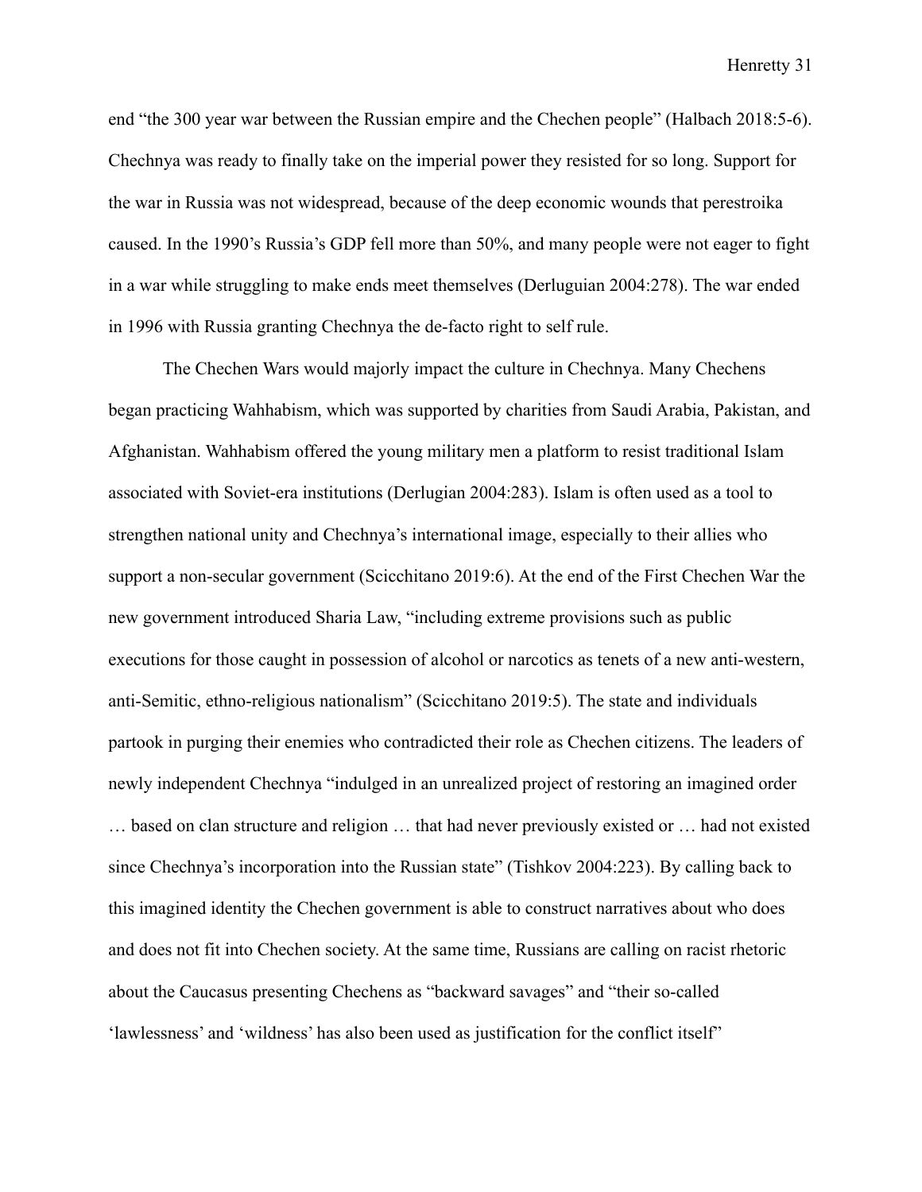end "the 300 year war between the Russian empire and the Chechen people" (Halbach 2018:5-6). Chechnya was ready to finally take on the imperial power they resisted for so long. Support for the war in Russia was not widespread, because of the deep economic wounds that perestroika caused. In the 1990's Russia's GDP fell more than 50%, and many people were not eager to fight in a war while struggling to make ends meet themselves (Derluguian 2004:278). The war ended in 1996 with Russia granting Chechnya the de-facto right to self rule.

The Chechen Wars would majorly impact the culture in Chechnya. Many Chechens began practicing Wahhabism, which was supported by charities from Saudi Arabia, Pakistan, and Afghanistan. Wahhabism offered the young military men a platform to resist traditional Islam associated with Soviet-era institutions (Derlugian 2004:283). Islam is often used as a tool to strengthen national unity and Chechnya's international image, especially to their allies who support a non-secular government (Scicchitano 2019:6). At the end of the First Chechen War the new government introduced Sharia Law, "including extreme provisions such as public executions for those caught in possession of alcohol or narcotics as tenets of a new anti-western, anti-Semitic, ethno-religious nationalism" (Scicchitano 2019:5). The state and individuals partook in purging their enemies who contradicted their role as Chechen citizens. The leaders of newly independent Chechnya "indulged in an unrealized project of restoring an imagined order … based on clan structure and religion … that had never previously existed or … had not existed since Chechnya's incorporation into the Russian state" (Tishkov 2004:223). By calling back to this imagined identity the Chechen government is able to construct narratives about who does and does not fit into Chechen society. At the same time, Russians are calling on racist rhetoric about the Caucasus presenting Chechens as "backward savages" and "their so-called 'lawlessness' and 'wildness' has also been used as justification for the conflict itself"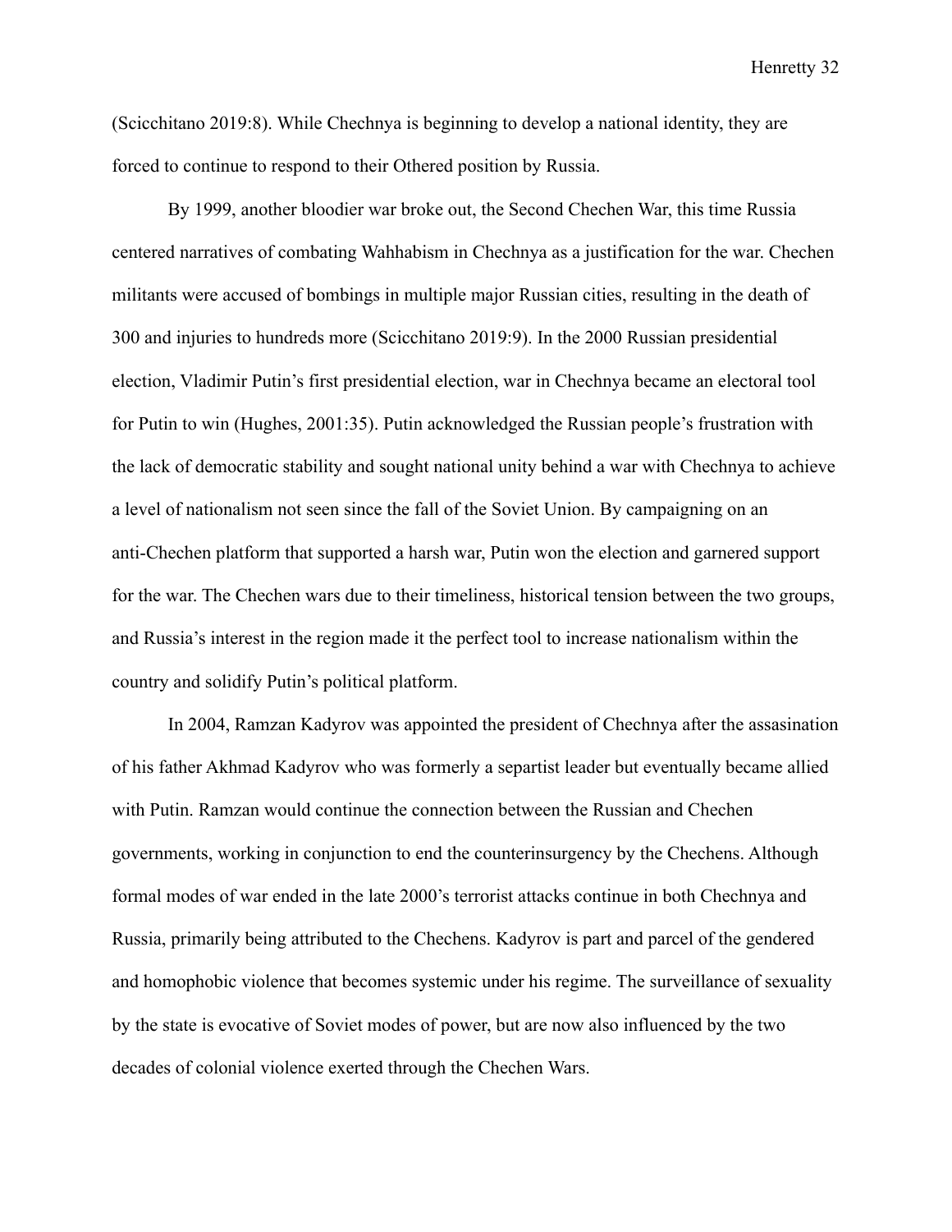(Scicchitano 2019:8). While Chechnya is beginning to develop a national identity, they are forced to continue to respond to their Othered position by Russia.

By 1999, another bloodier war broke out, the Second Chechen War, this time Russia centered narratives of combating Wahhabism in Chechnya as a justification for the war. Chechen militants were accused of bombings in multiple major Russian cities, resulting in the death of 300 and injuries to hundreds more (Scicchitano 2019:9). In the 2000 Russian presidential election, Vladimir Putin's first presidential election, war in Chechnya became an electoral tool for Putin to win (Hughes, 2001:35). Putin acknowledged the Russian people's frustration with the lack of democratic stability and sought national unity behind a war with Chechnya to achieve a level of nationalism not seen since the fall of the Soviet Union. By campaigning on an anti-Chechen platform that supported a harsh war, Putin won the election and garnered support for the war. The Chechen wars due to their timeliness, historical tension between the two groups, and Russia's interest in the region made it the perfect tool to increase nationalism within the country and solidify Putin's political platform.

In 2004, Ramzan Kadyrov was appointed the president of Chechnya after the assasination of his father Akhmad Kadyrov who was formerly a separtist leader but eventually became allied with Putin. Ramzan would continue the connection between the Russian and Chechen governments, working in conjunction to end the counterinsurgency by the Chechens. Although formal modes of war ended in the late 2000's terrorist attacks continue in both Chechnya and Russia, primarily being attributed to the Chechens. Kadyrov is part and parcel of the gendered and homophobic violence that becomes systemic under his regime. The surveillance of sexuality by the state is evocative of Soviet modes of power, but are now also influenced by the two decades of colonial violence exerted through the Chechen Wars.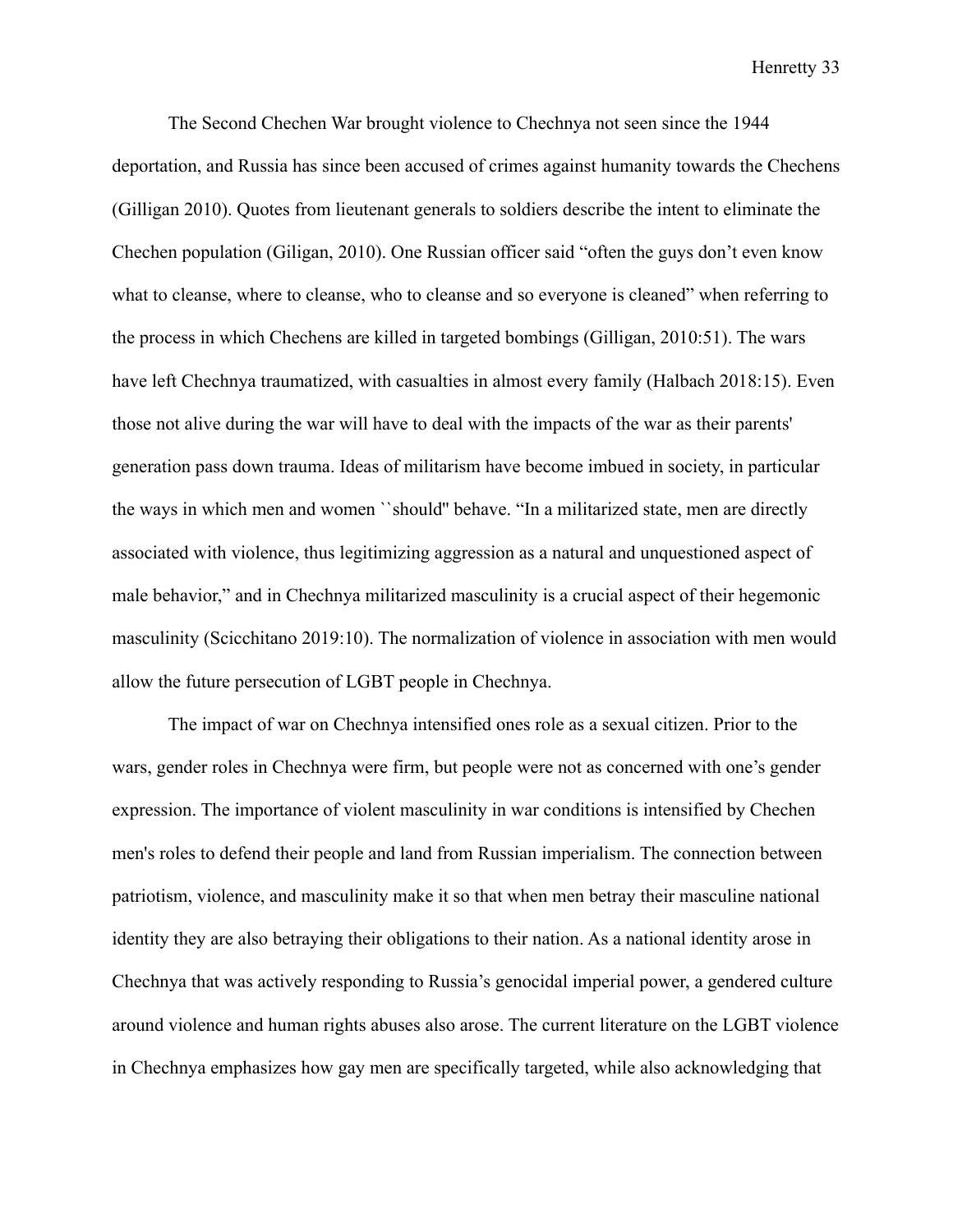The Second Chechen War brought violence to Chechnya not seen since the 1944 deportation, and Russia has since been accused of crimes against humanity towards the Chechens (Gilligan 2010). Quotes from lieutenant generals to soldiers describe the intent to eliminate the Chechen population (Giligan, 2010). One Russian officer said "often the guys don't even know what to cleanse, where to cleanse, who to cleanse and so everyone is cleaned" when referring to the process in which Chechens are killed in targeted bombings (Gilligan, 2010:51). The wars have left Chechnya traumatized, with casualties in almost every family (Halbach 2018:15). Even those not alive during the war will have to deal with the impacts of the war as their parents' generation pass down trauma. Ideas of militarism have become imbued in society, in particular the ways in which men and women ``should'' behave. "In a militarized state, men are directly associated with violence, thus legitimizing aggression as a natural and unquestioned aspect of male behavior," and in Chechnya militarized masculinity is a crucial aspect of their hegemonic masculinity (Scicchitano 2019:10). The normalization of violence in association with men would allow the future persecution of LGBT people in Chechnya.

The impact of war on Chechnya intensified ones role as a sexual citizen. Prior to the wars, gender roles in Chechnya were firm, but people were not as concerned with one's gender expression. The importance of violent masculinity in war conditions is intensified by Chechen men's roles to defend their people and land from Russian imperialism. The connection between patriotism, violence, and masculinity make it so that when men betray their masculine national identity they are also betraying their obligations to their nation. As a national identity arose in Chechnya that was actively responding to Russia's genocidal imperial power, a gendered culture around violence and human rights abuses also arose. The current literature on the LGBT violence in Chechnya emphasizes how gay men are specifically targeted, while also acknowledging that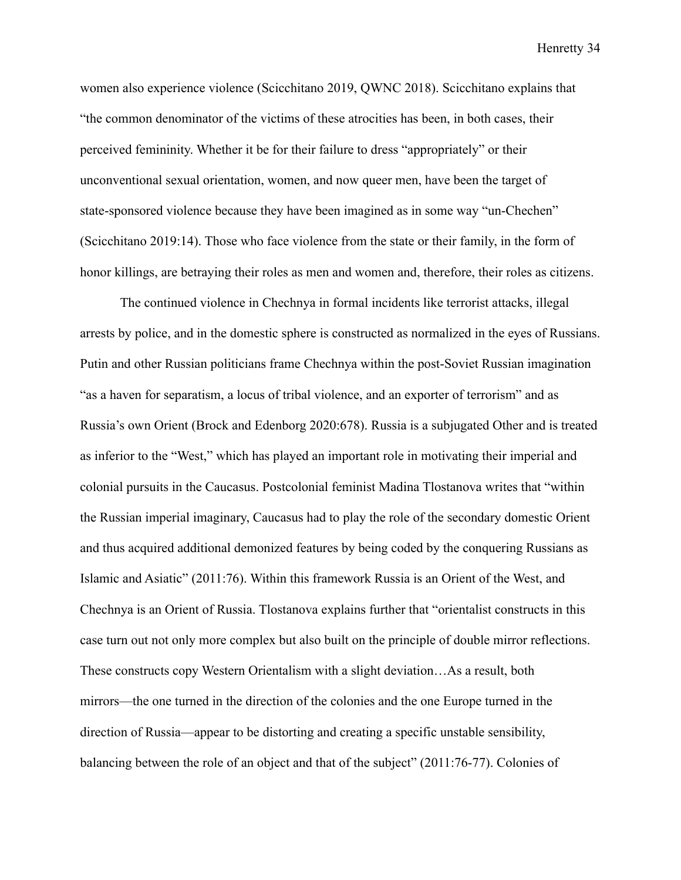women also experience violence (Scicchitano 2019, QWNC 2018). Scicchitano explains that "the common denominator of the victims of these atrocities has been, in both cases, their perceived femininity. Whether it be for their failure to dress "appropriately" or their unconventional sexual orientation, women, and now queer men, have been the target of state-sponsored violence because they have been imagined as in some way "un-Chechen" (Scicchitano 2019:14). Those who face violence from the state or their family, in the form of honor killings, are betraying their roles as men and women and, therefore, their roles as citizens.

The continued violence in Chechnya in formal incidents like terrorist attacks, illegal arrests by police, and in the domestic sphere is constructed as normalized in the eyes of Russians. Putin and other Russian politicians frame Chechnya within the post-Soviet Russian imagination "as a haven for separatism, a locus of tribal violence, and an exporter of terrorism" and as Russia's own Orient (Brock and Edenborg 2020:678). Russia is a subjugated Other and is treated as inferior to the "West," which has played an important role in motivating their imperial and colonial pursuits in the Caucasus. Postcolonial feminist Madina Tlostanova writes that "within the Russian imperial imaginary, Caucasus had to play the role of the secondary domestic Orient and thus acquired additional demonized features by being coded by the conquering Russians as Islamic and Asiatic" (2011:76). Within this framework Russia is an Orient of the West, and Chechnya is an Orient of Russia. Tlostanova explains further that "orientalist constructs in this case turn out not only more complex but also built on the principle of double mirror reflections. These constructs copy Western Orientalism with a slight deviation…As a result, both mirrors—the one turned in the direction of the colonies and the one Europe turned in the direction of Russia—appear to be distorting and creating a specific unstable sensibility, balancing between the role of an object and that of the subject" (2011:76-77). Colonies of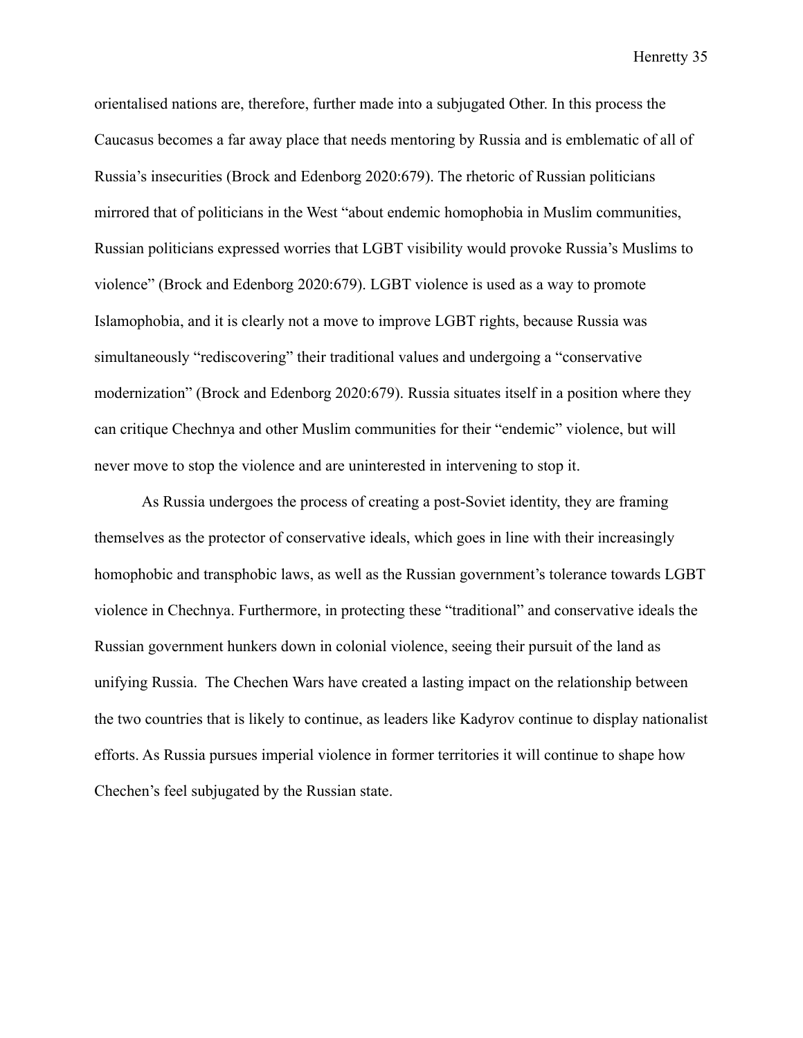orientalised nations are, therefore, further made into a subjugated Other. In this process the Caucasus becomes a far away place that needs mentoring by Russia and is emblematic of all of Russia's insecurities (Brock and Edenborg 2020:679). The rhetoric of Russian politicians mirrored that of politicians in the West "about endemic homophobia in Muslim communities, Russian politicians expressed worries that LGBT visibility would provoke Russia's Muslims to violence" (Brock and Edenborg 2020:679). LGBT violence is used as a way to promote Islamophobia, and it is clearly not a move to improve LGBT rights, because Russia was simultaneously "rediscovering" their traditional values and undergoing a "conservative modernization" (Brock and Edenborg 2020:679). Russia situates itself in a position where they can critique Chechnya and other Muslim communities for their "endemic" violence, but will never move to stop the violence and are uninterested in intervening to stop it.

As Russia undergoes the process of creating a post-Soviet identity, they are framing themselves as the protector of conservative ideals, which goes in line with their increasingly homophobic and transphobic laws, as well as the Russian government's tolerance towards LGBT violence in Chechnya. Furthermore, in protecting these "traditional" and conservative ideals the Russian government hunkers down in colonial violence, seeing their pursuit of the land as unifying Russia. The Chechen Wars have created a lasting impact on the relationship between the two countries that is likely to continue, as leaders like Kadyrov continue to display nationalist efforts. As Russia pursues imperial violence in former territories it will continue to shape how Chechen's feel subjugated by the Russian state.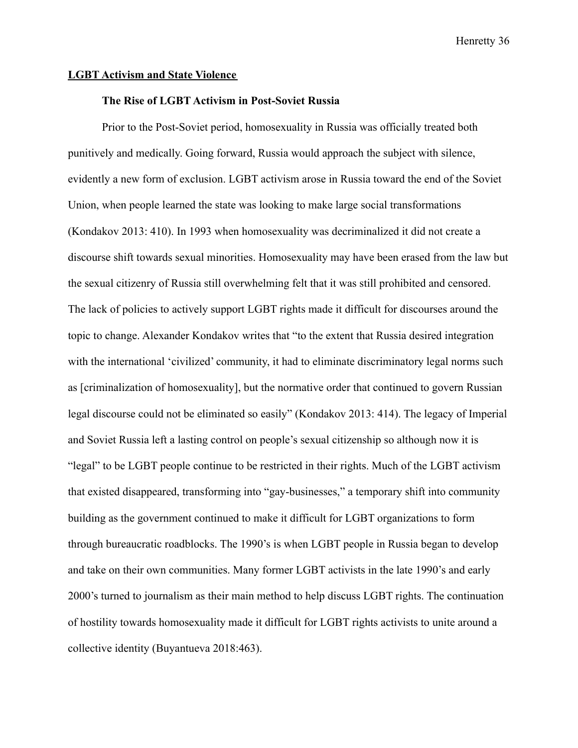## LGBT Activism and State Violence

### The Rise of LGBT Activism in Post-Soviet Russia

Prior to the Post-Soviet period, homosexuality in Russia was officially treated both punitively and medically. Going forward, Russia would approach the subject with silence, evidently a new form of exclusion. LGBT activism arose in Russia toward the end of the Soviet Union, when people learned the state was looking to make large social transformations (Kondakov 2013: 410). In 1993 when homosexuality was decriminalized it did not create a discourse shift towards sexual minorities. Homosexuality may have been erased from the law but the sexual citizenry of Russia still overwhelming felt that it was still prohibited and censored. The lack of policies to actively support LGBT rights made it difficult for discourses around the topic to change. Alexander Kondakov writes that "to the extent that Russia desired integration with the international 'civilized' community, it had to eliminate discriminatory legal norms such as [criminalization of homosexuality], but the normative order that continued to govern Russian legal discourse could not be eliminated so easily" (Kondakov 2013: 414). The legacy of Imperial and Soviet Russia left a lasting control on people's sexual citizenship so although now it is "legal" to be LGBT people continue to be restricted in their rights. Much of the LGBT activism that existed disappeared, transforming into "gay-businesses," a temporary shift into community building as the government continued to make it difficult for LGBT organizations to form through bureaucratic roadblocks. The 1990's is when LGBT people in Russia began to develop and take on their own communities. Many former LGBT activists in the late 1990's and early 2000's turned to journalism as their main method to help discuss LGBT rights. The continuation of hostility towards homosexuality made it difficult for LGBT rights activists to unite around a collective identity (Buyantueva 2018:463).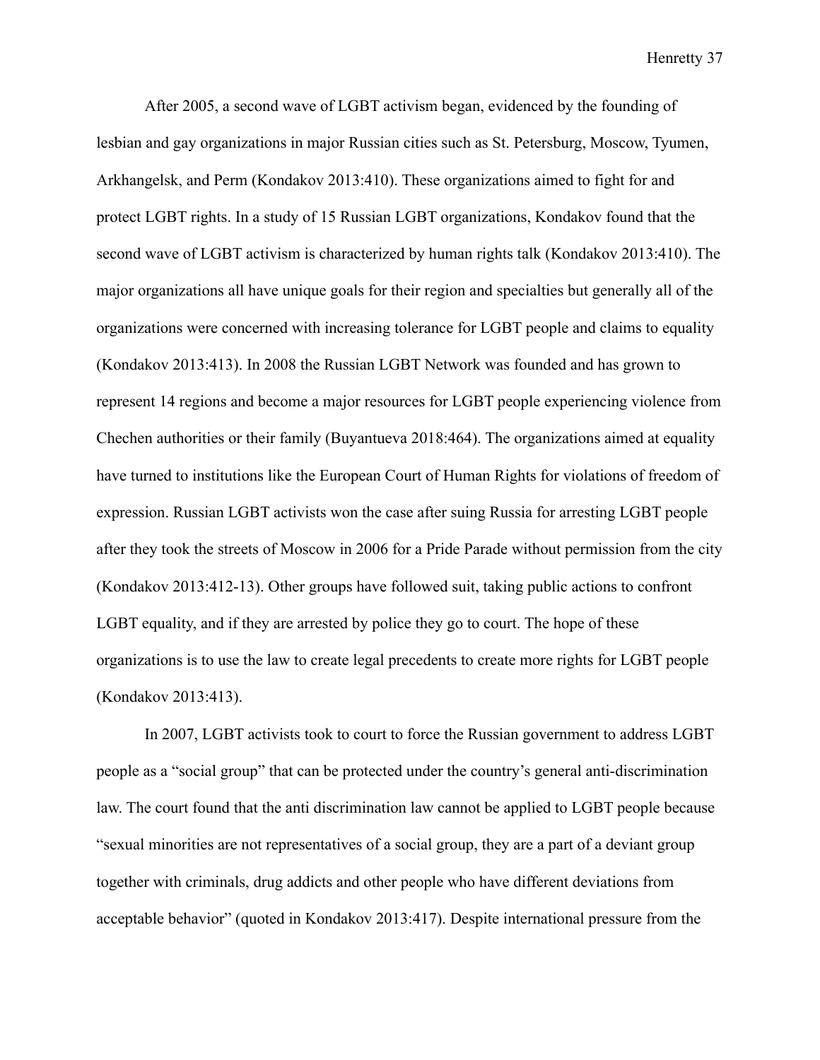After 2005, a second wave of LGBT activism began, evidenced by the founding of lesbian and gay organizations in major Russian cities such as St. Petersburg, Moscow, Tyumen, Arkhangelsk, and Perm (Kondakov 2013:410). These organizations aimed to fight for and protect LGBT rights. In a study of 15 Russian LGBT organizations, Kondakov found that the second wave of LGBT activism is characterized by human rights talk (Kondakov 2013:410). The major organizations all have unique goals for their region and specialties but generally all of the organizations were concerned with increasing tolerance for LGBT people and claims to equality (Kondakov 2013:413). In 2008 the Russian LGBT Network was founded and has grown to represent 14 regions and become a major resources for LGBT people experiencing violence from Chechen authorities or their family (Buyantueva 2018:464). The organizations aimed at equality have turned to institutions like the European Court of Human Rights for violations of freedom of expression. Russian LGBT activists won the case after suing Russia for arresting LGBT people after they took the streets of Moscow in 2006 for a Pride Parade without permission from the city (Kondakov 2013:412-13). Other groups have followed suit, taking public actions to confront LGBT equality, and if they are arrested by police they go to court. The hope of these organizations is to use the law to create legal precedents to create more rights for LGBT people (Kondakov 2013:413).

In 2007, LGBT activists took to court to force the Russian government to address LGBT people as a "social group" that can be protected under the country's general anti-discrimination law. The court found that the anti discrimination law cannot be applied to LGBT people because "sexual minorities are not representatives of a social group, they are a part of a deviant group together with criminals, drug addicts and other people who have different deviations from acceptable behavior" (quoted in Kondakov 2013:417). Despite international pressure from the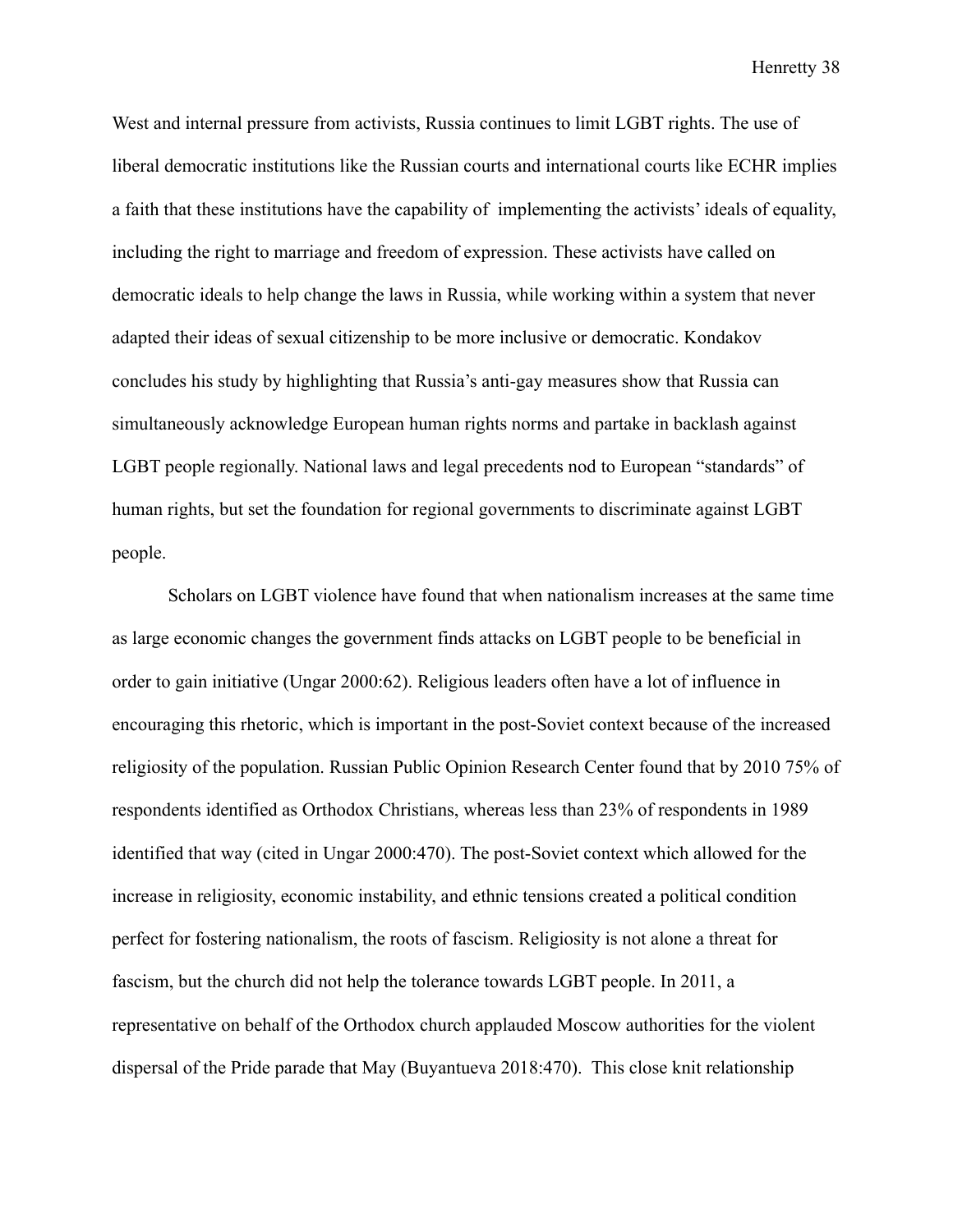West and internal pressure from activists, Russia continues to limit LGBT rights. The use of liberal democratic institutions like the Russian courts and international courts like ECHR implies a faith that these institutions have the capability of  implementing the activists' ideals of equality, including the right to marriage and freedom of expression. These activists have called on democratic ideals to help change the laws in Russia, while working within a system that never adapted their ideas of sexual citizenship to be more inclusive or democratic. Kondakov concludes his study by highlighting that Russia's anti-gay measures show that Russia can simultaneously acknowledge European human rights norms and partake in backlash against LGBT people regionally. National laws and legal precedents nod to European "standards" of human rights, but set the foundation for regional governments to discriminate against LGBT people.

Scholars on LGBT violence have found that when nationalism increases at the same time as large economic changes the government finds attacks on LGBT people to be beneficial in order to gain initiative (Ungar 2000:62). Religious leaders often have a lot of influence in encouraging this rhetoric, which is important in the post-Soviet context because of the increased religiosity of the population. Russian Public Opinion Research Center found that by 2010 75% of respondents identified as Orthodox Christians, whereas less than 23% of respondents in 1989 identified that way (cited in Ungar 2000:470). The post-Soviet context which allowed for the increase in religiosity, economic instability, and ethnic tensions created a political condition perfect for fostering nationalism, the roots of fascism. Religiosity is not alone a threat for fascism, but the church did not help the tolerance towards LGBT people. In 2011, a representative on behalf of the Orthodox church applauded Moscow authorities for the violent dispersal of the Pride parade that May (Buyantueva 2018:470).  This close knit relationship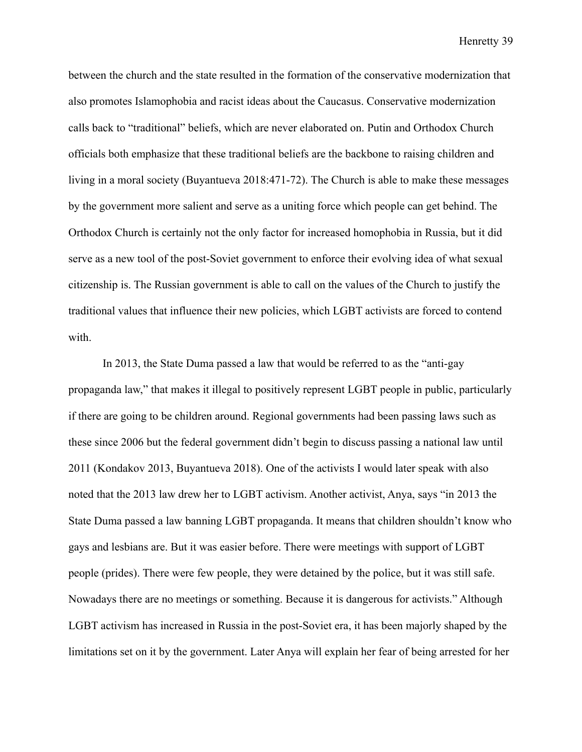between the church and the state resulted in the formation of the conservative modernization that also promotes Islamophobia and racist ideas about the Caucasus. Conservative modernization calls back to "traditional" beliefs, which are never elaborated on. Putin and Orthodox Church officials both emphasize that these traditional beliefs are the backbone to raising children and living in a moral society (Buyantueva 2018:471-72). The Church is able to make these messages by the government more salient and serve as a uniting force which people can get behind. The Orthodox Church is certainly not the only factor for increased homophobia in Russia, but it did serve as a new tool of the post-Soviet government to enforce their evolving idea of what sexual citizenship is. The Russian government is able to call on the values of the Church to justify the traditional values that influence their new policies, which LGBT activists are forced to contend with.

In 2013, the State Duma passed a law that would be referred to as the "anti-gay propaganda law," that makes it illegal to positively represent LGBT people in public, particularly if there are going to be children around. Regional governments had been passing laws such as these since 2006 but the federal government didn't begin to discuss passing a national law until 2011 (Kondakov 2013, Buyantueva 2018). One of the activists I would later speak with also noted that the 2013 law drew her to LGBT activism. Another activist, Anya, says "in 2013 the State Duma passed a law banning LGBT propaganda. It means that children shouldn't know who gays and lesbians are. But it was easier before. There were meetings with support of LGBT people (prides). There were few people, they were detained by the police, but it was still safe. Nowadays there are no meetings or something. Because it is dangerous for activists." Although LGBT activism has increased in Russia in the post-Soviet era, it has been majorly shaped by the limitations set on it by the government. Later Anya will explain her fear of being arrested for her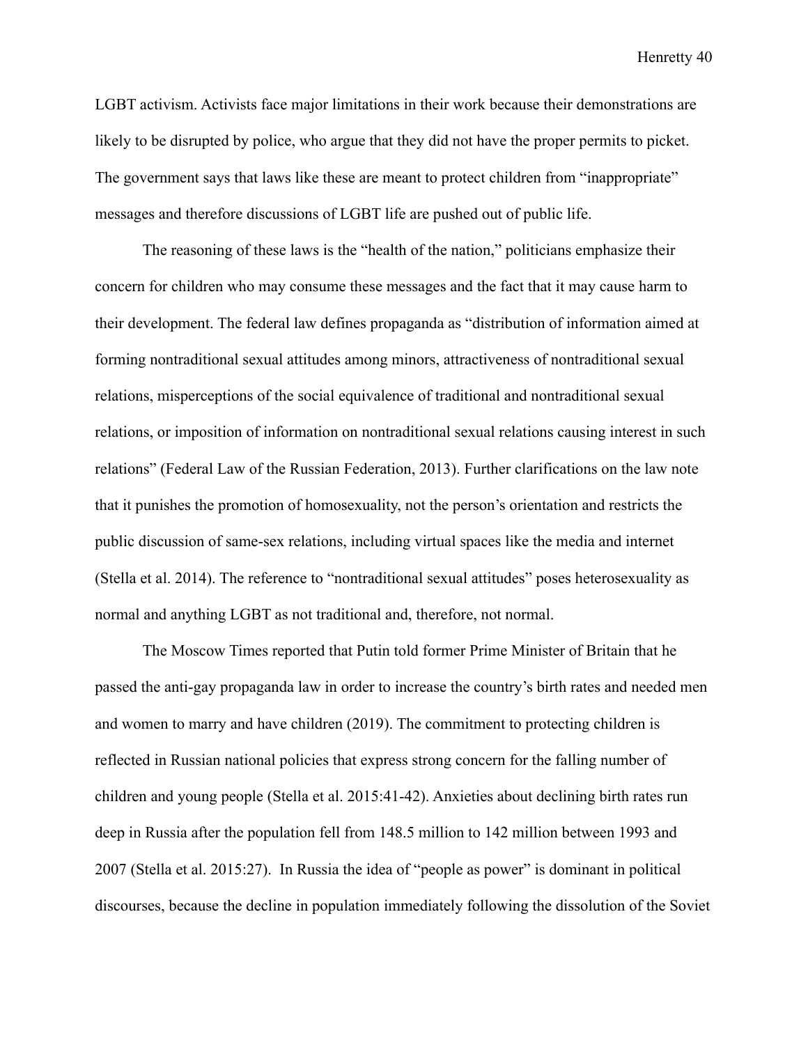LGBT activism. Activists face major limitations in their work because their demonstrations are likely to be disrupted by police, who argue that they did not have the proper permits to picket. The government says that laws like these are meant to protect children from "inappropriate" messages and therefore discussions of LGBT life are pushed out of public life.

The reasoning of these laws is the "health of the nation," politicians emphasize their concern for children who may consume these messages and the fact that it may cause harm to their development. The federal law defines propaganda as "distribution of information aimed at forming nontraditional sexual attitudes among minors, attractiveness of nontraditional sexual relations, misperceptions of the social equivalence of traditional and nontraditional sexual relations, or imposition of information on nontraditional sexual relations causing interest in such relations" (Federal Law of the Russian Federation, 2013). Further clarifications on the law note that it punishes the promotion of homosexuality, not the person's orientation and restricts the public discussion of same-sex relations, including virtual spaces like the media and internet (Stella et al. 2014). The reference to "nontraditional sexual attitudes" poses heterosexuality as normal and anything LGBT as not traditional and, therefore, not normal.

The Moscow Times reported that Putin told former Prime Minister of Britain that he passed the anti-gay propaganda law in order to increase the country's birth rates and needed men and women to marry and have children (2019). The commitment to protecting children is reflected in Russian national policies that express strong concern for the falling number of children and young people (Stella et al. 2015:41-42). Anxieties about declining birth rates run deep in Russia after the population fell from 148.5 million to 142 million between 1993 and 2007 (Stella et al. 2015:27). In Russia the idea of "people as power" is dominant in political discourses, because the decline in population immediately following the dissolution of the Soviet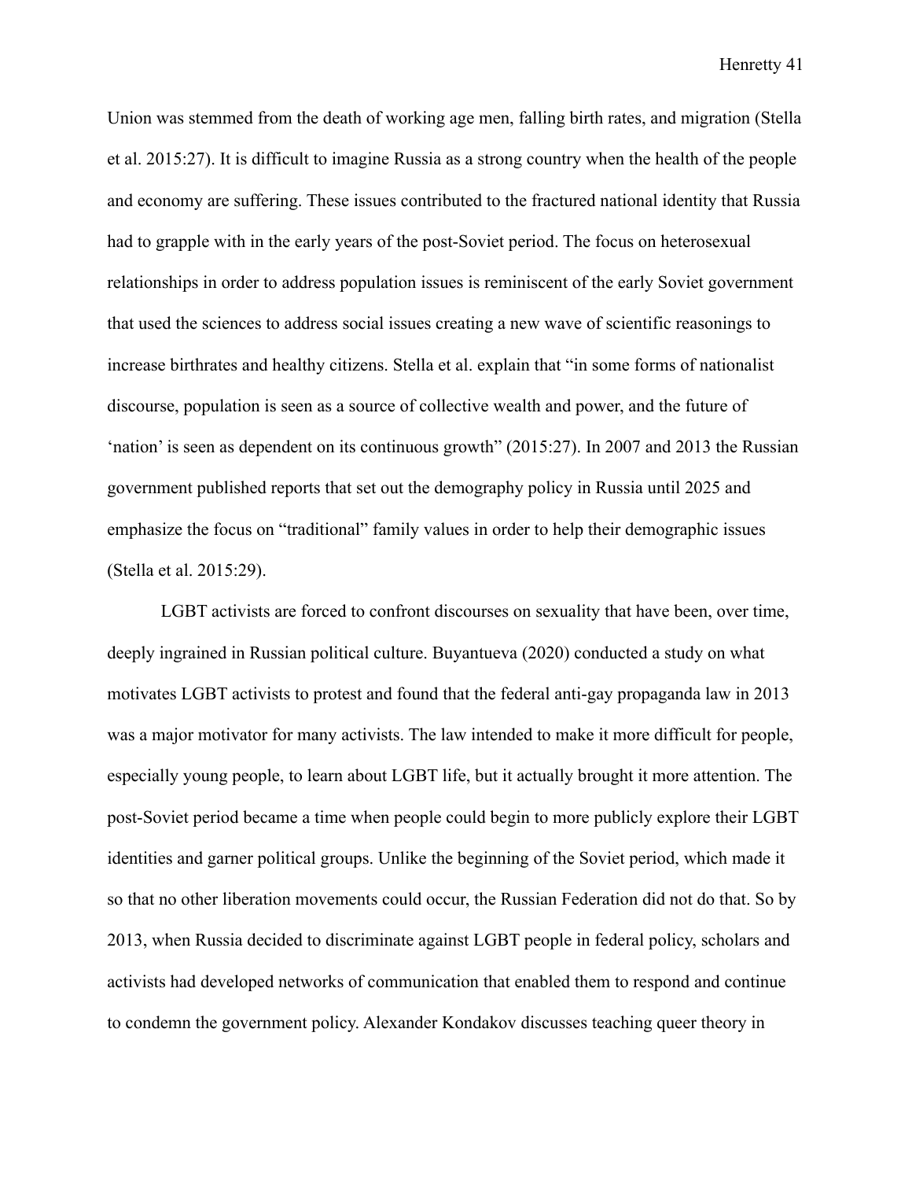Union was stemmed from the death of working age men, falling birth rates, and migration (Stella et al. 2015:27). It is difficult to imagine Russia as a strong country when the health of the people and economy are suffering. These issues contributed to the fractured national identity that Russia had to grapple with in the early years of the post-Soviet period. The focus on heterosexual relationships in order to address population issues is reminiscent of the early Soviet government that used the sciences to address social issues creating a new wave of scientific reasonings to increase birthrates and healthy citizens. Stella et al. explain that "in some forms of nationalist discourse, population is seen as a source of collective wealth and power, and the future of 'nation' is seen as dependent on its continuous growth" (2015:27). In 2007 and 2013 the Russian government published reports that set out the demography policy in Russia until 2025 and emphasize the focus on "traditional" family values in order to help their demographic issues (Stella et al. 2015:29).

LGBT activists are forced to confront discourses on sexuality that have been, over time, deeply ingrained in Russian political culture. Buyantueva (2020) conducted a study on what motivates LGBT activists to protest and found that the federal anti-gay propaganda law in 2013 was a major motivator for many activists. The law intended to make it more difficult for people, especially young people, to learn about LGBT life, but it actually brought it more attention. The post-Soviet period became a time when people could begin to more publicly explore their LGBT identities and garner political groups. Unlike the beginning of the Soviet period, which made it so that no other liberation movements could occur, the Russian Federation did not do that. So by 2013, when Russia decided to discriminate against LGBT people in federal policy, scholars and activists had developed networks of communication that enabled them to respond and continue to condemn the government policy. Alexander Kondakov discusses teaching queer theory in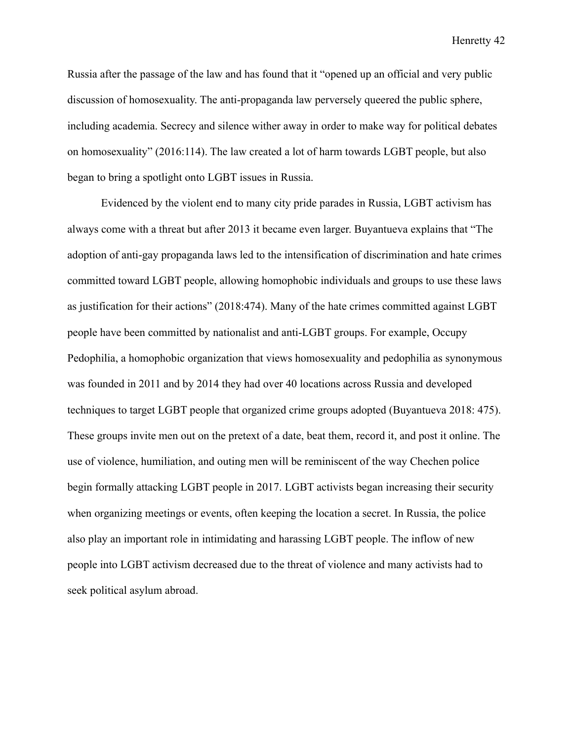Russia after the passage of the law and has found that it "opened up an official and very public discussion of homosexuality. The anti-propaganda law perversely queered the public sphere, including academia. Secrecy and silence wither away in order to make way for political debates on homosexuality" (2016:114). The law created a lot of harm towards LGBT people, but also began to bring a spotlight onto LGBT issues in Russia.

Evidenced by the violent end to many city pride parades in Russia, LGBT activism has always come with a threat but after 2013 it became even larger. Buyantueva explains that "The adoption of anti-gay propaganda laws led to the intensification of discrimination and hate crimes committed toward LGBT people, allowing homophobic individuals and groups to use these laws as justification for their actions" (2018:474). Many of the hate crimes committed against LGBT people have been committed by nationalist and anti-LGBT groups. For example, Occupy Pedophilia, a homophobic organization that views homosexuality and pedophilia as synonymous was founded in 2011 and by 2014 they had over 40 locations across Russia and developed techniques to target LGBT people that organized crime groups adopted (Buyantueva 2018: 475). These groups invite men out on the pretext of a date, beat them, record it, and post it online. The use of violence, humiliation, and outing men will be reminiscent of the way Chechen police begin formally attacking LGBT people in 2017. LGBT activists began increasing their security when organizing meetings or events, often keeping the location a secret. In Russia, the police also play an important role in intimidating and harassing LGBT people. The inflow of new people into LGBT activism decreased due to the threat of violence and many activists had to seek political asylum abroad.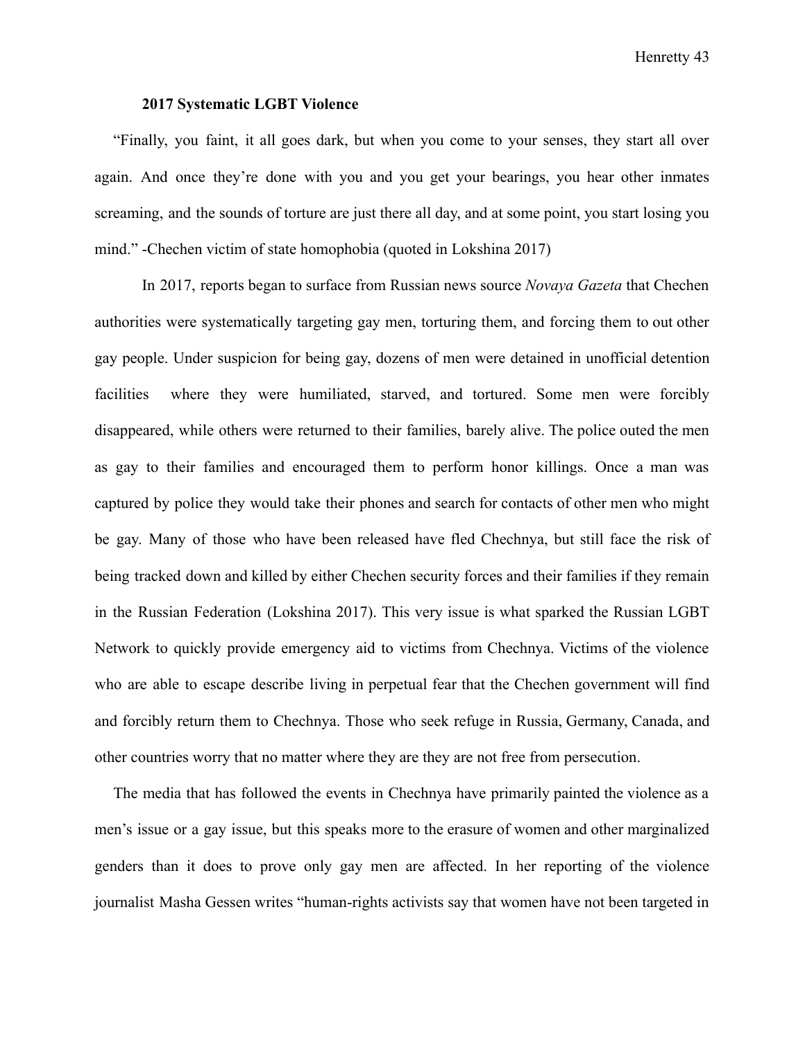### 2017 Systematic LGBT Violence

"Finally, you faint, it all goes dark, but when you come to your senses, they start all over again. And once they're done with you and you get your bearings, you hear other inmates screaming, and the sounds of torture are just there all day, and at some point, you start losing you mind." -Chechen victim of state homophobia (quoted in Lokshina 2017)

In 2017, reports began to surface from Russian news source *Novaya Gazeta* that Chechen authorities were systematically targeting gay men, torturing them, and forcing them to out other gay people. Under suspicion for being gay, dozens of men were detained in unofficial detention facilities where they were humiliated, starved, and tortured. Some men were forcibly disappeared, while others were returned to their families, barely alive. The police outed the men as gay to their families and encouraged them to perform honor killings. Once a man was captured by police they would take their phones and search for contacts of other men who might be gay. Many of those who have been released have fled Chechnya, but still face the risk of being tracked down and killed by either Chechen security forces and their families if they remain in the Russian Federation (Lokshina 2017). This very issue is what sparked the Russian LGBT Network to quickly provide emergency aid to victims from Chechnya. Victims of the violence who are able to escape describe living in perpetual fear that the Chechen government will find and forcibly return them to Chechnya. Those who seek refuge in Russia, Germany, Canada, and other countries worry that no matter where they are they are not free from persecution.

The media that has followed the events in Chechnya have primarily painted the violence as a men's issue or a gay issue, but this speaks more to the erasure of women and other marginalized genders than it does to prove only gay men are affected. In her reporting of the violence journalist Masha Gessen writes "human-rights activists say that women have not been targeted in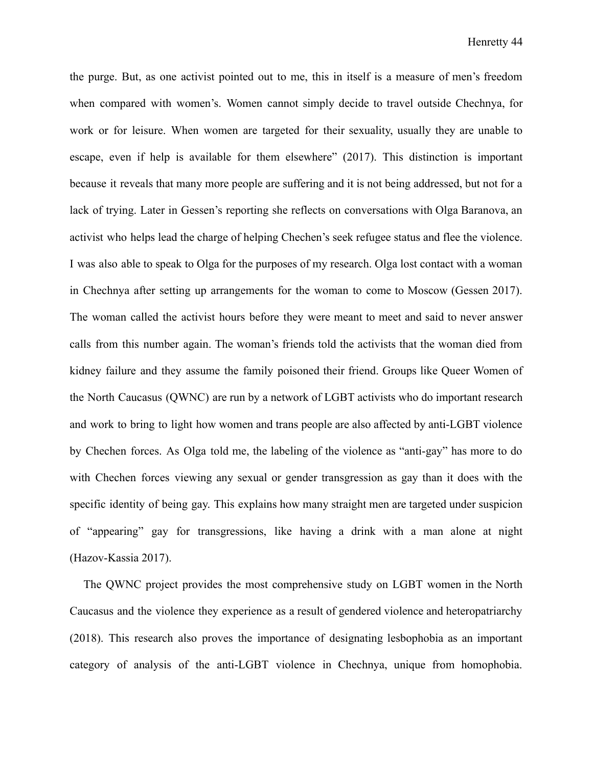the purge. But, as one activist pointed out to me, this in itself is a measure of men's freedom when compared with women's. Women cannot simply decide to travel outside Chechnya, for work or for leisure. When women are targeted for their sexuality, usually they are unable to escape, even if help is available for them elsewhere" (2017). This distinction is important because it reveals that many more people are suffering and it is not being addressed, but not for a lack of trying. Later in Gessen's reporting she reflects on conversations with Olga Baranova, an activist who helps lead the charge of helping Chechen's seek refugee status and flee the violence. I was also able to speak to Olga for the purposes of my research. Olga lost contact with a woman in Chechnya after setting up arrangements for the woman to come to Moscow (Gessen 2017). The woman called the activist hours before they were meant to meet and said to never answer calls from this number again. The woman's friends told the activists that the woman died from kidney failure and they assume the family poisoned their friend. Groups like Queer Women of the North Caucasus (QWNC) are run by a network of LGBT activists who do important research and work to bring to light how women and trans people are also affected by anti-LGBT violence by Chechen forces. As Olga told me, the labeling of the violence as "anti-gay" has more to do with Chechen forces viewing any sexual or gender transgression as gay than it does with the specific identity of being gay. This explains how many straight men are targeted under suspicion of "appearing" gay for transgressions, like having a drink with a man alone at night (Hazov-Kassia 2017).

The QWNC project provides the most comprehensive study on LGBT women in the North Caucasus and the violence they experience as a result of gendered violence and heteropatriarchy (2018). This research also proves the importance of designating lesbophobia as an important category of analysis of the anti-LGBT violence in Chechnya, unique from homophobia.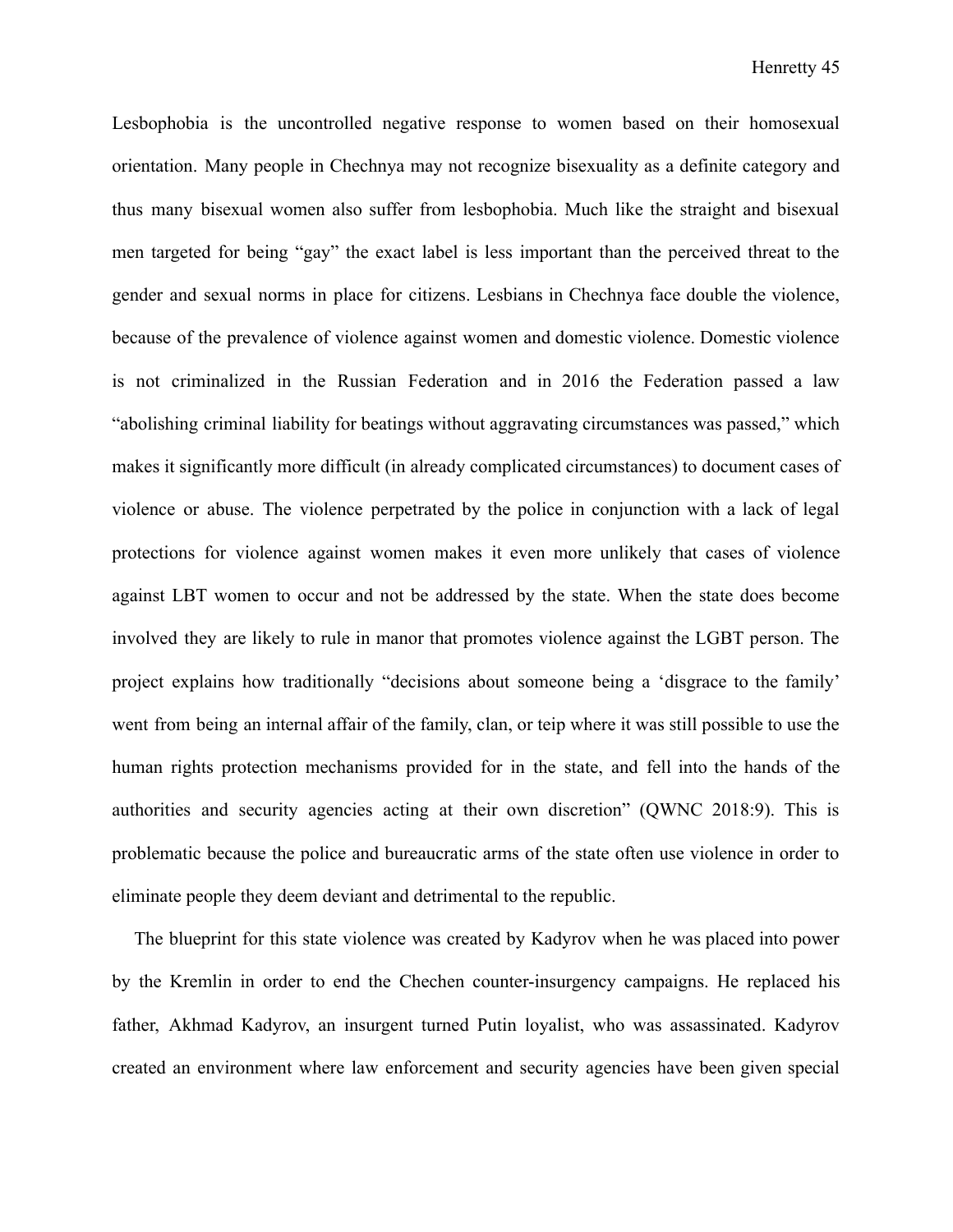Lesbophobia is the uncontrolled negative response to women based on their homosexual orientation. Many people in Chechnya may not recognize bisexuality as a definite category and thus many bisexual women also suffer from lesbophobia. Much like the straight and bisexual men targeted for being "gay" the exact label is less important than the perceived threat to the gender and sexual norms in place for citizens. Lesbians in Chechnya face double the violence, because of the prevalence of violence against women and domestic violence. Domestic violence is not criminalized in the Russian Federation and in 2016 the Federation passed a law "abolishing criminal liability for beatings without aggravating circumstances was passed," which makes it significantly more difficult (in already complicated circumstances) to document cases of violence or abuse. The violence perpetrated by the police in conjunction with a lack of legal protections for violence against women makes it even more unlikely that cases of violence against LBT women to occur and not be addressed by the state. When the state does become involved they are likely to rule in manor that promotes violence against the LGBT person. The project explains how traditionally "decisions about someone being a 'disgrace to the family' went from being an internal affair of the family, clan, or teip where it was still possible to use the human rights protection mechanisms provided for in the state, and fell into the hands of the authorities and security agencies acting at their own discretion" (QWNC 2018:9). This is problematic because the police and bureaucratic arms of the state often use violence in order to eliminate people they deem deviant and detrimental to the republic.

The blueprint for this state violence was created by Kadyrov when he was placed into power by the Kremlin in order to end the Chechen counter-insurgency campaigns. He replaced his father, Akhmad Kadyrov, an insurgent turned Putin loyalist, who was assassinated. Kadyrov created an environment where law enforcement and security agencies have been given special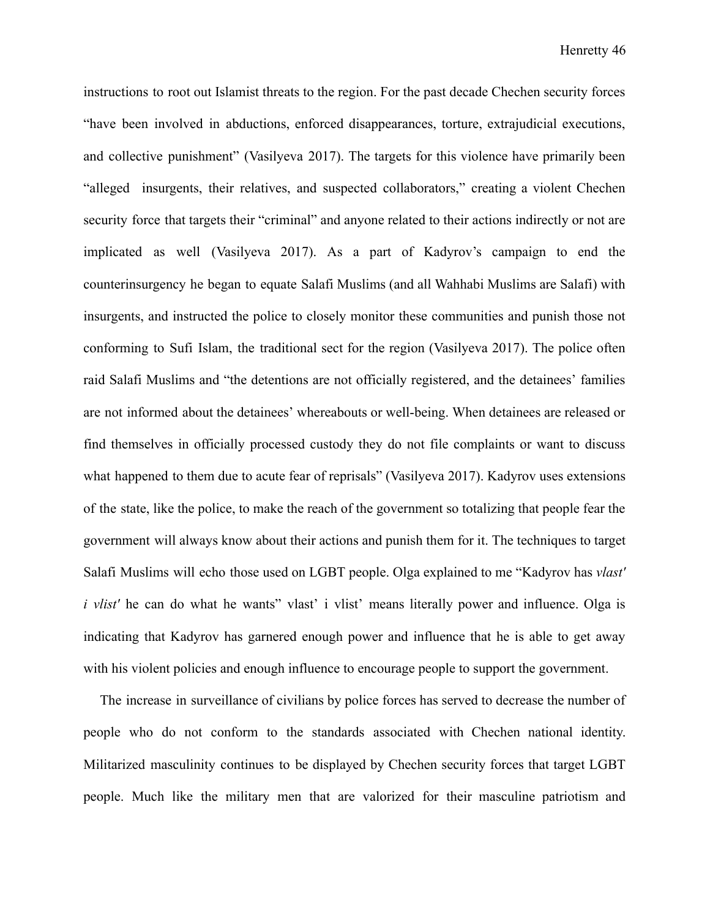instructions to root out Islamist threats to the region. For the past decade Chechen security forces "have been involved in abductions, enforced disappearances, torture, extrajudicial executions, and collective punishment" (Vasilyeva 2017). The targets for this violence have primarily been "alleged insurgents, their relatives, and suspected collaborators," creating a violent Chechen security force that targets their "criminal" and anyone related to their actions indirectly or not are implicated as well (Vasilyeva 2017). As a part of Kadyrov's campaign to end the counterinsurgency he began to equate Salafi Muslims (and all Wahhabi Muslims are Salafi) with insurgents, and instructed the police to closely monitor these communities and punish those not conforming to Sufi Islam, the traditional sect for the region (Vasilyeva 2017). The police often raid Salafi Muslims and "the detentions are not officially registered, and the detainees' families are not informed about the detainees' whereabouts or well-being. When detainees are released or find themselves in officially processed custody they do not file complaints or want to discuss what happened to them due to acute fear of reprisals" (Vasilyeva 2017). Kadyrov uses extensions of the state, like the police, to make the reach of the government so totalizing that people fear the government will always know about their actions and punish them for it. The techniques to target Salafi Muslims will echo those used on LGBT people. Olga explained to me "Kadyrov has *vlast′ i vlist′* he can do what he wants" vlast' i vlist' means literally power and influence. Olga is indicating that Kadyrov has garnered enough power and influence that he is able to get away with his violent policies and enough influence to encourage people to support the government.

The increase in surveillance of civilians by police forces has served to decrease the number of people who do not conform to the standards associated with Chechen national identity. Militarized masculinity continues to be displayed by Chechen security forces that target LGBT people. Much like the military men that are valorized for their masculine patriotism and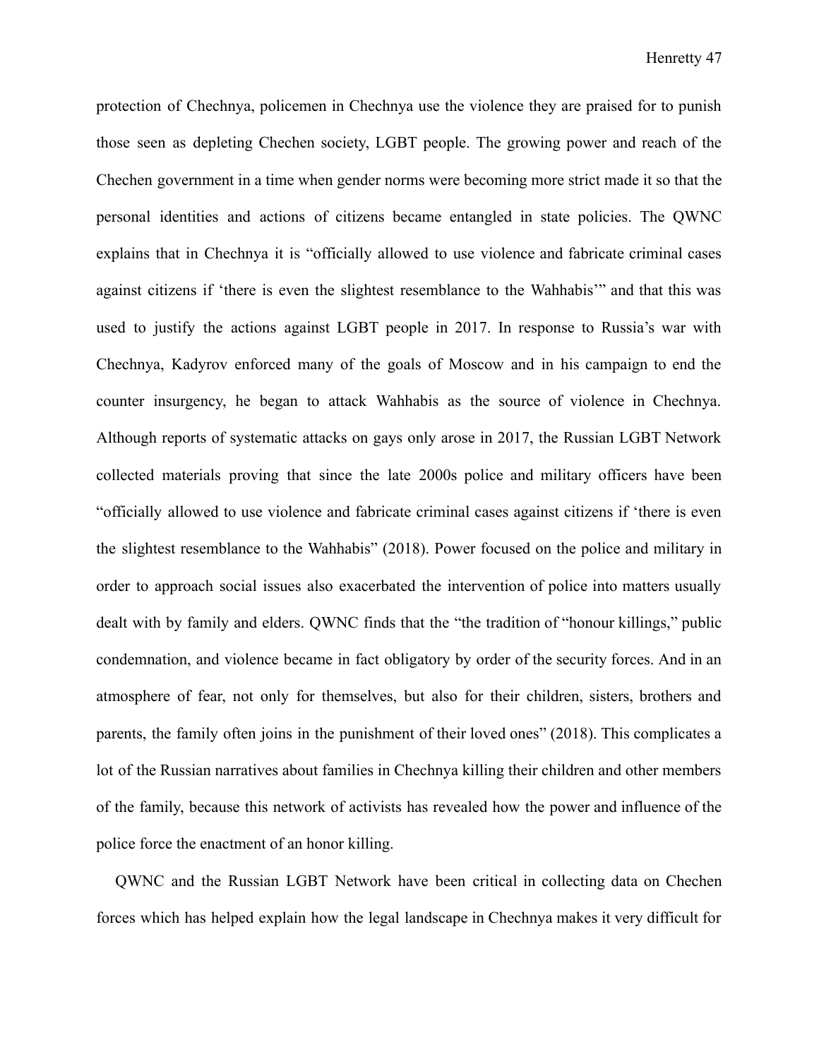protection of Chechnya, policemen in Chechnya use the violence they are praised for to punish those seen as depleting Chechen society, LGBT people. The growing power and reach of the Chechen government in a time when gender norms were becoming more strict made it so that the personal identities and actions of citizens became entangled in state policies. The QWNC explains that in Chechnya it is "officially allowed to use violence and fabricate criminal cases against citizens if 'there is even the slightest resemblance to the Wahhabis'" and that this was used to justify the actions against LGBT people in 2017. In response to Russia's war with Chechnya, Kadyrov enforced many of the goals of Moscow and in his campaign to end the counter insurgency, he began to attack Wahhabis as the source of violence in Chechnya. Although reports of systematic attacks on gays only arose in 2017, the Russian LGBT Network collected materials proving that since the late 2000s police and military officers have been "officially allowed to use violence and fabricate criminal cases against citizens if 'there is even the slightest resemblance to the Wahhabis" (2018). Power focused on the police and military in order to approach social issues also exacerbated the intervention of police into matters usually dealt with by family and elders. QWNC finds that the "the tradition of "honour killings," public condemnation, and violence became in fact obligatory by order of the security forces. And in an atmosphere of fear, not only for themselves, but also for their children, sisters, brothers and parents, the family often joins in the punishment of their loved ones" (2018). This complicates a lot of the Russian narratives about families in Chechnya killing their children and other members of the family, because this network of activists has revealed how the power and influence of the police force the enactment of an honor killing.

QWNC and the Russian LGBT Network have been critical in collecting data on Chechen forces which has helped explain how the legal landscape in Chechnya makes it very difficult for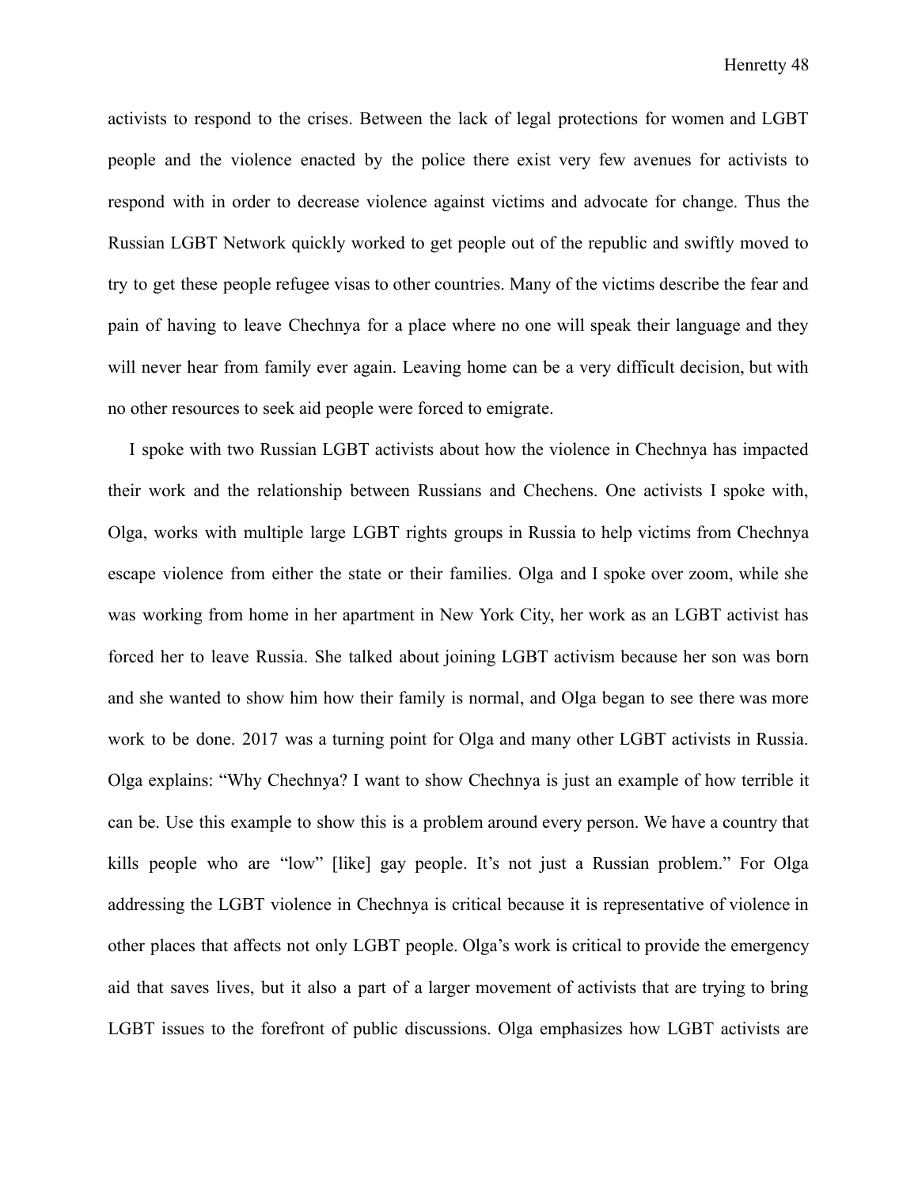activists to respond to the crises. Between the lack of legal protections for women and LGBT people and the violence enacted by the police there exist very few avenues for activists to respond with in order to decrease violence against victims and advocate for change. Thus the Russian LGBT Network quickly worked to get people out of the republic and swiftly moved to try to get these people refugee visas to other countries. Many of the victims describe the fear and pain of having to leave Chechnya for a place where no one will speak their language and they will never hear from family ever again. Leaving home can be a very difficult decision, but with no other resources to seek aid people were forced to emigrate.

I spoke with two Russian LGBT activists about how the violence in Chechnya has impacted their work and the relationship between Russians and Chechens. One activists I spoke with, Olga, works with multiple large LGBT rights groups in Russia to help victims from Chechnya escape violence from either the state or their families. Olga and I spoke over zoom, while she was working from home in her apartment in New York City, her work as an LGBT activist has forced her to leave Russia. She talked about joining LGBT activism because her son was born and she wanted to show him how their family is normal, and Olga began to see there was more work to be done. 2017 was a turning point for Olga and many other LGBT activists in Russia. Olga explains: "Why Chechnya? I want to show Chechnya is just an example of how terrible it can be. Use this example to show this is a problem around every person. We have a country that kills people who are "low" [like] gay people. It's not just a Russian problem." For Olga addressing the LGBT violence in Chechnya is critical because it is representative of violence in other places that affects not only LGBT people. Olga's work is critical to provide the emergency aid that saves lives, but it also a part of a larger movement of activists that are trying to bring LGBT issues to the forefront of public discussions. Olga emphasizes how LGBT activists are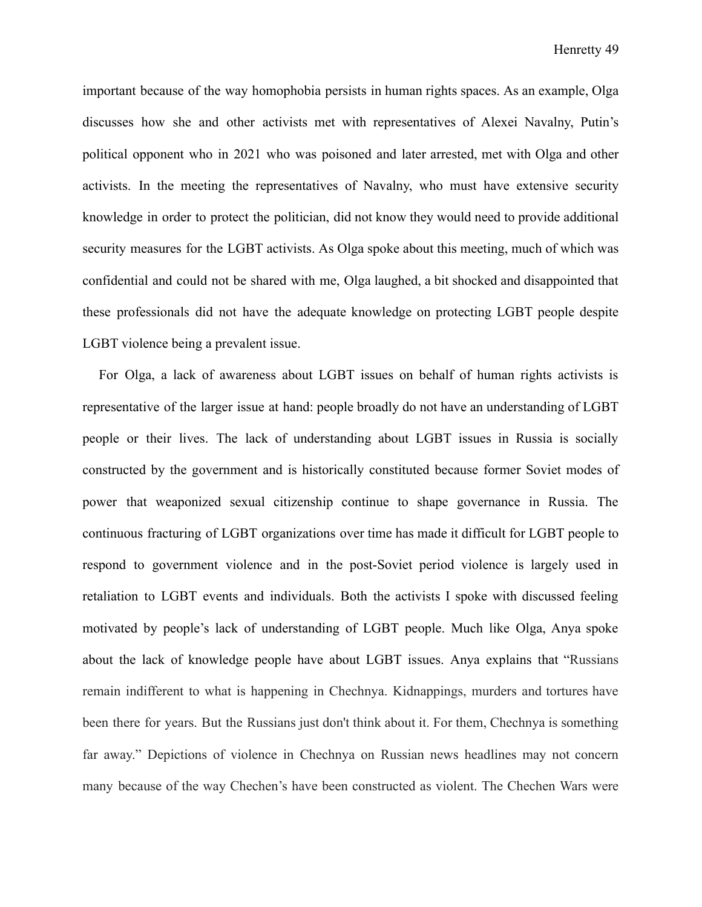important because of the way homophobia persists in human rights spaces. As an example, Olga discusses how she and other activists met with representatives of Alexei Navalny, Putin's political opponent who in 2021 who was poisoned and later arrested, met with Olga and other activists. In the meeting the representatives of Navalny, who must have extensive security knowledge in order to protect the politician, did not know they would need to provide additional security measures for the LGBT activists. As Olga spoke about this meeting, much of which was confidential and could not be shared with me, Olga laughed, a bit shocked and disappointed that these professionals did not have the adequate knowledge on protecting LGBT people despite LGBT violence being a prevalent issue.

For Olga, a lack of awareness about LGBT issues on behalf of human rights activists is representative of the larger issue at hand: people broadly do not have an understanding of LGBT people or their lives. The lack of understanding about LGBT issues in Russia is socially constructed by the government and is historically constituted because former Soviet modes of power that weaponized sexual citizenship continue to shape governance in Russia. The continuous fracturing of LGBT organizations over time has made it difficult for LGBT people to respond to government violence and in the post-Soviet period violence is largely used in retaliation to LGBT events and individuals. Both the activists I spoke with discussed feeling motivated by people's lack of understanding of LGBT people. Much like Olga, Anya spoke about the lack of knowledge people have about LGBT issues. Anya explains that "Russians remain indifferent to what is happening in Chechnya. Kidnappings, murders and tortures have been there for years. But the Russians just don't think about it. For them, Chechnya is something far away." Depictions of violence in Chechnya on Russian news headlines may not concern many because of the way Chechen's have been constructed as violent. The Chechen Wars were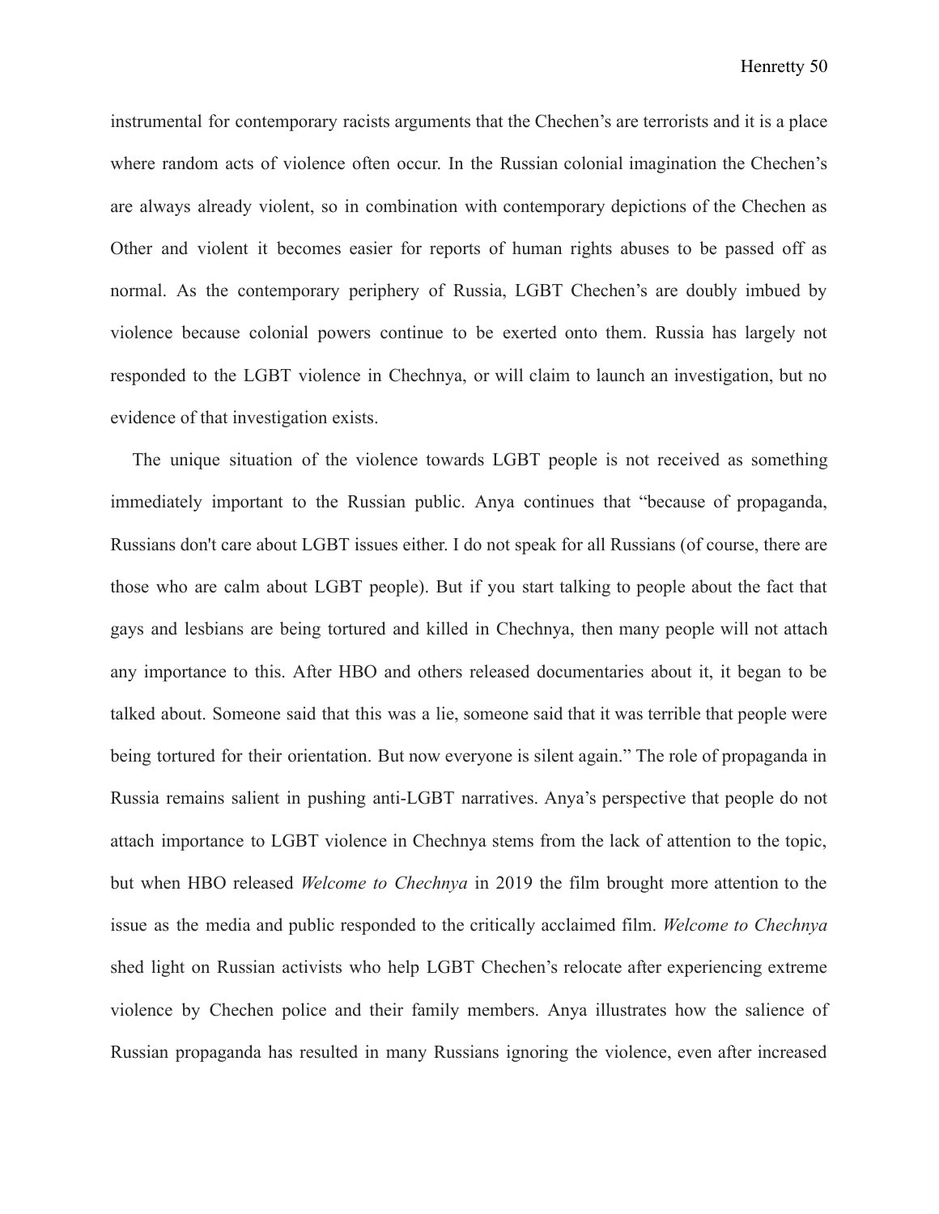instrumental for contemporary racists arguments that the Chechen's are terrorists and it is a place where random acts of violence often occur. In the Russian colonial imagination the Chechen's are always already violent, so in combination with contemporary depictions of the Chechen as Other and violent it becomes easier for reports of human rights abuses to be passed off as normal. As the contemporary periphery of Russia, LGBT Chechen's are doubly imbued by violence because colonial powers continue to be exerted onto them. Russia has largely not responded to the LGBT violence in Chechnya, or will claim to launch an investigation, but no evidence of that investigation exists.

The unique situation of the violence towards LGBT people is not received as something immediately important to the Russian public. Anya continues that "because of propaganda, Russians don't care about LGBT issues either. I do not speak for all Russians (of course, there are those who are calm about LGBT people). But if you start talking to people about the fact that gays and lesbians are being tortured and killed in Chechnya, then many people will not attach any importance to this. After HBO and others released documentaries about it, it began to be talked about. Someone said that this was a lie, someone said that it was terrible that people were being tortured for their orientation. But now everyone is silent again." The role of propaganda in Russia remains salient in pushing anti-LGBT narratives. Anya's perspective that people do not attach importance to LGBT violence in Chechnya stems from the lack of attention to the topic, but when HBO released *Welcome to Chechnya* in 2019 the film brought more attention to the issue as the media and public responded to the critically acclaimed film. *Welcome to Chechnya* shed light on Russian activists who help LGBT Chechen's relocate after experiencing extreme violence by Chechen police and their family members. Anya illustrates how the salience of Russian propaganda has resulted in many Russians ignoring the violence, even after increased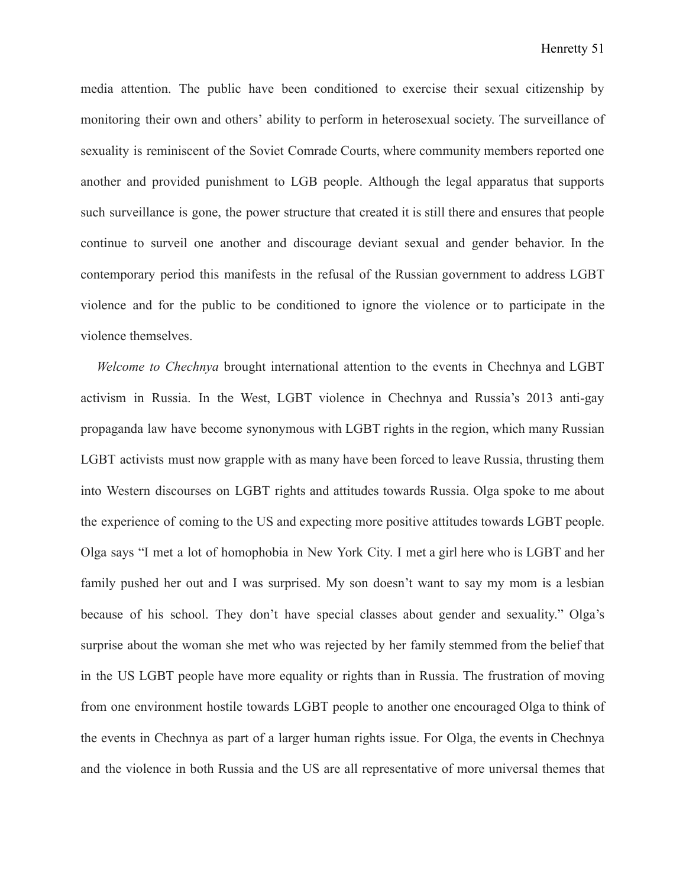media attention. The public have been conditioned to exercise their sexual citizenship by monitoring their own and others' ability to perform in heterosexual society. The surveillance of sexuality is reminiscent of the Soviet Comrade Courts, where community members reported one another and provided punishment to LGB people. Although the legal apparatus that supports such surveillance is gone, the power structure that created it is still there and ensures that people continue to surveil one another and discourage deviant sexual and gender behavior. In the contemporary period this manifests in the refusal of the Russian government to address LGBT violence and for the public to be conditioned to ignore the violence or to participate in the violence themselves.

*Welcome to Chechnya* brought international attention to the events in Chechnya and LGBT activism in Russia. In the West, LGBT violence in Chechnya and Russia's 2013 anti-gay propaganda law have become synonymous with LGBT rights in the region, which many Russian LGBT activists must now grapple with as many have been forced to leave Russia, thrusting them into Western discourses on LGBT rights and attitudes towards Russia. Olga spoke to me about the experience of coming to the US and expecting more positive attitudes towards LGBT people. Olga says "I met a lot of homophobia in New York City. I met a girl here who is LGBT and her family pushed her out and I was surprised. My son doesn't want to say my mom is a lesbian because of his school. They don't have special classes about gender and sexuality." Olga's surprise about the woman she met who was rejected by her family stemmed from the belief that in the US LGBT people have more equality or rights than in Russia. The frustration of moving from one environment hostile towards LGBT people to another one encouraged Olga to think of the events in Chechnya as part of a larger human rights issue. For Olga, the events in Chechnya and the violence in both Russia and the US are all representative of more universal themes that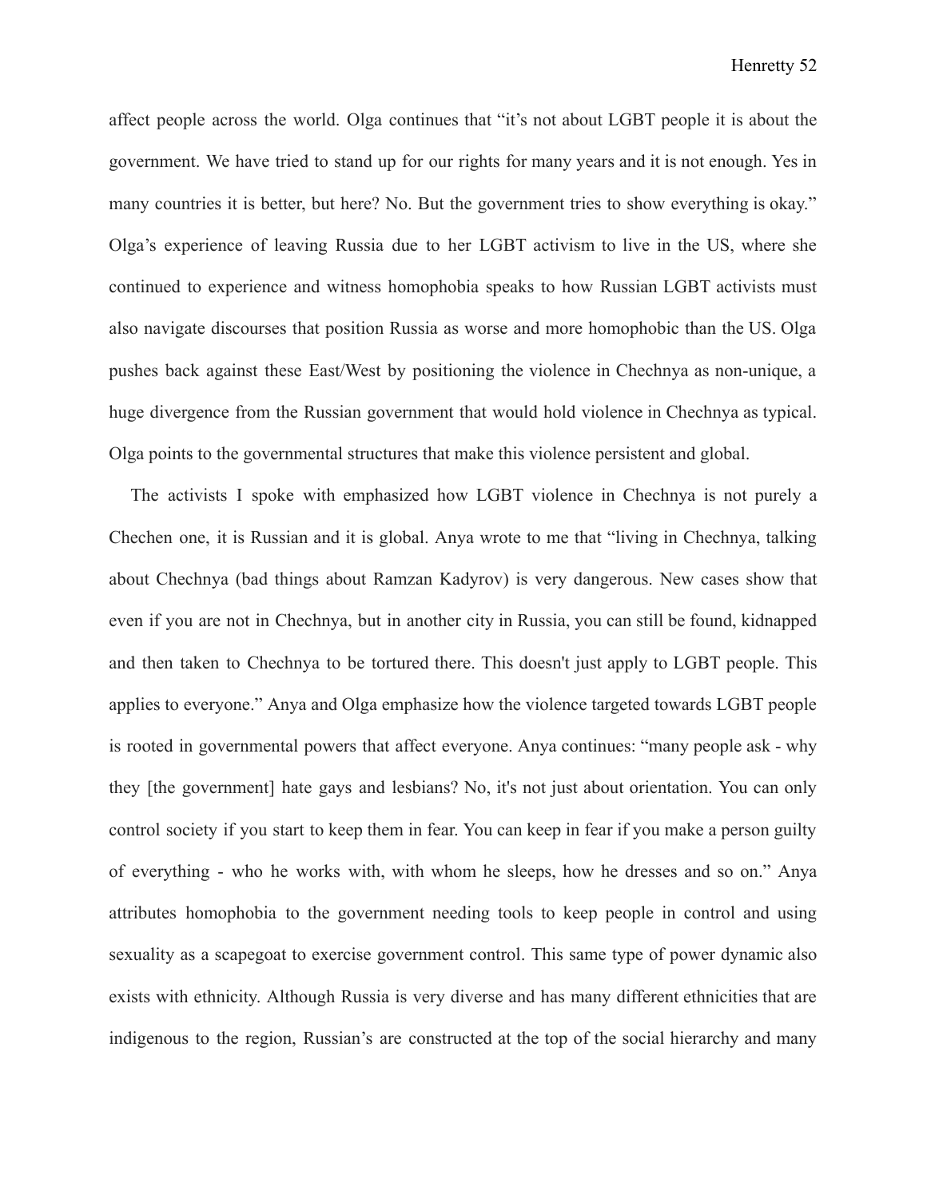affect people across the world. Olga continues that "it's not about LGBT people it is about the government. We have tried to stand up for our rights for many years and it is not enough. Yes in many countries it is better, but here? No. But the government tries to show everything is okay." Olga's experience of leaving Russia due to her LGBT activism to live in the US, where she continued to experience and witness homophobia speaks to how Russian LGBT activists must also navigate discourses that position Russia as worse and more homophobic than the US. Olga pushes back against these East/West by positioning the violence in Chechnya as non-unique, a huge divergence from the Russian government that would hold violence in Chechnya as typical. Olga points to the governmental structures that make this violence persistent and global.

The activists I spoke with emphasized how LGBT violence in Chechnya is not purely a Chechen one, it is Russian and it is global. Anya wrote to me that "living in Chechnya, talking about Chechnya (bad things about Ramzan Kadyrov) is very dangerous. New cases show that even if you are not in Chechnya, but in another city in Russia, you can still be found, kidnapped and then taken to Chechnya to be tortured there. This doesn't just apply to LGBT people. This applies to everyone." Anya and Olga emphasize how the violence targeted towards LGBT people is rooted in governmental powers that affect everyone. Anya continues: "many people ask - why they [the government] hate gays and lesbians? No, it's not just about orientation. You can only control society if you start to keep them in fear. You can keep in fear if you make a person guilty of everything - who he works with, with whom he sleeps, how he dresses and so on." Anya attributes homophobia to the government needing tools to keep people in control and using sexuality as a scapegoat to exercise government control. This same type of power dynamic also exists with ethnicity. Although Russia is very diverse and has many different ethnicities that are indigenous to the region, Russian's are constructed at the top of the social hierarchy and many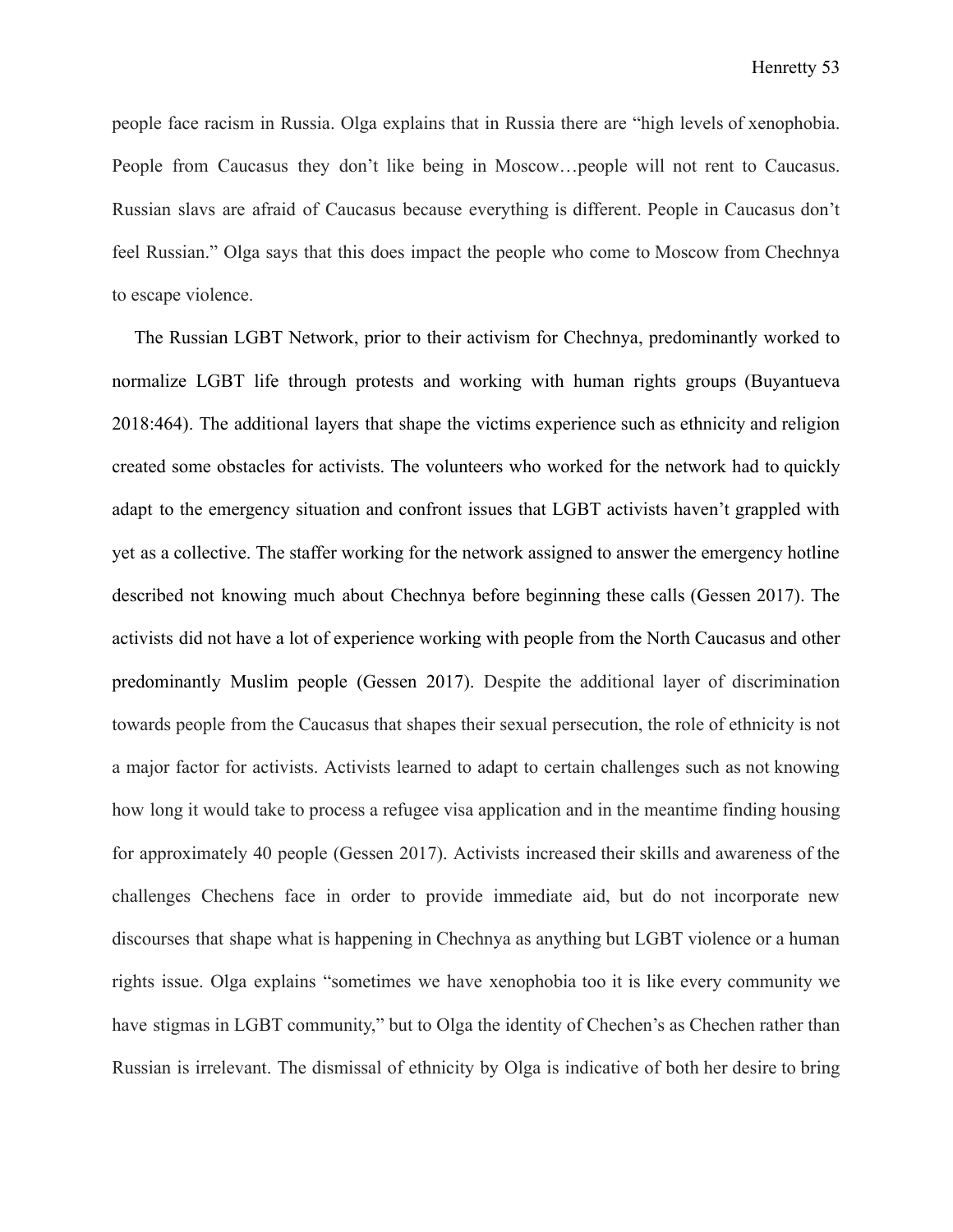people face racism in Russia. Olga explains that in Russia there are "high levels of xenophobia. People from Caucasus they don't like being in Moscow…people will not rent to Caucasus. Russian slavs are afraid of Caucasus because everything is different. People in Caucasus don't feel Russian." Olga says that this does impact the people who come to Moscow from Chechnya to escape violence.

The Russian LGBT Network, prior to their activism for Chechnya, predominantly worked to normalize LGBT life through protests and working with human rights groups (Buyantueva 2018:464). The additional layers that shape the victims experience such as ethnicity and religion created some obstacles for activists. The volunteers who worked for the network had to quickly adapt to the emergency situation and confront issues that LGBT activists haven't grappled with yet as a collective. The staffer working for the network assigned to answer the emergency hotline described not knowing much about Chechnya before beginning these calls (Gessen 2017). The activists did not have a lot of experience working with people from the North Caucasus and other predominantly Muslim people (Gessen 2017). Despite the additional layer of discrimination towards people from the Caucasus that shapes their sexual persecution, the role of ethnicity is not a major factor for activists. Activists learned to adapt to certain challenges such as not knowing how long it would take to process a refugee visa application and in the meantime finding housing for approximately 40 people (Gessen 2017). Activists increased their skills and awareness of the challenges Chechens face in order to provide immediate aid, but do not incorporate new discourses that shape what is happening in Chechnya as anything but LGBT violence or a human rights issue. Olga explains "sometimes we have xenophobia too it is like every community we have stigmas in LGBT community," but to Olga the identity of Chechen's as Chechen rather than Russian is irrelevant. The dismissal of ethnicity by Olga is indicative of both her desire to bring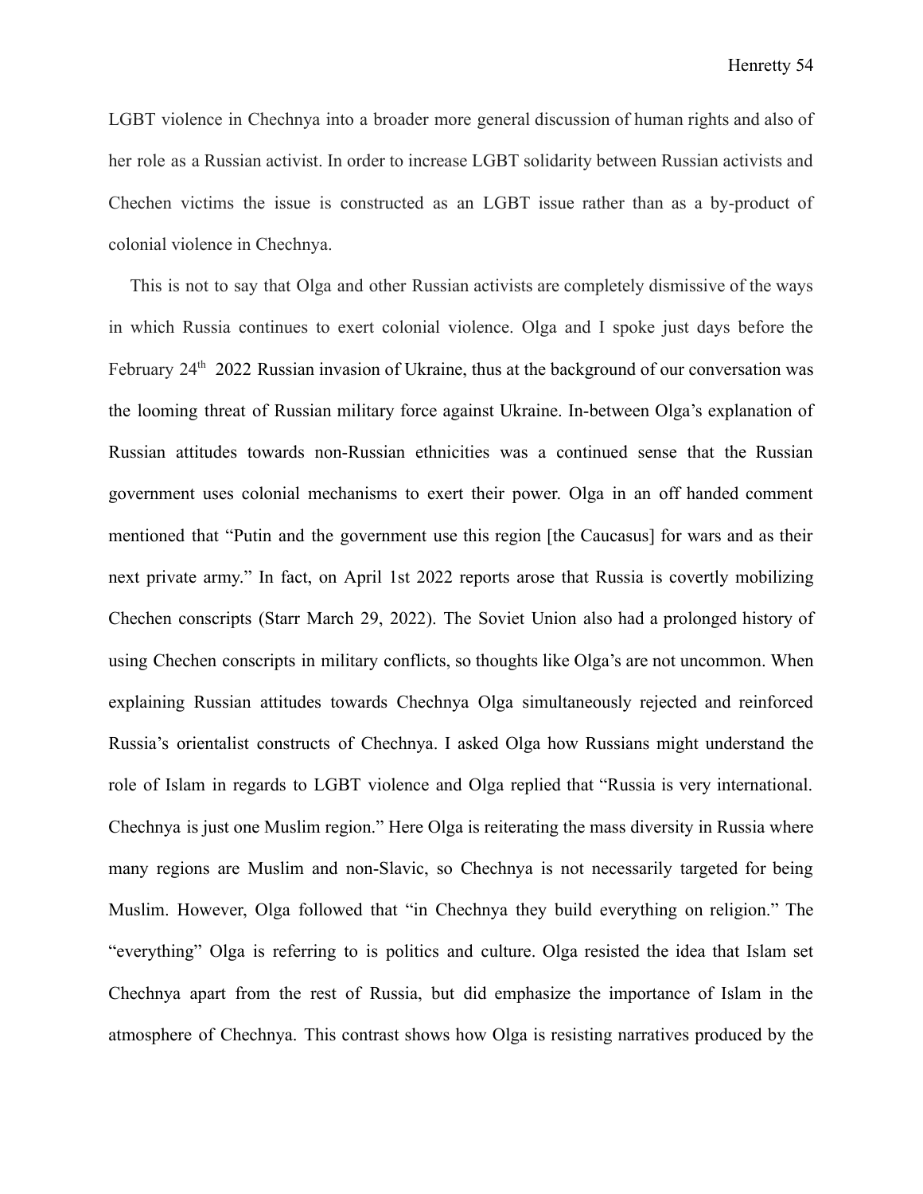LGBT violence in Chechnya into a broader more general discussion of human rights and also of her role as a Russian activist. In order to increase LGBT solidarity between Russian activists and Chechen victims the issue is constructed as an LGBT issue rather than as a by-product of colonial violence in Chechnya.

This is not to say that Olga and other Russian activists are completely dismissive of the ways in which Russia continues to exert colonial violence. Olga and I spoke just days before the February 24th 2022 Russian invasion of Ukraine, thus at the background of our conversation was the looming threat of Russian military force against Ukraine. In-between Olga's explanation of Russian attitudes towards non-Russian ethnicities was a continued sense that the Russian government uses colonial mechanisms to exert their power. Olga in an off handed comment mentioned that "Putin and the government use this region [the Caucasus] for wars and as their next private army." In fact, on April 1st 2022 reports arose that Russia is covertly mobilizing Chechen conscripts (Starr March 29, 2022). The Soviet Union also had a prolonged history of using Chechen conscripts in military conflicts, so thoughts like Olga's are not uncommon. When explaining Russian attitudes towards Chechnya Olga simultaneously rejected and reinforced Russia's orientalist constructs of Chechnya. I asked Olga how Russians might understand the role of Islam in regards to LGBT violence and Olga replied that "Russia is very international. Chechnya is just one Muslim region." Here Olga is reiterating the mass diversity in Russia where many regions are Muslim and non-Slavic, so Chechnya is not necessarily targeted for being Muslim. However, Olga followed that "in Chechnya they build everything on religion." The "everything" Olga is referring to is politics and culture. Olga resisted the idea that Islam set Chechnya apart from the rest of Russia, but did emphasize the importance of Islam in the atmosphere of Chechnya. This contrast shows how Olga is resisting narratives produced by the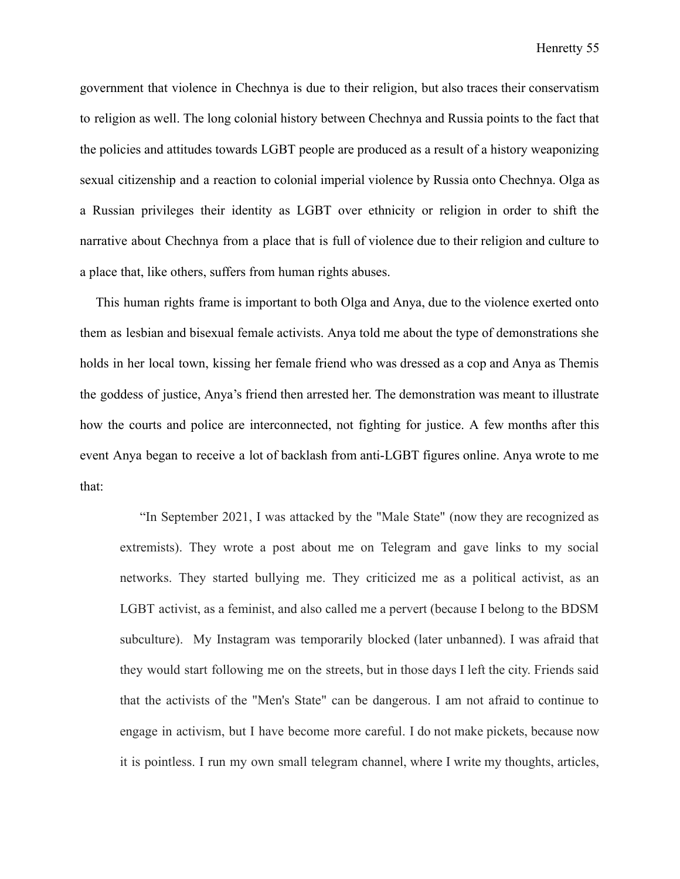government that violence in Chechnya is due to their religion, but also traces their conservatism to religion as well. The long colonial history between Chechnya and Russia points to the fact that the policies and attitudes towards LGBT people are produced as a result of a history weaponizing sexual citizenship and a reaction to colonial imperial violence by Russia onto Chechnya. Olga as a Russian privileges their identity as LGBT over ethnicity or religion in order to shift the narrative about Chechnya from a place that is full of violence due to their religion and culture to a place that, like others, suffers from human rights abuses.

This human rights frame is important to both Olga and Anya, due to the violence exerted onto them as lesbian and bisexual female activists. Anya told me about the type of demonstrations she holds in her local town, kissing her female friend who was dressed as a cop and Anya as Themis the goddess of justice, Anya's friend then arrested her. The demonstration was meant to illustrate how the courts and police are interconnected, not fighting for justice. A few months after this event Anya began to receive a lot of backlash from anti-LGBT figures online. Anya wrote to me that:

> "In September 2021, I was attacked by the "Male State" (now they are recognized as extremists). They wrote a post about me on Telegram and gave links to my social networks. They started bullying me. They criticized me as a political activist, as an LGBT activist, as a feminist, and also called me a pervert (because I belong to the BDSM subculture). My Instagram was temporarily blocked (later unbanned). I was afraid that they would start following me on the streets, but in those days I left the city. Friends said that the activists of the "Men's State" can be dangerous. I am not afraid to continue to engage in activism, but I have become more careful. I do not make pickets, because now it is pointless. I run my own small telegram channel, where I write my thoughts, articles,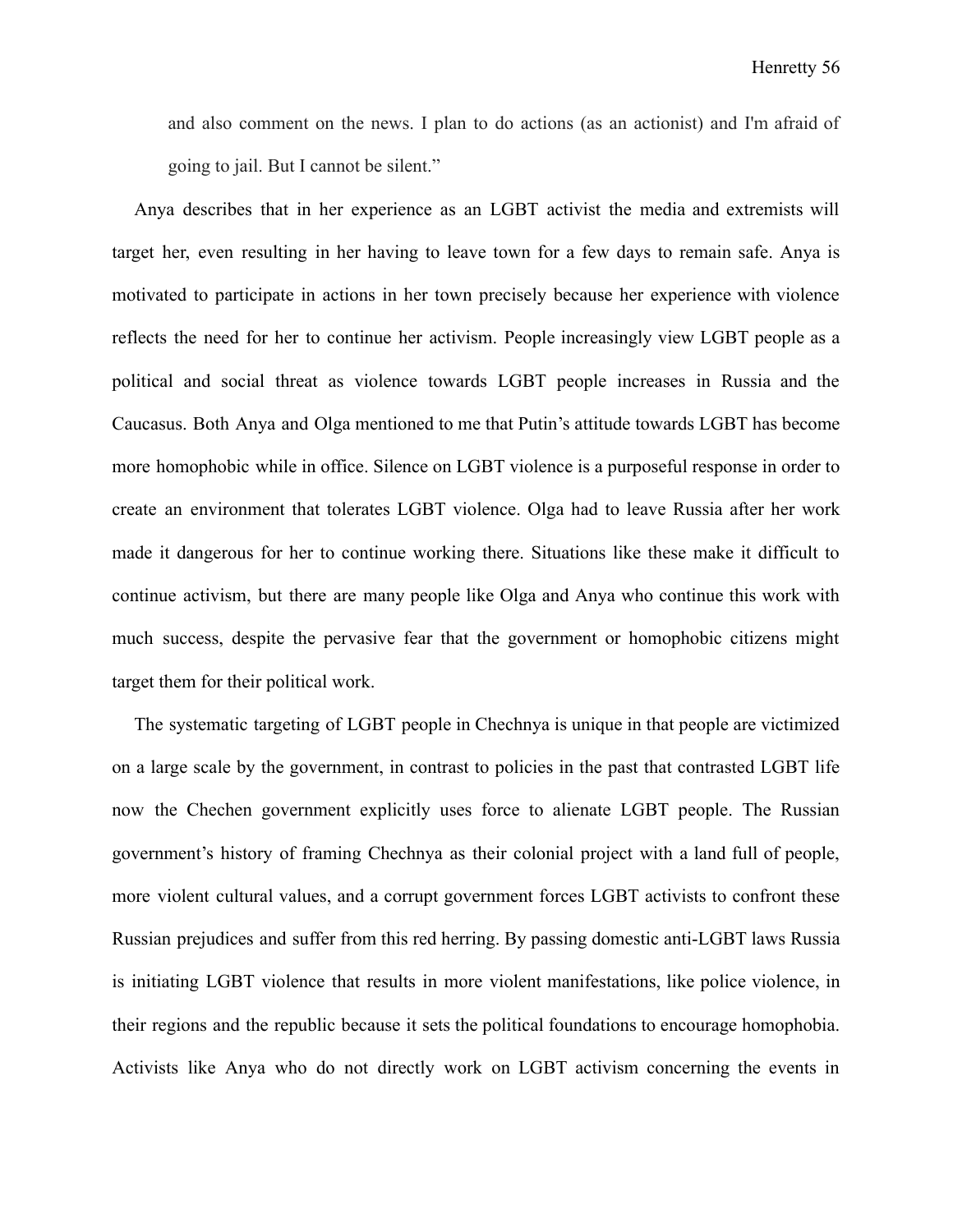> and also comment on the news. I plan to do actions (as an actionist) and I'm afraid of going to jail. But I cannot be silent."

Anya describes that in her experience as an LGBT activist the media and extremists will target her, even resulting in her having to leave town for a few days to remain safe. Anya is motivated to participate in actions in her town precisely because her experience with violence reflects the need for her to continue her activism. People increasingly view LGBT people as a political and social threat as violence towards LGBT people increases in Russia and the Caucasus. Both Anya and Olga mentioned to me that Putin's attitude towards LGBT has become more homophobic while in office. Silence on LGBT violence is a purposeful response in order to create an environment that tolerates LGBT violence. Olga had to leave Russia after her work made it dangerous for her to continue working there. Situations like these make it difficult to continue activism, but there are many people like Olga and Anya who continue this work with much success, despite the pervasive fear that the government or homophobic citizens might target them for their political work.

The systematic targeting of LGBT people in Chechnya is unique in that people are victimized on a large scale by the government, in contrast to policies in the past that contrasted LGBT life now the Chechen government explicitly uses force to alienate LGBT people. The Russian government's history of framing Chechnya as their colonial project with a land full of people, more violent cultural values, and a corrupt government forces LGBT activists to confront these Russian prejudices and suffer from this red herring. By passing domestic anti-LGBT laws Russia is initiating LGBT violence that results in more violent manifestations, like police violence, in their regions and the republic because it sets the political foundations to encourage homophobia. Activists like Anya who do not directly work on LGBT activism concerning the events in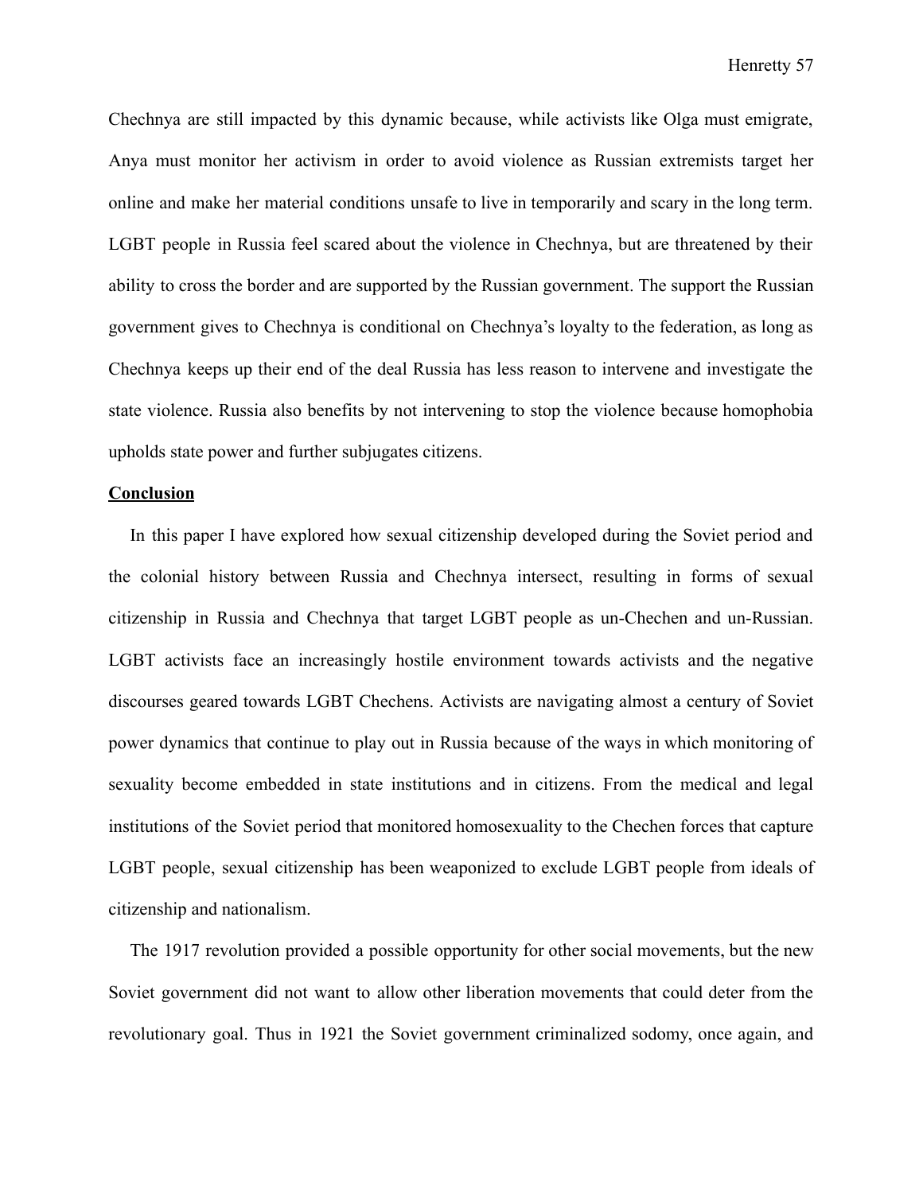Chechnya are still impacted by this dynamic because, while activists like Olga must emigrate, Anya must monitor her activism in order to avoid violence as Russian extremists target her online and make her material conditions unsafe to live in temporarily and scary in the long term. LGBT people in Russia feel scared about the violence in Chechnya, but are threatened by their ability to cross the border and are supported by the Russian government. The support the Russian government gives to Chechnya is conditional on Chechnya's loyalty to the federation, as long as Chechnya keeps up their end of the deal Russia has less reason to intervene and investigate the state violence. Russia also benefits by not intervening to stop the violence because homophobia upholds state power and further subjugates citizens.

## Conclusion

In this paper I have explored how sexual citizenship developed during the Soviet period and the colonial history between Russia and Chechnya intersect, resulting in forms of sexual citizenship in Russia and Chechnya that target LGBT people as un-Chechen and un-Russian. LGBT activists face an increasingly hostile environment towards activists and the negative discourses geared towards LGBT Chechens. Activists are navigating almost a century of Soviet power dynamics that continue to play out in Russia because of the ways in which monitoring of sexuality become embedded in state institutions and in citizens. From the medical and legal institutions of the Soviet period that monitored homosexuality to the Chechen forces that capture LGBT people, sexual citizenship has been weaponized to exclude LGBT people from ideals of citizenship and nationalism.

The 1917 revolution provided a possible opportunity for other social movements, but the new Soviet government did not want to allow other liberation movements that could deter from the revolutionary goal. Thus in 1921 the Soviet government criminalized sodomy, once again, and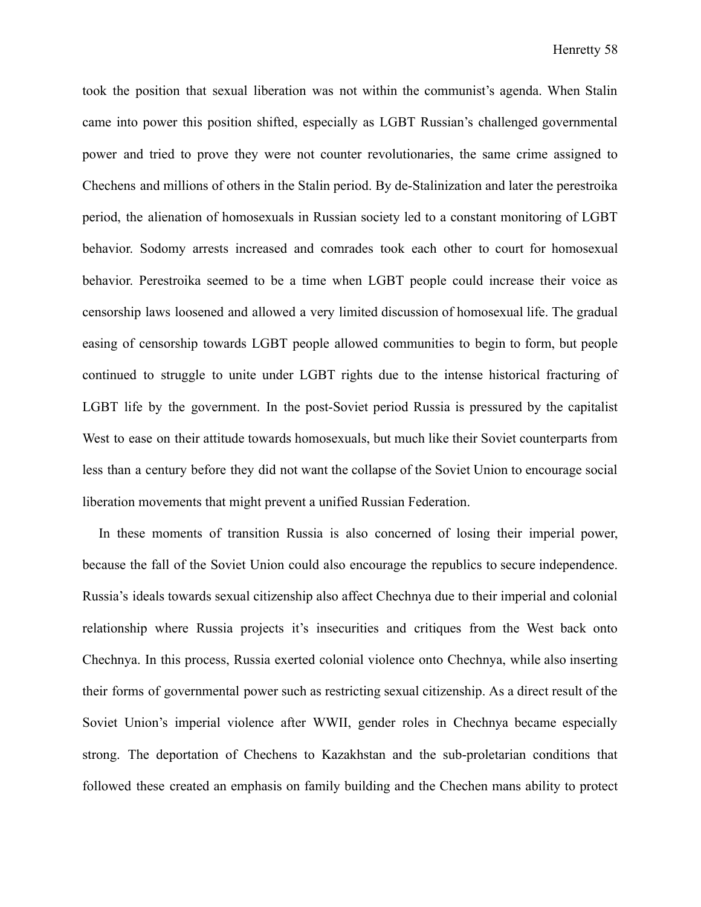took the position that sexual liberation was not within the communist's agenda. When Stalin came into power this position shifted, especially as LGBT Russian's challenged governmental power and tried to prove they were not counter revolutionaries, the same crime assigned to Chechens and millions of others in the Stalin period. By de-Stalinization and later the perestroika period, the alienation of homosexuals in Russian society led to a constant monitoring of LGBT behavior. Sodomy arrests increased and comrades took each other to court for homosexual behavior. Perestroika seemed to be a time when LGBT people could increase their voice as censorship laws loosened and allowed a very limited discussion of homosexual life. The gradual easing of censorship towards LGBT people allowed communities to begin to form, but people continued to struggle to unite under LGBT rights due to the intense historical fracturing of LGBT life by the government. In the post-Soviet period Russia is pressured by the capitalist West to ease on their attitude towards homosexuals, but much like their Soviet counterparts from less than a century before they did not want the collapse of the Soviet Union to encourage social liberation movements that might prevent a unified Russian Federation.

In these moments of transition Russia is also concerned of losing their imperial power, because the fall of the Soviet Union could also encourage the republics to secure independence. Russia's ideals towards sexual citizenship also affect Chechnya due to their imperial and colonial relationship where Russia projects it's insecurities and critiques from the West back onto Chechnya. In this process, Russia exerted colonial violence onto Chechnya, while also inserting their forms of governmental power such as restricting sexual citizenship. As a direct result of the Soviet Union's imperial violence after WWII, gender roles in Chechnya became especially strong. The deportation of Chechens to Kazakhstan and the sub-proletarian conditions that followed these created an emphasis on family building and the Chechen mans ability to protect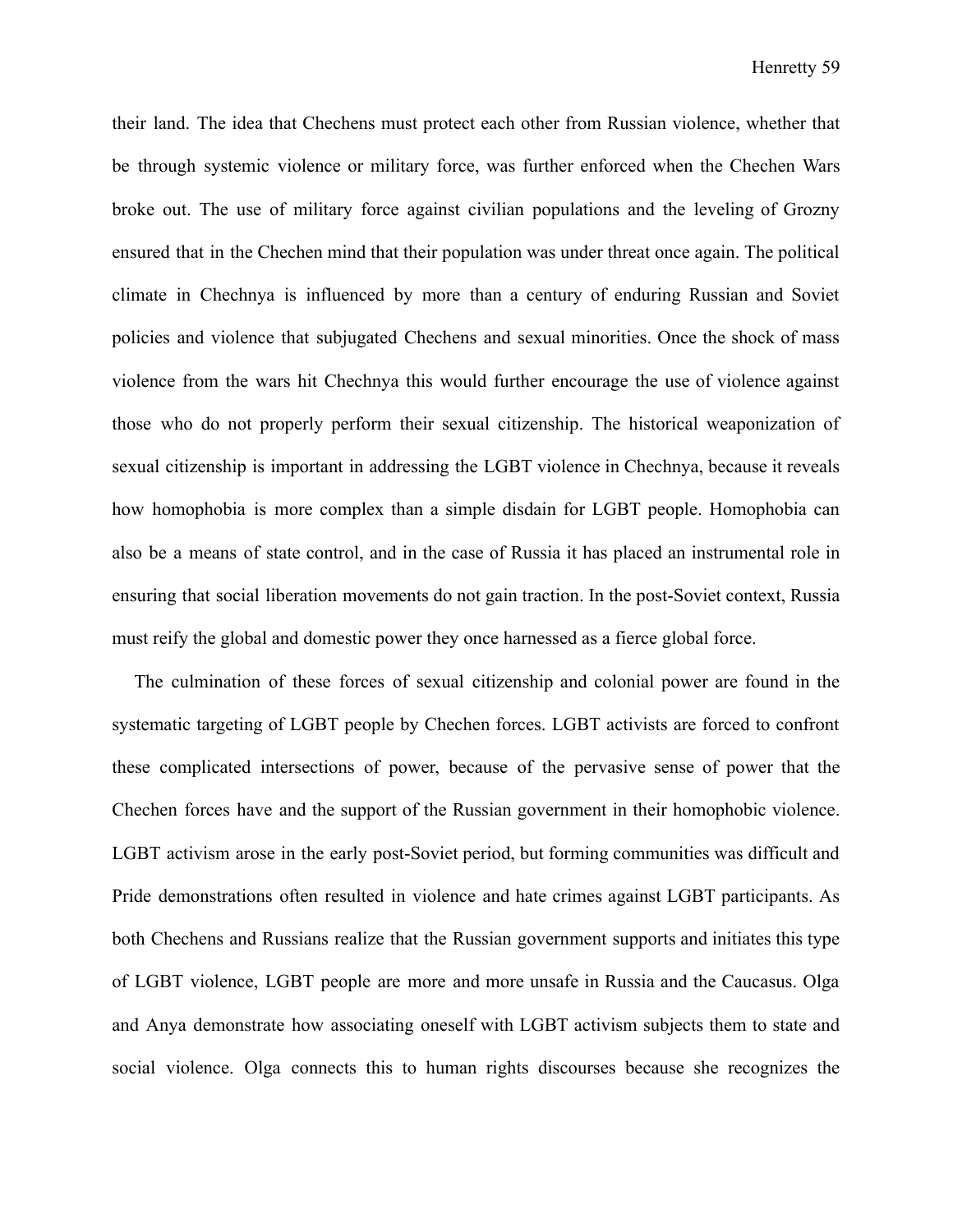their land. The idea that Chechens must protect each other from Russian violence, whether that be through systemic violence or military force, was further enforced when the Chechen Wars broke out. The use of military force against civilian populations and the leveling of Grozny ensured that in the Chechen mind that their population was under threat once again. The political climate in Chechnya is influenced by more than a century of enduring Russian and Soviet policies and violence that subjugated Chechens and sexual minorities. Once the shock of mass violence from the wars hit Chechnya this would further encourage the use of violence against those who do not properly perform their sexual citizenship. The historical weaponization of sexual citizenship is important in addressing the LGBT violence in Chechnya, because it reveals how homophobia is more complex than a simple disdain for LGBT people. Homophobia can also be a means of state control, and in the case of Russia it has placed an instrumental role in ensuring that social liberation movements do not gain traction. In the post-Soviet context, Russia must reify the global and domestic power they once harnessed as a fierce global force.

The culmination of these forces of sexual citizenship and colonial power are found in the systematic targeting of LGBT people by Chechen forces. LGBT activists are forced to confront these complicated intersections of power, because of the pervasive sense of power that the Chechen forces have and the support of the Russian government in their homophobic violence. LGBT activism arose in the early post-Soviet period, but forming communities was difficult and Pride demonstrations often resulted in violence and hate crimes against LGBT participants. As both Chechens and Russians realize that the Russian government supports and initiates this type of LGBT violence, LGBT people are more and more unsafe in Russia and the Caucasus. Olga and Anya demonstrate how associating oneself with LGBT activism subjects them to state and social violence. Olga connects this to human rights discourses because she recognizes the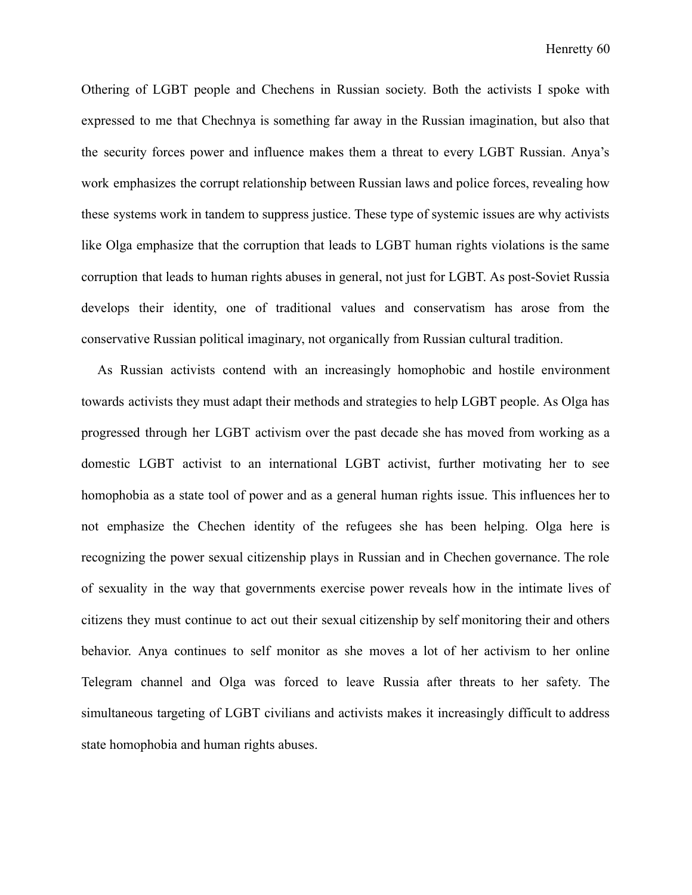Othering of LGBT people and Chechens in Russian society. Both the activists I spoke with expressed to me that Chechnya is something far away in the Russian imagination, but also that the security forces power and influence makes them a threat to every LGBT Russian. Anya's work emphasizes the corrupt relationship between Russian laws and police forces, revealing how these systems work in tandem to suppress justice. These type of systemic issues are why activists like Olga emphasize that the corruption that leads to LGBT human rights violations is the same corruption that leads to human rights abuses in general, not just for LGBT. As post-Soviet Russia develops their identity, one of traditional values and conservatism has arose from the conservative Russian political imaginary, not organically from Russian cultural tradition.

As Russian activists contend with an increasingly homophobic and hostile environment towards activists they must adapt their methods and strategies to help LGBT people. As Olga has progressed through her LGBT activism over the past decade she has moved from working as a domestic LGBT activist to an international LGBT activist, further motivating her to see homophobia as a state tool of power and as a general human rights issue. This influences her to not emphasize the Chechen identity of the refugees she has been helping. Olga here is recognizing the power sexual citizenship plays in Russian and in Chechen governance. The role of sexuality in the way that governments exercise power reveals how in the intimate lives of citizens they must continue to act out their sexual citizenship by self monitoring their and others behavior. Anya continues to self monitor as she moves a lot of her activism to her online Telegram channel and Olga was forced to leave Russia after threats to her safety. The simultaneous targeting of LGBT civilians and activists makes it increasingly difficult to address state homophobia and human rights abuses.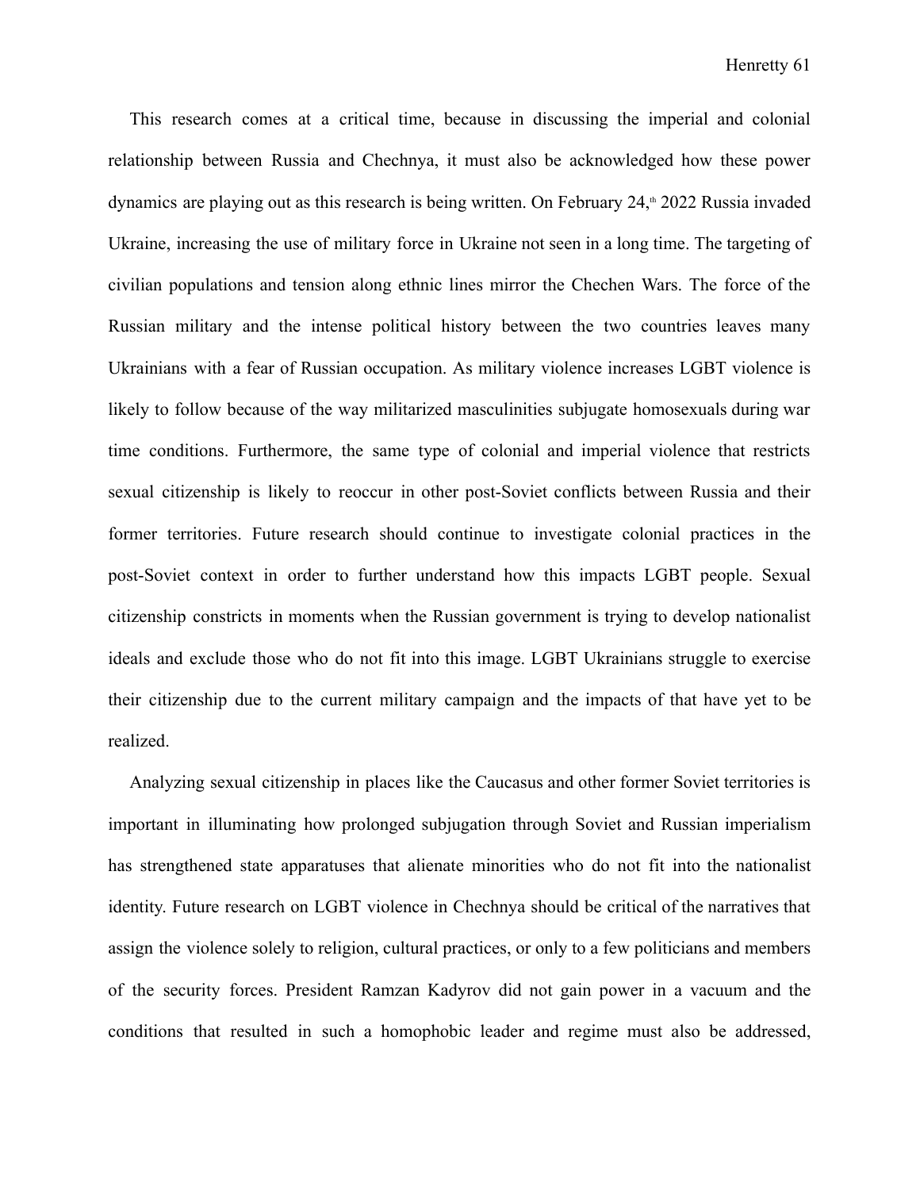This research comes at a critical time, because in discussing the imperial and colonial relationship between Russia and Chechnya, it must also be acknowledged how these power dynamics are playing out as this research is being written. On February 24,th 2022 Russia invaded Ukraine, increasing the use of military force in Ukraine not seen in a long time. The targeting of civilian populations and tension along ethnic lines mirror the Chechen Wars. The force of the Russian military and the intense political history between the two countries leaves many Ukrainians with a fear of Russian occupation. As military violence increases LGBT violence is likely to follow because of the way militarized masculinities subjugate homosexuals during war time conditions. Furthermore, the same type of colonial and imperial violence that restricts sexual citizenship is likely to reoccur in other post-Soviet conflicts between Russia and their former territories. Future research should continue to investigate colonial practices in the post-Soviet context in order to further understand how this impacts LGBT people. Sexual citizenship constricts in moments when the Russian government is trying to develop nationalist ideals and exclude those who do not fit into this image. LGBT Ukrainians struggle to exercise their citizenship due to the current military campaign and the impacts of that have yet to be realized.

Analyzing sexual citizenship in places like the Caucasus and other former Soviet territories is important in illuminating how prolonged subjugation through Soviet and Russian imperialism has strengthened state apparatuses that alienate minorities who do not fit into the nationalist identity. Future research on LGBT violence in Chechnya should be critical of the narratives that assign the violence solely to religion, cultural practices, or only to a few politicians and members of the security forces. President Ramzan Kadyrov did not gain power in a vacuum and the conditions that resulted in such a homophobic leader and regime must also be addressed,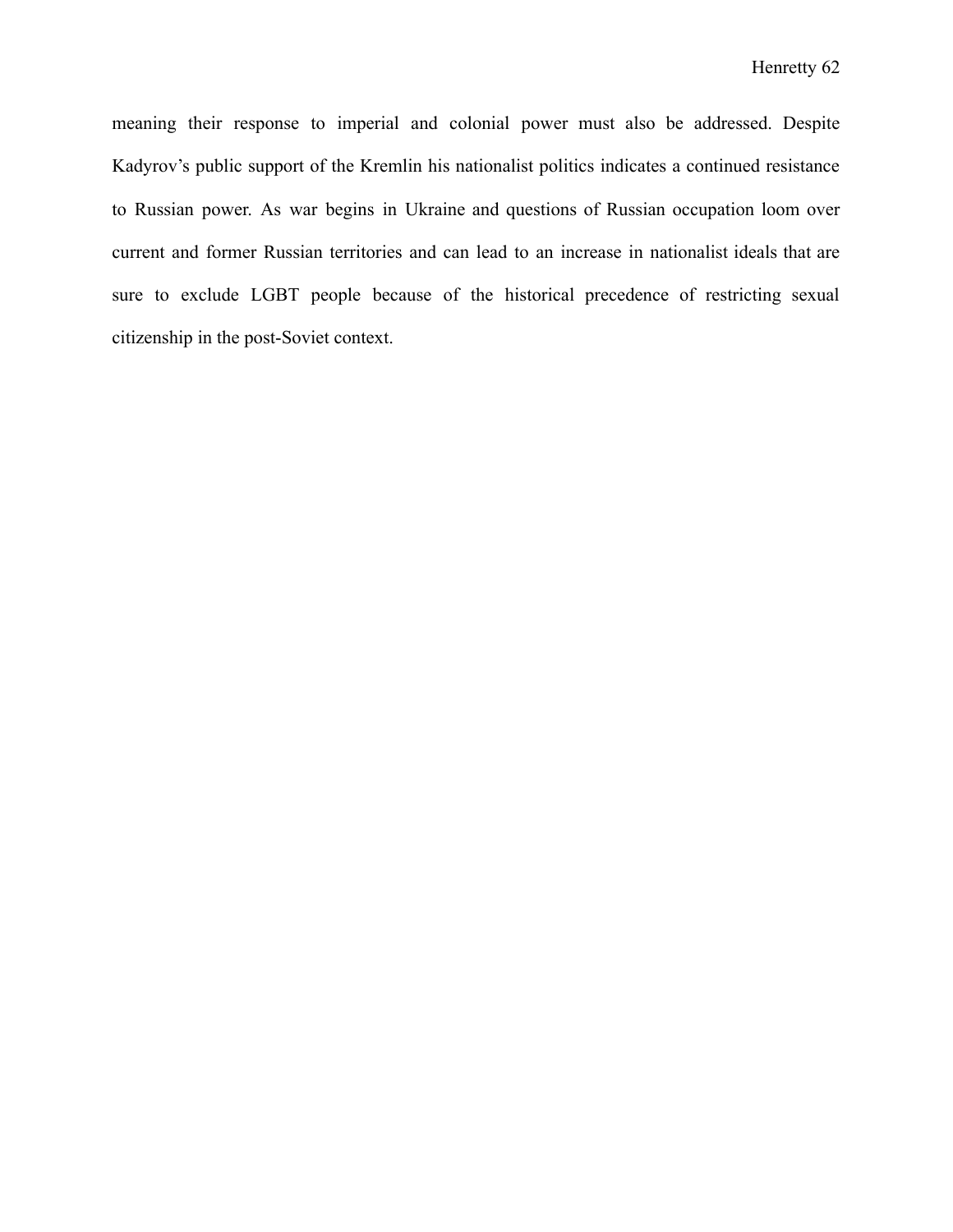meaning their response to imperial and colonial power must also be addressed. Despite Kadyrov's public support of the Kremlin his nationalist politics indicates a continued resistance to Russian power. As war begins in Ukraine and questions of Russian occupation loom over current and former Russian territories and can lead to an increase in nationalist ideals that are sure to exclude LGBT people because of the historical precedence of restricting sexual citizenship in the post-Soviet context.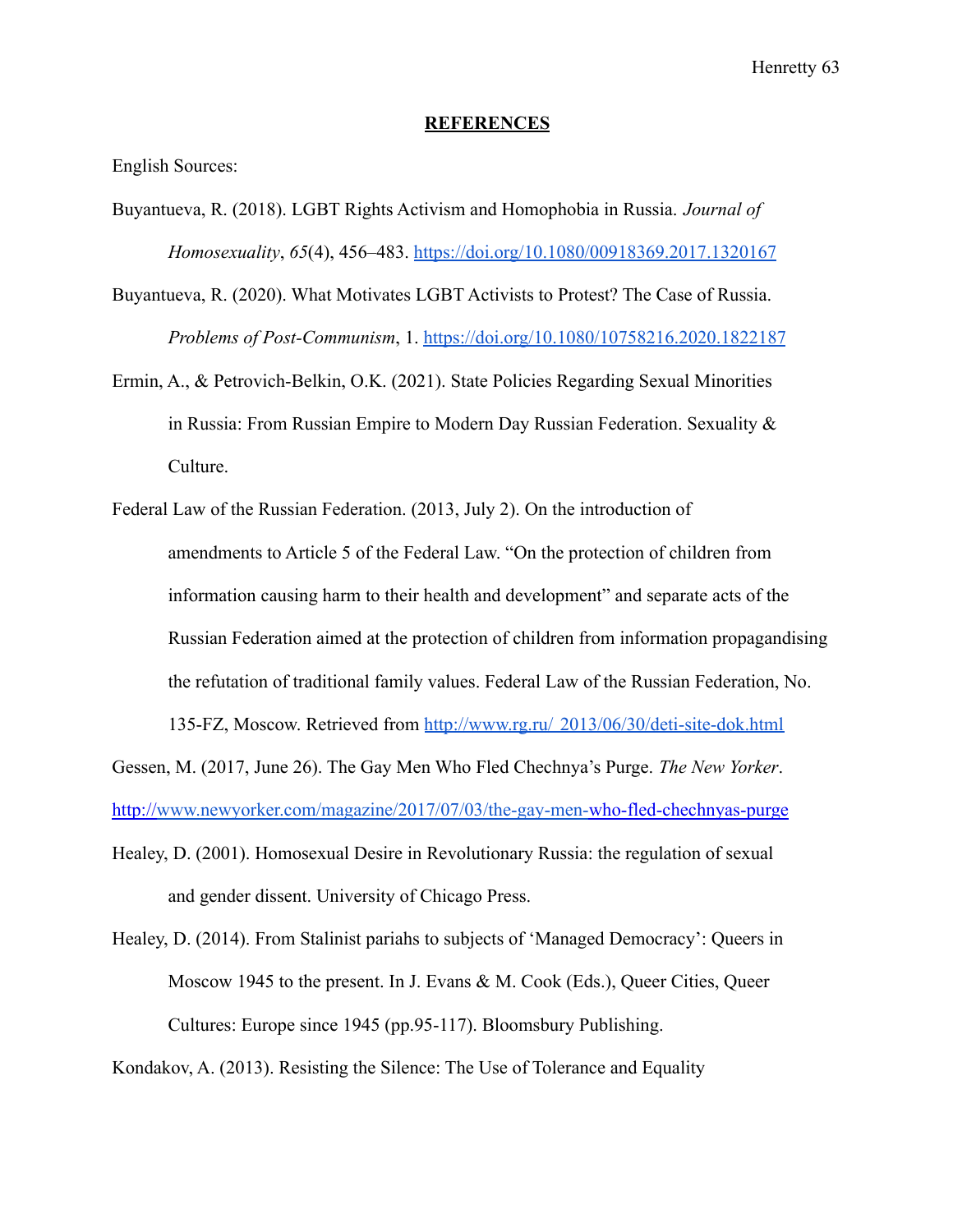# REFERENCES

English Sources:

Buyantueva, R. (2018). LGBT Rights Activism and Homophobia in Russia. *Journal of Homosexuality*, *65*(4), 456–483. https://doi.org/10.1080/00918369.2017.1320167

Buyantueva, R. (2020). What Motivates LGBT Activists to Protest? The Case of Russia. *Problems of Post-Communism*, 1. https://doi.org/10.1080/10758216.2020.1822187

Ermin, A., & Petrovich-Belkin, O.K. (2021). State Policies Regarding Sexual Minorities in Russia: From Russian Empire to Modern Day Russian Federation. Sexuality & Culture.

Federal Law of the Russian Federation. (2013, July 2). On the introduction of amendments to Article 5 of the Federal Law. "On the protection of children from information causing harm to their health and development" and separate acts of the Russian Federation aimed at the protection of children from information propagandising the refutation of traditional family values. Federal Law of the Russian Federation, No. 135-FZ, Moscow. Retrieved from http://www.rg.ru/ 2013/06/30/deti-site-dok.html

Gessen, M. (2017, June 26). The Gay Men Who Fled Chechnya's Purge. *The New Yorker*. http://www.newyorker.com/magazine/2017/07/03/the-gay-men-who-fled-chechnyas-purge

Healey, D. (2001). Homosexual Desire in Revolutionary Russia: the regulation of sexual and gender dissent. University of Chicago Press.

Healey, D. (2014). From Stalinist pariahs to subjects of 'Managed Democracy': Queers in Moscow 1945 to the present. In J. Evans & M. Cook (Eds.), Queer Cities, Queer Cultures: Europe since 1945 (pp.95-117). Bloomsbury Publishing.

Kondakov, A. (2013). Resisting the Silence: The Use of Tolerance and Equality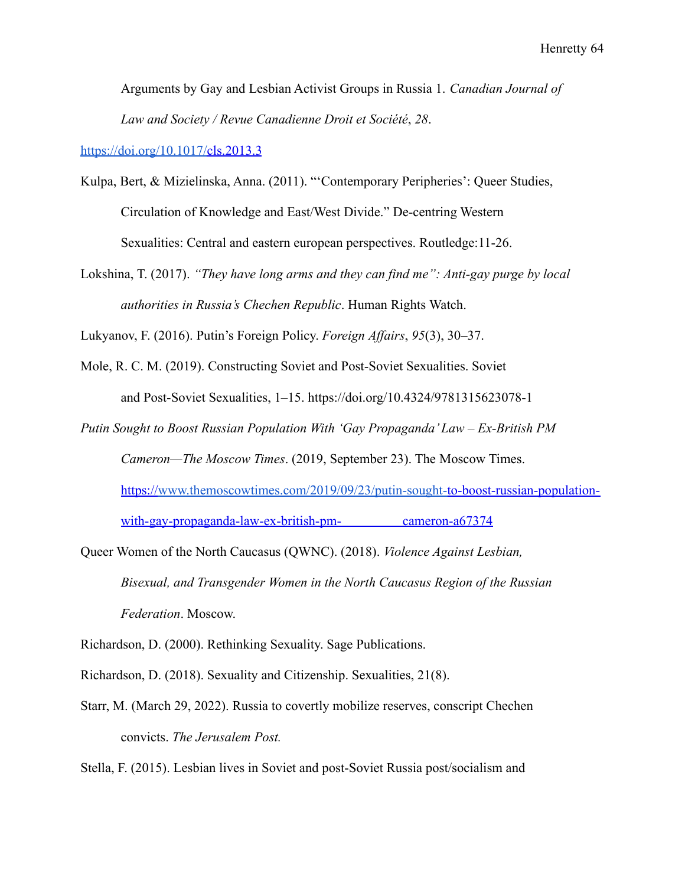Arguments by Gay and Lesbian Activist Groups in Russia 1. *Canadian Journal of Law and Society / Revue Canadienne Droit et Société*, *28*.

https://doi.org/10.1017/cls.2013.3

Kulpa, Bert, & Mizielinska, Anna. (2011). "'Contemporary Peripheries': Queer Studies, Circulation of Knowledge and East/West Divide." De-centring Western Sexualities: Central and eastern european perspectives. Routledge:11-26.

Lokshina, T. (2017). *"They have long arms and they can find me": Anti-gay purge by local authorities in Russia's Chechen Republic*. Human Rights Watch.

Lukyanov, F. (2016). Putin's Foreign Policy. *Foreign Affairs*, *95*(3), 30–37.

Mole, R. C. M. (2019). Constructing Soviet and Post-Soviet Sexualities. Soviet and Post-Soviet Sexualities, 1–15. https://doi.org/10.4324/9781315623078-1

*Putin Sought to Boost Russian Population With 'Gay Propaganda' Law – Ex-British PM Cameron—The Moscow Times*. (2019, September 23). The Moscow Times. https://www.themoscowtimes.com/2019/09/23/putin-sought-to-boost-russian-population-with-gay-propaganda-law-ex-british-pm- cameron-a67374

Queer Women of the North Caucasus (QWNC). (2018). *Violence Against Lesbian, Bisexual, and Transgender Women in the North Caucasus Region of the Russian Federation*. Moscow.

Richardson, D. (2000). Rethinking Sexuality. Sage Publications.

Richardson, D. (2018). Sexuality and Citizenship. Sexualities, 21(8).

Starr, M. (March 29, 2022). Russia to covertly mobilize reserves, conscript Chechen convicts. *The Jerusalem Post.*

Stella, F. (2015). Lesbian lives in Soviet and post-Soviet Russia post/socialism and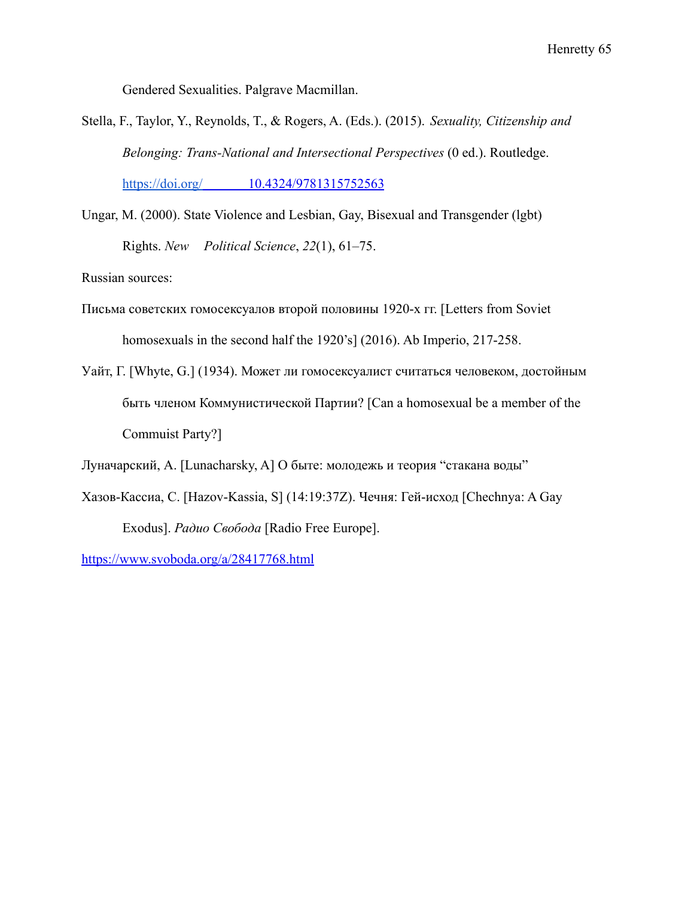Gendered Sexualities. Palgrave Macmillan.

Stella, F., Taylor, Y., Reynolds, T., & Rogers, A. (Eds.). (2015). *Sexuality, Citizenship and Belonging: Trans-National and Intersectional Perspectives* (0 ed.). Routledge. [https://doi.org/ 10.4324/9781315752563](https://doi.org/10.4324/9781315752563)

Ungar, M. (2000). State Violence and Lesbian, Gay, Bisexual and Transgender (lgbt) Rights. *New Political Science*, *22*(1), 61–75.

Russian sources:

Письма советских гомосексуалов второй половины 1920-х гг. [Letters from Soviet homosexuals in the second half the 1920's] (2016). Ab Imperio, 217-258.

Уайт, Г. [Whyte, G.] (1934). Может ли гомосексуалист считаться человеком, достойным быть членом Коммунистической Партии? [Can a homosexual be a member of the Commuist Party?]

Луначарский, А. [Lunacharsky, A] О быте: молодежь и теория "стакана воды"

Хазов-Кассиа, С. [Hazov-Kassia, S] (14:19:37Z). Чечня: Гей-исход [Chechnya: A Gay Exodus]. *Радио Свобода* [Radio Free Europe].

https://www.svoboda.org/a/28417768.html